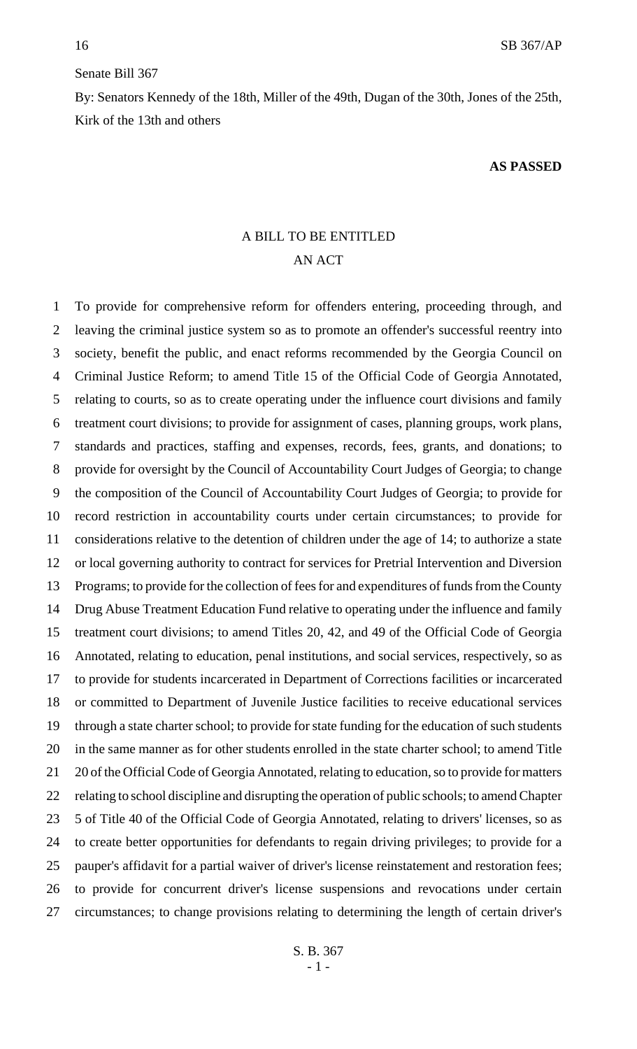Senate Bill 367

By: Senators Kennedy of the 18th, Miller of the 49th, Dugan of the 30th, Jones of the 25th, Kirk of the 13th and others

**AS PASSED**

A BILL TO BE ENTITLED

AN ACT

1 To provide for comprehensive reform for offenders entering, proceeding through, and
2 leaving the criminal justice system so as to promote an offender's successful reentry into
3 society, benefit the public, and enact reforms recommended by the Georgia Council on
4 Criminal Justice Reform; to amend Title 15 of the Official Code of Georgia Annotated,
5 relating to courts, so as to create operating under the influence court divisions and family
6 treatment court divisions; to provide for assignment of cases, planning groups, work plans,
7 standards and practices, staffing and expenses, records, fees, grants, and donations; to
8 provide for oversight by the Council of Accountability Court Judges of Georgia; to change
9 the composition of the Council of Accountability Court Judges of Georgia; to provide for
10 record restriction in accountability courts under certain circumstances; to provide for
11 considerations relative to the detention of children under the age of 14; to authorize a state
12 or local governing authority to contract for services for Pretrial Intervention and Diversion
13 Programs; to provide for the collection of fees for and expenditures of funds from the County
14 Drug Abuse Treatment Education Fund relative to operating under the influence and family
15 treatment court divisions; to amend Titles 20, 42, and 49 of the Official Code of Georgia
16 Annotated, relating to education, penal institutions, and social services, respectively, so as
17 to provide for students incarcerated in Department of Corrections facilities or incarcerated
18 or committed to Department of Juvenile Justice facilities to receive educational services
19 through a state charter school; to provide for state funding for the education of such students
20 in the same manner as for other students enrolled in the state charter school; to amend Title
21 20 of the Official Code of Georgia Annotated, relating to education, so to provide for matters
22 relating to school discipline and disrupting the operation of public schools; to amend Chapter
23 5 of Title 40 of the Official Code of Georgia Annotated, relating to drivers' licenses, so as
24 to create better opportunities for defendants to regain driving privileges; to provide for a
25 pauper's affidavit for a partial waiver of driver's license reinstatement and restoration fees;
26 to provide for concurrent driver's license suspensions and revocations under certain
27 circumstances; to change provisions relating to determining the length of certain driver's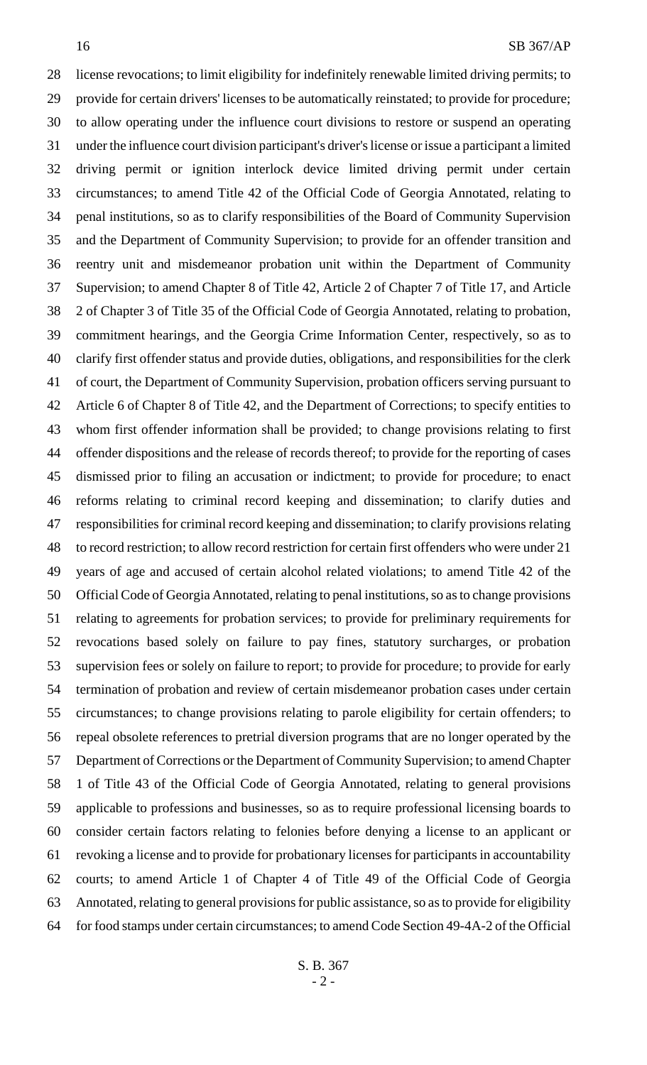license revocations; to limit eligibility for indefinitely renewable limited driving permits; to provide for certain drivers' licenses to be automatically reinstated; to provide for procedure; to allow operating under the influence court divisions to restore or suspend an operating under the influence court division participant's driver's license or issue a participant a limited driving permit or ignition interlock device limited driving permit under certain circumstances; to amend Title 42 of the Official Code of Georgia Annotated, relating to penal institutions, so as to clarify responsibilities of the Board of Community Supervision and the Department of Community Supervision; to provide for an offender transition and reentry unit and misdemeanor probation unit within the Department of Community Supervision; to amend Chapter 8 of Title 42, Article 2 of Chapter 7 of Title 17, and Article 2 of Chapter 3 of Title 35 of the Official Code of Georgia Annotated, relating to probation, commitment hearings, and the Georgia Crime Information Center, respectively, so as to clarify first offender status and provide duties, obligations, and responsibilities for the clerk of court, the Department of Community Supervision, probation officers serving pursuant to Article 6 of Chapter 8 of Title 42, and the Department of Corrections; to specify entities to whom first offender information shall be provided; to change provisions relating to first offender dispositions and the release of records thereof; to provide for the reporting of cases dismissed prior to filing an accusation or indictment; to provide for procedure; to enact reforms relating to criminal record keeping and dissemination; to clarify duties and responsibilities for criminal record keeping and dissemination; to clarify provisions relating to record restriction; to allow record restriction for certain first offenders who were under 21 years of age and accused of certain alcohol related violations; to amend Title 42 of the Official Code of Georgia Annotated, relating to penal institutions, so as to change provisions relating to agreements for probation services; to provide for preliminary requirements for revocations based solely on failure to pay fines, statutory surcharges, or probation supervision fees or solely on failure to report; to provide for procedure; to provide for early termination of probation and review of certain misdemeanor probation cases under certain circumstances; to change provisions relating to parole eligibility for certain offenders; to repeal obsolete references to pretrial diversion programs that are no longer operated by the Department of Corrections or the Department of Community Supervision; to amend Chapter 1 of Title 43 of the Official Code of Georgia Annotated, relating to general provisions applicable to professions and businesses, so as to require professional licensing boards to consider certain factors relating to felonies before denying a license to an applicant or revoking a license and to provide for probationary licenses for participants in accountability courts; to amend Article 1 of Chapter 4 of Title 49 of the Official Code of Georgia Annotated, relating to general provisions for public assistance, so as to provide for eligibility for food stamps under certain circumstances; to amend Code Section 49-4A-2 of the Official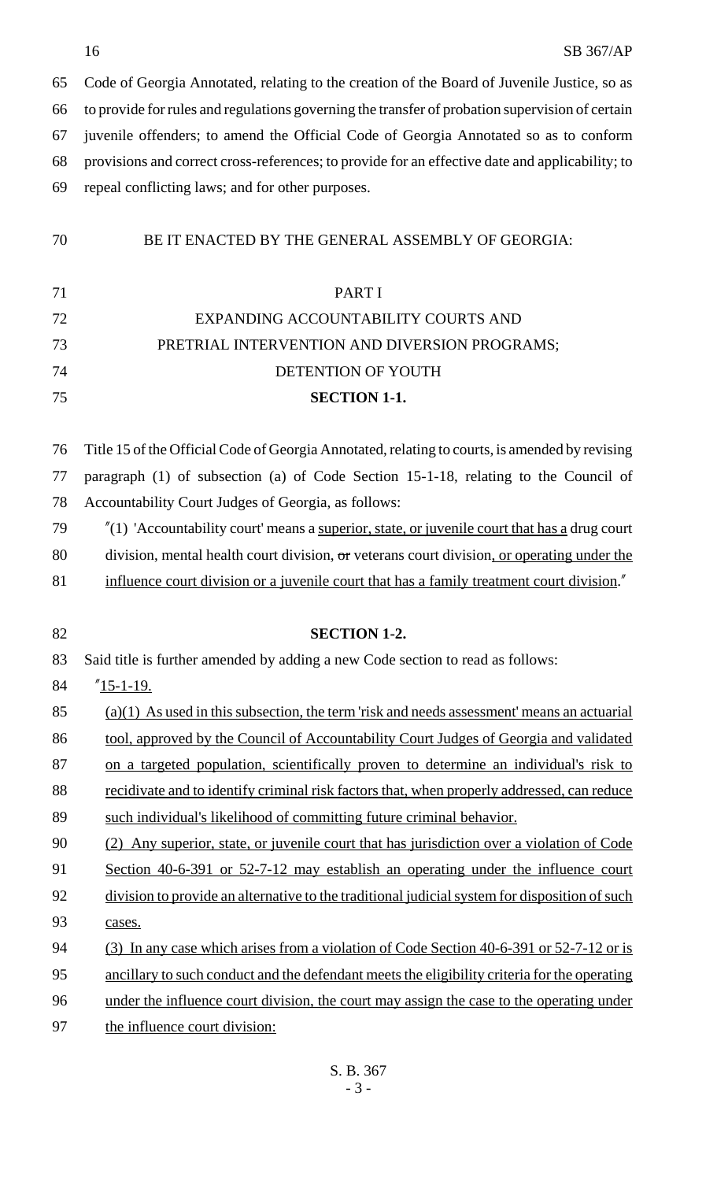Code of Georgia Annotated, relating to the creation of the Board of Juvenile Justice, so as to provide for rules and regulations governing the transfer of probation supervision of certain juvenile offenders; to amend the Official Code of Georgia Annotated so as to conform provisions and correct cross-references; to provide for an effective date and applicability; to repeal conflicting laws; and for other purposes.

BE IT ENACTED BY THE GENERAL ASSEMBLY OF GEORGIA:

PART I

EXPANDING ACCOUNTABILITY COURTS AND

PRETRIAL INTERVENTION AND DIVERSION PROGRAMS;

DETENTION OF YOUTH

**SECTION 1-1.**

Title 15 of the Official Code of Georgia Annotated, relating to courts, is amended by revising paragraph (1) of subsection (a) of Code Section 15-1-18, relating to the Council of Accountability Court Judges of Georgia, as follows:

"(1) 'Accountability court' means a superior, state, or juvenile court that has a drug court division, mental health court division, ~~or~~ veterans court division, or operating under the influence court division or a juvenile court that has a family treatment court division."

**SECTION 1-2.**

Said title is further amended by adding a new Code section to read as follows:

"15-1-19.

(a)(1) As used in this subsection, the term 'risk and needs assessment' means an actuarial tool, approved by the Council of Accountability Court Judges of Georgia and validated on a targeted population, scientifically proven to determine an individual's risk to recidivate and to identify criminal risk factors that, when properly addressed, can reduce such individual's likelihood of committing future criminal behavior.

(2) Any superior, state, or juvenile court that has jurisdiction over a violation of Code Section 40-6-391 or 52-7-12 may establish an operating under the influence court division to provide an alternative to the traditional judicial system for disposition of such cases.

(3) In any case which arises from a violation of Code Section 40-6-391 or 52-7-12 or is ancillary to such conduct and the defendant meets the eligibility criteria for the operating under the influence court division, the court may assign the case to the operating under the influence court division: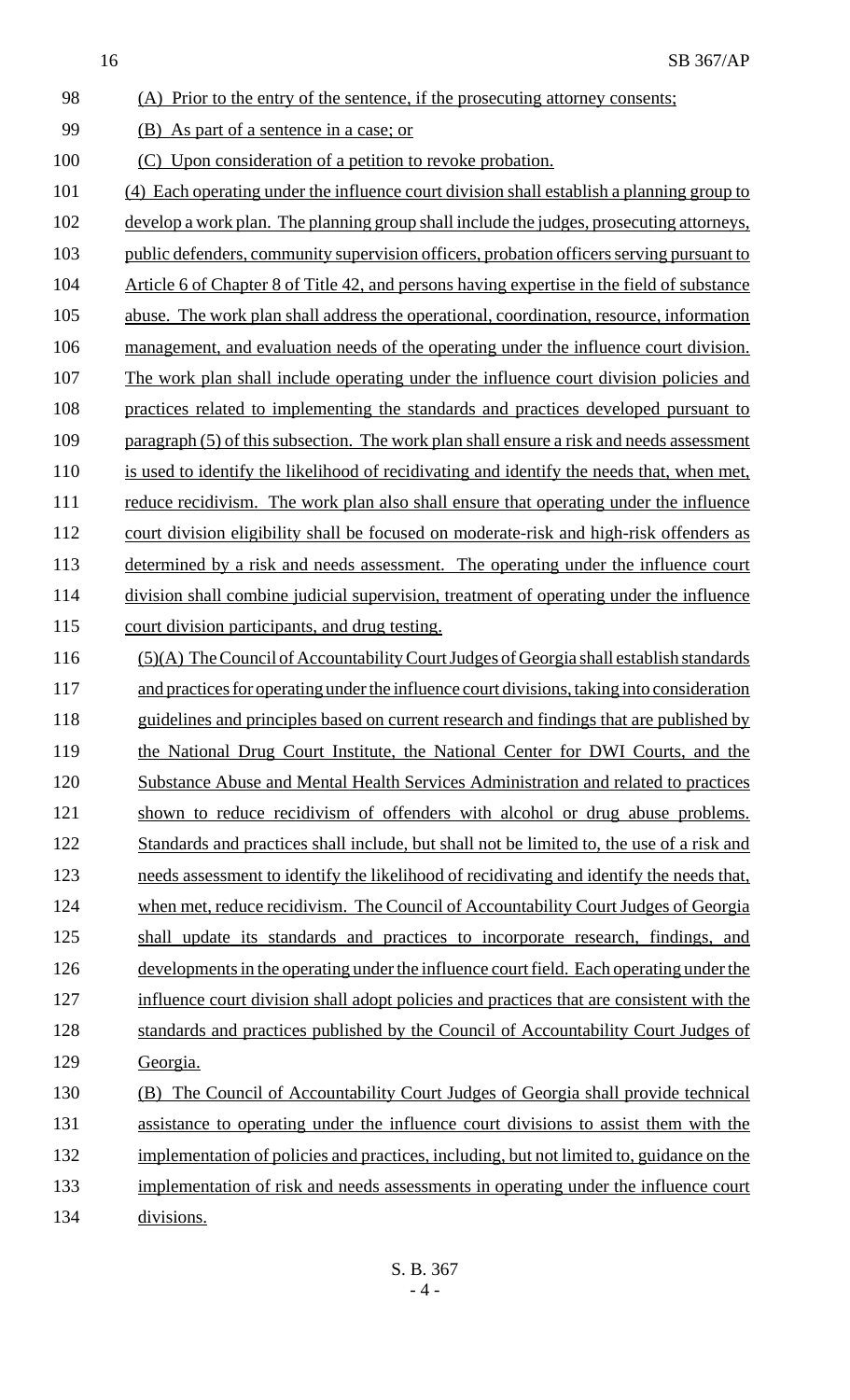(A) Prior to the entry of the sentence, if the prosecuting attorney consents;

(B) As part of a sentence in a case; or

(C) Upon consideration of a petition to revoke probation.

(4) Each operating under the influence court division shall establish a planning group to develop a work plan. The planning group shall include the judges, prosecuting attorneys, public defenders, community supervision officers, probation officers serving pursuant to Article 6 of Chapter 8 of Title 42, and persons having expertise in the field of substance abuse. The work plan shall address the operational, coordination, resource, information management, and evaluation needs of the operating under the influence court division. The work plan shall include operating under the influence court division policies and practices related to implementing the standards and practices developed pursuant to paragraph (5) of this subsection. The work plan shall ensure a risk and needs assessment is used to identify the likelihood of recidivating and identify the needs that, when met, reduce recidivism. The work plan also shall ensure that operating under the influence court division eligibility shall be focused on moderate-risk and high-risk offenders as determined by a risk and needs assessment. The operating under the influence court division shall combine judicial supervision, treatment of operating under the influence court division participants, and drug testing.

(5)(A) The Council of Accountability Court Judges of Georgia shall establish standards and practices for operating under the influence court divisions, taking into consideration guidelines and principles based on current research and findings that are published by the National Drug Court Institute, the National Center for DWI Courts, and the Substance Abuse and Mental Health Services Administration and related to practices shown to reduce recidivism of offenders with alcohol or drug abuse problems. Standards and practices shall include, but shall not be limited to, the use of a risk and needs assessment to identify the likelihood of recidivating and identify the needs that, when met, reduce recidivism. The Council of Accountability Court Judges of Georgia shall update its standards and practices to incorporate research, findings, and developments in the operating under the influence court field. Each operating under the influence court division shall adopt policies and practices that are consistent with the standards and practices published by the Council of Accountability Court Judges of Georgia.

(B) The Council of Accountability Court Judges of Georgia shall provide technical assistance to operating under the influence court divisions to assist them with the implementation of policies and practices, including, but not limited to, guidance on the implementation of risk and needs assessments in operating under the influence court divisions.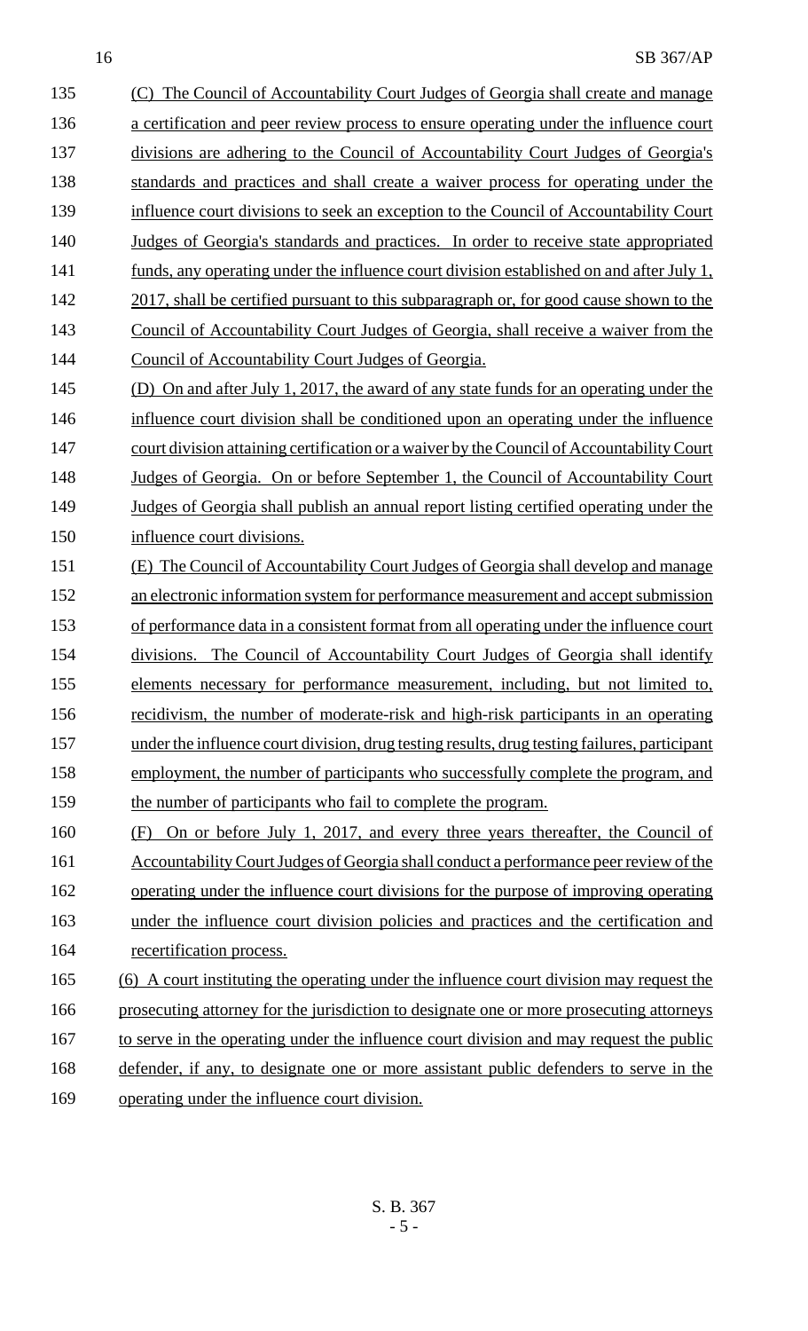(C) The Council of Accountability Court Judges of Georgia shall create and manage a certification and peer review process to ensure operating under the influence court divisions are adhering to the Council of Accountability Court Judges of Georgia's standards and practices and shall create a waiver process for operating under the influence court divisions to seek an exception to the Council of Accountability Court Judges of Georgia's standards and practices. In order to receive state appropriated funds, any operating under the influence court division established on and after July 1, 2017, shall be certified pursuant to this subparagraph or, for good cause shown to the Council of Accountability Court Judges of Georgia, shall receive a waiver from the Council of Accountability Court Judges of Georgia.

(D) On and after July 1, 2017, the award of any state funds for an operating under the influence court division shall be conditioned upon an operating under the influence court division attaining certification or a waiver by the Council of Accountability Court Judges of Georgia. On or before September 1, the Council of Accountability Court Judges of Georgia shall publish an annual report listing certified operating under the influence court divisions.

(E) The Council of Accountability Court Judges of Georgia shall develop and manage an electronic information system for performance measurement and accept submission of performance data in a consistent format from all operating under the influence court divisions. The Council of Accountability Court Judges of Georgia shall identify elements necessary for performance measurement, including, but not limited to, recidivism, the number of moderate-risk and high-risk participants in an operating under the influence court division, drug testing results, drug testing failures, participant employment, the number of participants who successfully complete the program, and the number of participants who fail to complete the program.

(F) On or before July 1, 2017, and every three years thereafter, the Council of Accountability Court Judges of Georgia shall conduct a performance peer review of the operating under the influence court divisions for the purpose of improving operating under the influence court division policies and practices and the certification and recertification process.

(6) A court instituting the operating under the influence court division may request the prosecuting attorney for the jurisdiction to designate one or more prosecuting attorneys to serve in the operating under the influence court division and may request the public defender, if any, to designate one or more assistant public defenders to serve in the operating under the influence court division.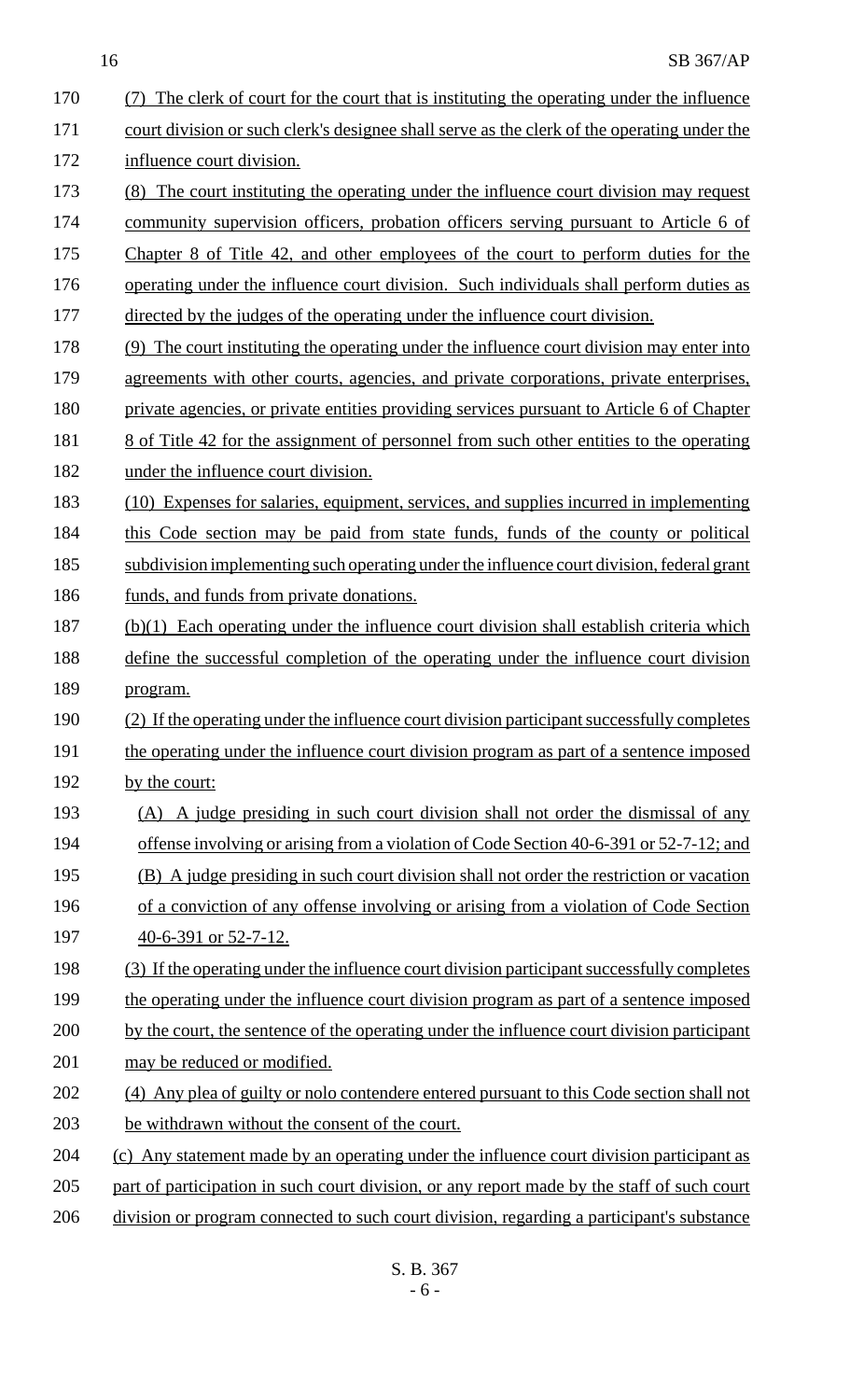(7) The clerk of court for the court that is instituting the operating under the influence court division or such clerk's designee shall serve as the clerk of the operating under the influence court division.

(8) The court instituting the operating under the influence court division may request community supervision officers, probation officers serving pursuant to Article 6 of Chapter 8 of Title 42, and other employees of the court to perform duties for the operating under the influence court division. Such individuals shall perform duties as directed by the judges of the operating under the influence court division.

(9) The court instituting the operating under the influence court division may enter into agreements with other courts, agencies, and private corporations, private enterprises, private agencies, or private entities providing services pursuant to Article 6 of Chapter 8 of Title 42 for the assignment of personnel from such other entities to the operating under the influence court division.

(10) Expenses for salaries, equipment, services, and supplies incurred in implementing this Code section may be paid from state funds, funds of the county or political subdivision implementing such operating under the influence court division, federal grant funds, and funds from private donations.

(b)(1) Each operating under the influence court division shall establish criteria which define the successful completion of the operating under the influence court division program.

(2) If the operating under the influence court division participant successfully completes the operating under the influence court division program as part of a sentence imposed by the court:

(A) A judge presiding in such court division shall not order the dismissal of any offense involving or arising from a violation of Code Section 40-6-391 or 52-7-12; and

(B) A judge presiding in such court division shall not order the restriction or vacation of a conviction of any offense involving or arising from a violation of Code Section 40-6-391 or 52-7-12.

(3) If the operating under the influence court division participant successfully completes the operating under the influence court division program as part of a sentence imposed by the court, the sentence of the operating under the influence court division participant may be reduced or modified.

(4) Any plea of guilty or nolo contendere entered pursuant to this Code section shall not be withdrawn without the consent of the court.

(c) Any statement made by an operating under the influence court division participant as part of participation in such court division, or any report made by the staff of such court division or program connected to such court division, regarding a participant's substance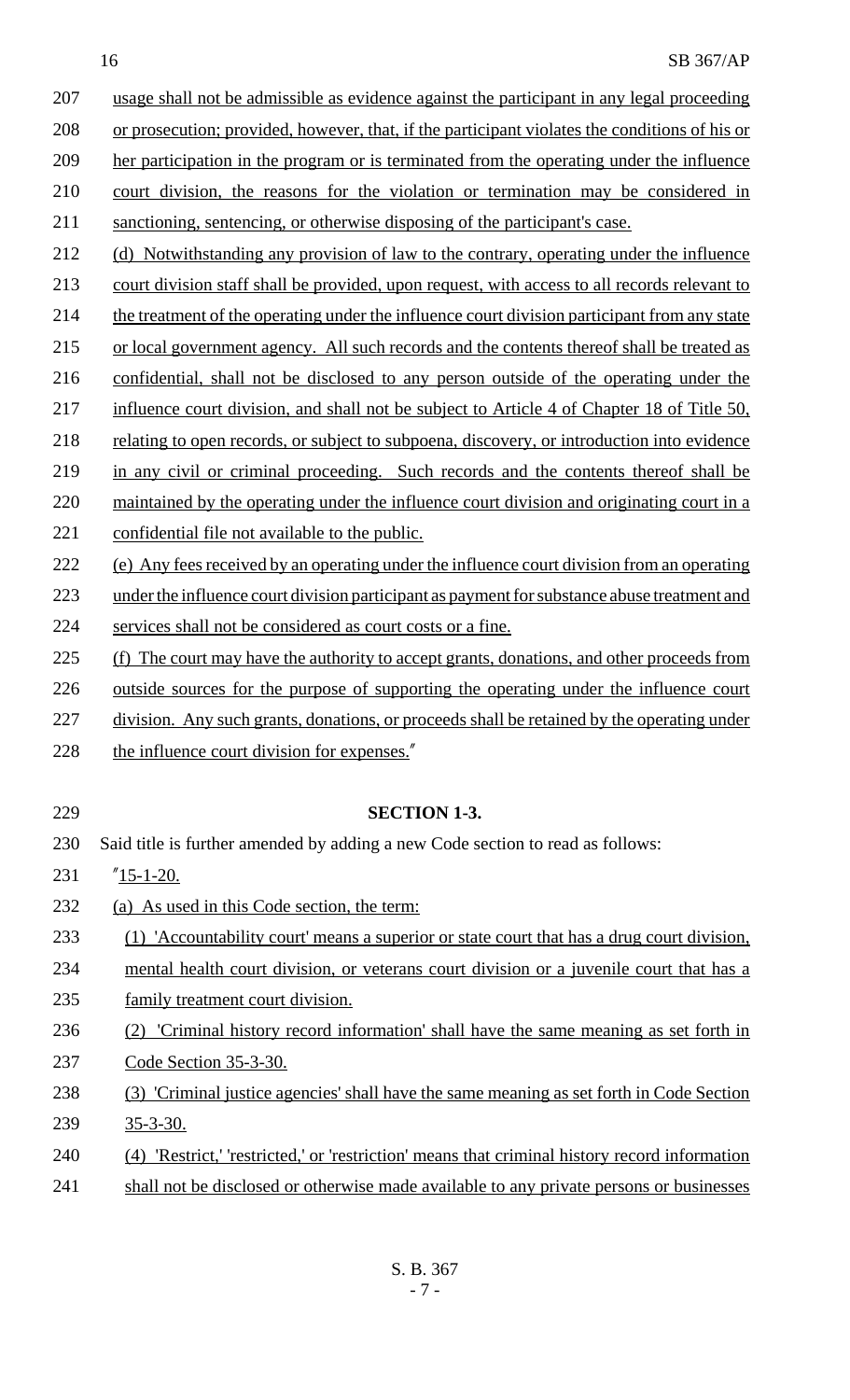usage shall not be admissible as evidence against the participant in any legal proceeding or prosecution; provided, however, that, if the participant violates the conditions of his or her participation in the program or is terminated from the operating under the influence court division, the reasons for the violation or termination may be considered in sanctioning, sentencing, or otherwise disposing of the participant's case.

(d) Notwithstanding any provision of law to the contrary, operating under the influence court division staff shall be provided, upon request, with access to all records relevant to the treatment of the operating under the influence court division participant from any state or local government agency. All such records and the contents thereof shall be treated as confidential, shall not be disclosed to any person outside of the operating under the influence court division, and shall not be subject to Article 4 of Chapter 18 of Title 50, relating to open records, or subject to subpoena, discovery, or introduction into evidence in any civil or criminal proceeding. Such records and the contents thereof shall be maintained by the operating under the influence court division and originating court in a confidential file not available to the public.

(e) Any fees received by an operating under the influence court division from an operating under the influence court division participant as payment for substance abuse treatment and services shall not be considered as court costs or a fine.

(f) The court may have the authority to accept grants, donations, and other proceeds from outside sources for the purpose of supporting the operating under the influence court division. Any such grants, donations, or proceeds shall be retained by the operating under the influence court division for expenses."

**SECTION 1-3.**

Said title is further amended by adding a new Code section to read as follows:

"15-1-20.

(a) As used in this Code section, the term:

(1) 'Accountability court' means a superior or state court that has a drug court division, mental health court division, or veterans court division or a juvenile court that has a family treatment court division.

(2) 'Criminal history record information' shall have the same meaning as set forth in Code Section 35-3-30.

(3) 'Criminal justice agencies' shall have the same meaning as set forth in Code Section 35-3-30.

(4) 'Restrict,' 'restricted,' or 'restriction' means that criminal history record information shall not be disclosed or otherwise made available to any private persons or businesses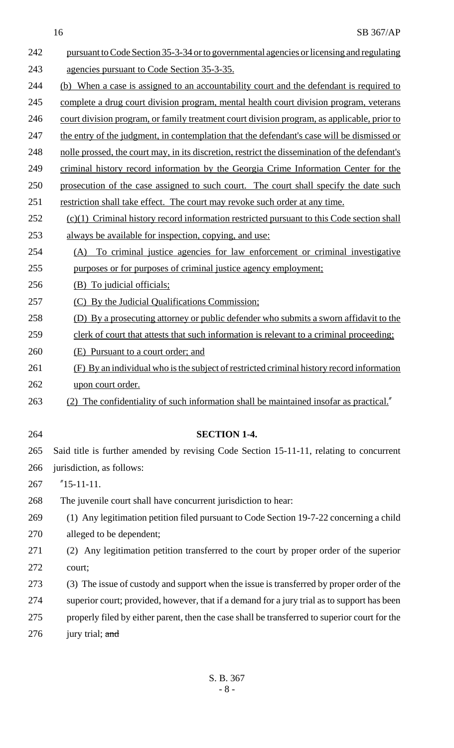pursuant to Code Section 35-3-34 or to governmental agencies or licensing and regulating agencies pursuant to Code Section 35-3-35.

(b) When a case is assigned to an accountability court and the defendant is required to complete a drug court division program, mental health court division program, veterans court division program, or family treatment court division program, as applicable, prior to the entry of the judgment, in contemplation that the defendant's case will be dismissed or nolle prossed, the court may, in its discretion, restrict the dissemination of the defendant's criminal history record information by the Georgia Crime Information Center for the prosecution of the case assigned to such court. The court shall specify the date such restriction shall take effect. The court may revoke such order at any time.

(c)(1) Criminal history record information restricted pursuant to this Code section shall always be available for inspection, copying, and use:

(A) To criminal justice agencies for law enforcement or criminal investigative purposes or for purposes of criminal justice agency employment;

(B) To judicial officials;

(C) By the Judicial Qualifications Commission;

(D) By a prosecuting attorney or public defender who submits a sworn affidavit to the clerk of court that attests that such information is relevant to a criminal proceeding;

(E) Pursuant to a court order; and

(F) By an individual who is the subject of restricted criminal history record information upon court order.

(2) The confidentiality of such information shall be maintained insofar as practical."

**SECTION 1-4.**

Said title is further amended by revising Code Section 15-11-11, relating to concurrent jurisdiction, as follows:

"15-11-11.

The juvenile court shall have concurrent jurisdiction to hear:

(1) Any legitimation petition filed pursuant to Code Section 19-7-22 concerning a child alleged to be dependent;

(2) Any legitimation petition transferred to the court by proper order of the superior court;

(3) The issue of custody and support when the issue is transferred by proper order of the superior court; provided, however, that if a demand for a jury trial as to support has been properly filed by either parent, then the case shall be transferred to superior court for the jury trial; ~~and~~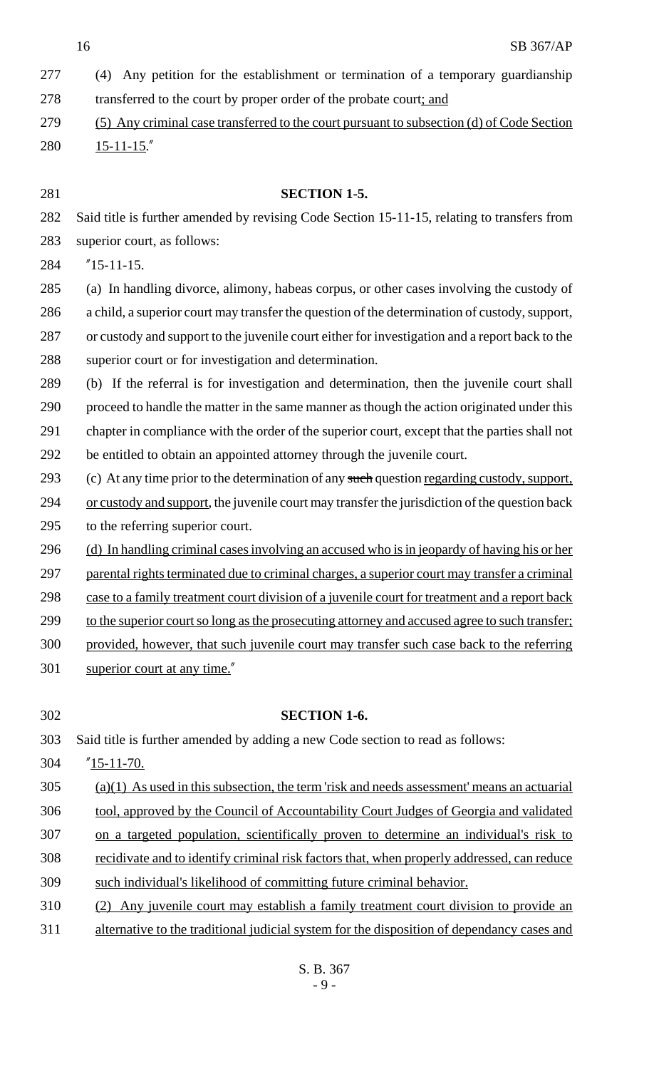(4) Any petition for the establishment or termination of a temporary guardianship transferred to the court by proper order of the probate court; and

(5) Any criminal case transferred to the court pursuant to subsection (d) of Code Section 15-11-15."

**SECTION 1-5.**

Said title is further amended by revising Code Section 15-11-15, relating to transfers from superior court, as follows:

"15-11-15.

(a) In handling divorce, alimony, habeas corpus, or other cases involving the custody of a child, a superior court may transfer the question of the determination of custody, support, or custody and support to the juvenile court either for investigation and a report back to the superior court or for investigation and determination.

(b) If the referral is for investigation and determination, then the juvenile court shall proceed to handle the matter in the same manner as though the action originated under this chapter in compliance with the order of the superior court, except that the parties shall not be entitled to obtain an appointed attorney through the juvenile court.

(c) At any time prior to the determination of any ~~such~~ question regarding custody, support, or custody and support, the juvenile court may transfer the jurisdiction of the question back to the referring superior court.

(d) In handling criminal cases involving an accused who is in jeopardy of having his or her parental rights terminated due to criminal charges, a superior court may transfer a criminal case to a family treatment court division of a juvenile court for treatment and a report back to the superior court so long as the prosecuting attorney and accused agree to such transfer; provided, however, that such juvenile court may transfer such case back to the referring superior court at any time."

**SECTION 1-6.**

Said title is further amended by adding a new Code section to read as follows:

"15-11-70.

(a)(1) As used in this subsection, the term 'risk and needs assessment' means an actuarial tool, approved by the Council of Accountability Court Judges of Georgia and validated on a targeted population, scientifically proven to determine an individual's risk to recidivate and to identify criminal risk factors that, when properly addressed, can reduce such individual's likelihood of committing future criminal behavior.

(2) Any juvenile court may establish a family treatment court division to provide an alternative to the traditional judicial system for the disposition of dependancy cases and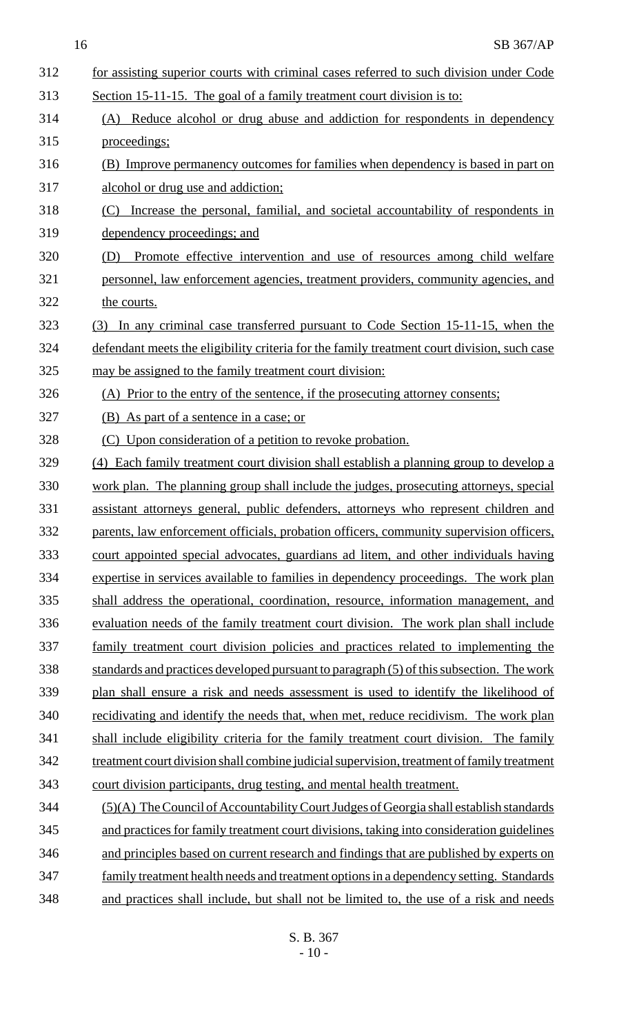for assisting superior courts with criminal cases referred to such division under Code Section 15-11-15. The goal of a family treatment court division is to:

(A) Reduce alcohol or drug abuse and addiction for respondents in dependency proceedings;

(B) Improve permanency outcomes for families when dependency is based in part on alcohol or drug use and addiction;

(C) Increase the personal, familial, and societal accountability of respondents in dependency proceedings; and

(D) Promote effective intervention and use of resources among child welfare personnel, law enforcement agencies, treatment providers, community agencies, and the courts.

(3) In any criminal case transferred pursuant to Code Section 15-11-15, when the defendant meets the eligibility criteria for the family treatment court division, such case may be assigned to the family treatment court division:

(A) Prior to the entry of the sentence, if the prosecuting attorney consents;

(B) As part of a sentence in a case; or

(C) Upon consideration of a petition to revoke probation.

(4) Each family treatment court division shall establish a planning group to develop a work plan. The planning group shall include the judges, prosecuting attorneys, special assistant attorneys general, public defenders, attorneys who represent children and parents, law enforcement officials, probation officers, community supervision officers, court appointed special advocates, guardians ad litem, and other individuals having expertise in services available to families in dependency proceedings. The work plan shall address the operational, coordination, resource, information management, and evaluation needs of the family treatment court division. The work plan shall include family treatment court division policies and practices related to implementing the standards and practices developed pursuant to paragraph (5) of this subsection. The work plan shall ensure a risk and needs assessment is used to identify the likelihood of recidivating and identify the needs that, when met, reduce recidivism. The work plan shall include eligibility criteria for the family treatment court division. The family treatment court division shall combine judicial supervision, treatment of family treatment court division participants, drug testing, and mental health treatment.

(5)(A) The Council of Accountability Court Judges of Georgia shall establish standards and practices for family treatment court divisions, taking into consideration guidelines and principles based on current research and findings that are published by experts on family treatment health needs and treatment options in a dependency setting. Standards and practices shall include, but shall not be limited to, the use of a risk and needs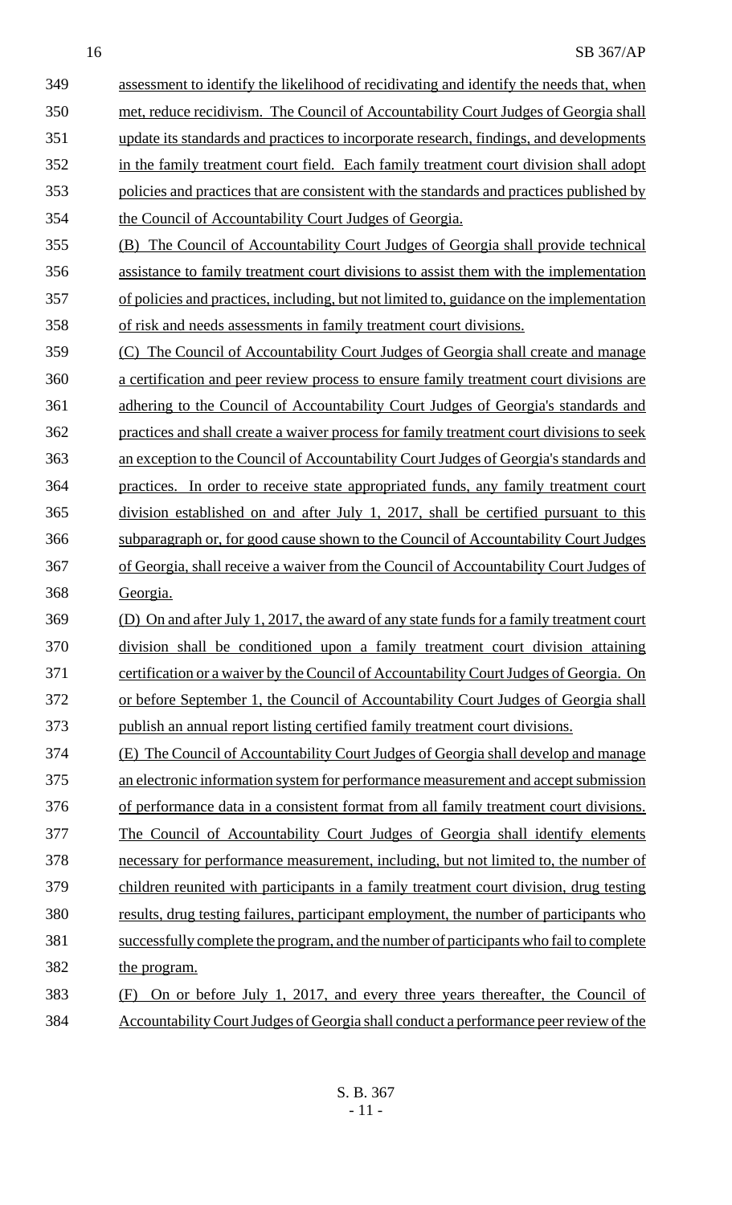assessment to identify the likelihood of recidivating and identify the needs that, when met, reduce recidivism. The Council of Accountability Court Judges of Georgia shall update its standards and practices to incorporate research, findings, and developments in the family treatment court field. Each family treatment court division shall adopt policies and practices that are consistent with the standards and practices published by the Council of Accountability Court Judges of Georgia.

(B) The Council of Accountability Court Judges of Georgia shall provide technical assistance to family treatment court divisions to assist them with the implementation of policies and practices, including, but not limited to, guidance on the implementation of risk and needs assessments in family treatment court divisions.

(C) The Council of Accountability Court Judges of Georgia shall create and manage a certification and peer review process to ensure family treatment court divisions are adhering to the Council of Accountability Court Judges of Georgia's standards and practices and shall create a waiver process for family treatment court divisions to seek an exception to the Council of Accountability Court Judges of Georgia's standards and practices. In order to receive state appropriated funds, any family treatment court division established on and after July 1, 2017, shall be certified pursuant to this subparagraph or, for good cause shown to the Council of Accountability Court Judges of Georgia, shall receive a waiver from the Council of Accountability Court Judges of Georgia.

(D) On and after July 1, 2017, the award of any state funds for a family treatment court division shall be conditioned upon a family treatment court division attaining certification or a waiver by the Council of Accountability Court Judges of Georgia. On or before September 1, the Council of Accountability Court Judges of Georgia shall publish an annual report listing certified family treatment court divisions.

(E) The Council of Accountability Court Judges of Georgia shall develop and manage an electronic information system for performance measurement and accept submission of performance data in a consistent format from all family treatment court divisions. The Council of Accountability Court Judges of Georgia shall identify elements necessary for performance measurement, including, but not limited to, the number of children reunited with participants in a family treatment court division, drug testing results, drug testing failures, participant employment, the number of participants who successfully complete the program, and the number of participants who fail to complete the program.

(F) On or before July 1, 2017, and every three years thereafter, the Council of Accountability Court Judges of Georgia shall conduct a performance peer review of the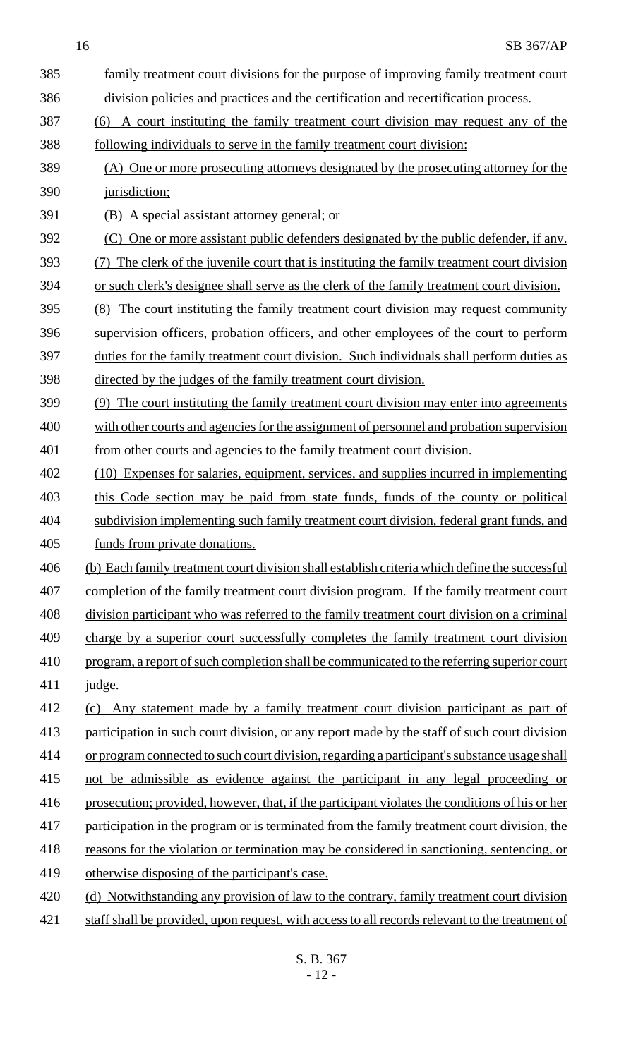family treatment court divisions for the purpose of improving family treatment court division policies and practices and the certification and recertification process.

(6) A court instituting the family treatment court division may request any of the following individuals to serve in the family treatment court division:

(A) One or more prosecuting attorneys designated by the prosecuting attorney for the jurisdiction;

(B) A special assistant attorney general; or

(C) One or more assistant public defenders designated by the public defender, if any.

(7) The clerk of the juvenile court that is instituting the family treatment court division or such clerk's designee shall serve as the clerk of the family treatment court division.

(8) The court instituting the family treatment court division may request community supervision officers, probation officers, and other employees of the court to perform duties for the family treatment court division. Such individuals shall perform duties as directed by the judges of the family treatment court division.

(9) The court instituting the family treatment court division may enter into agreements with other courts and agencies for the assignment of personnel and probation supervision from other courts and agencies to the family treatment court division.

(10) Expenses for salaries, equipment, services, and supplies incurred in implementing this Code section may be paid from state funds, funds of the county or political subdivision implementing such family treatment court division, federal grant funds, and funds from private donations.

(b) Each family treatment court division shall establish criteria which define the successful completion of the family treatment court division program. If the family treatment court division participant who was referred to the family treatment court division on a criminal charge by a superior court successfully completes the family treatment court division program, a report of such completion shall be communicated to the referring superior court judge.

(c) Any statement made by a family treatment court division participant as part of participation in such court division, or any report made by the staff of such court division or program connected to such court division, regarding a participant's substance usage shall not be admissible as evidence against the participant in any legal proceeding or prosecution; provided, however, that, if the participant violates the conditions of his or her participation in the program or is terminated from the family treatment court division, the reasons for the violation or termination may be considered in sanctioning, sentencing, or otherwise disposing of the participant's case.

(d) Notwithstanding any provision of law to the contrary, family treatment court division staff shall be provided, upon request, with access to all records relevant to the treatment of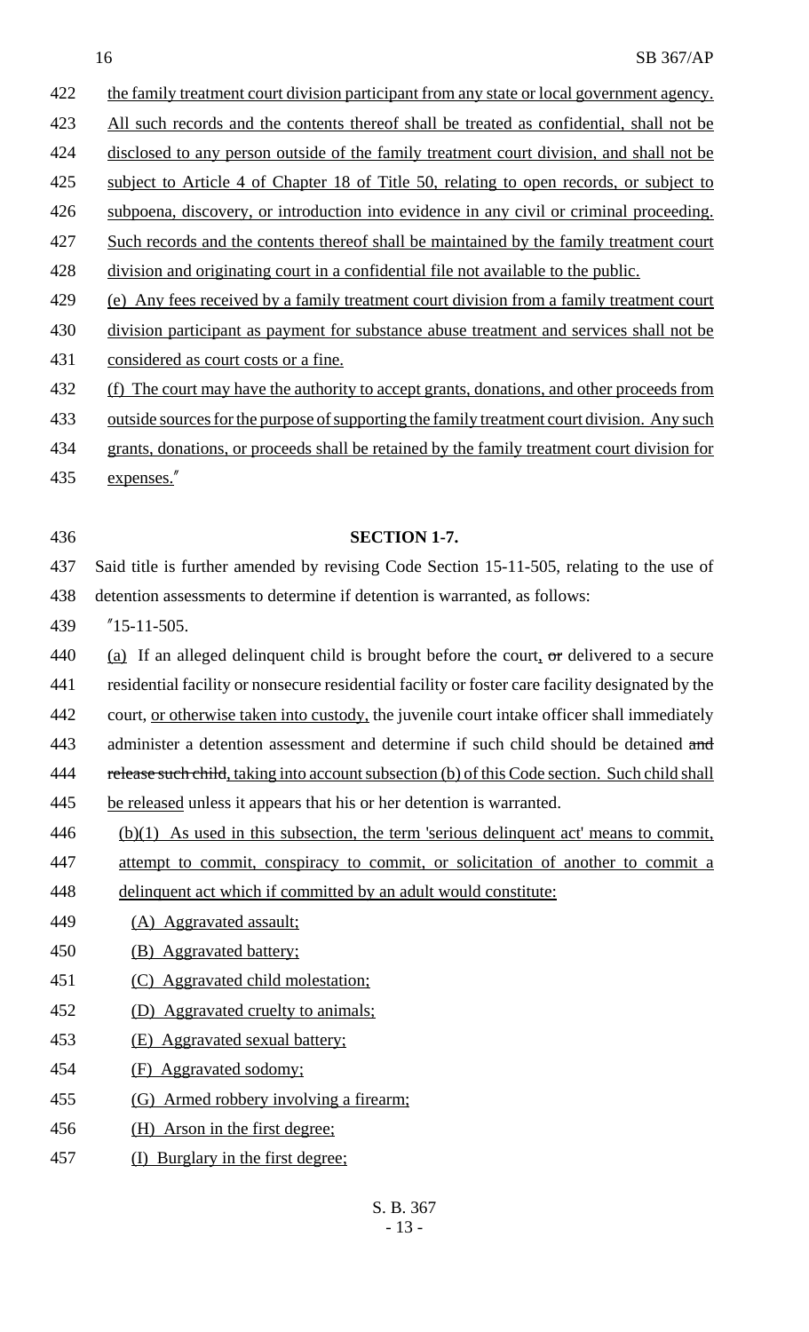the family treatment court division participant from any state or local government agency. All such records and the contents thereof shall be treated as confidential, shall not be disclosed to any person outside of the family treatment court division, and shall not be subject to Article 4 of Chapter 18 of Title 50, relating to open records, or subject to subpoena, discovery, or introduction into evidence in any civil or criminal proceeding. Such records and the contents thereof shall be maintained by the family treatment court division and originating court in a confidential file not available to the public.

(e) Any fees received by a family treatment court division from a family treatment court division participant as payment for substance abuse treatment and services shall not be considered as court costs or a fine.

(f) The court may have the authority to accept grants, donations, and other proceeds from outside sources for the purpose of supporting the family treatment court division. Any such grants, donations, or proceeds shall be retained by the family treatment court division for expenses."

**SECTION 1-7.**

Said title is further amended by revising Code Section 15-11-505, relating to the use of detention assessments to determine if detention is warranted, as follows:

"15-11-505.

(a) If an alleged delinquent child is brought before the court, ~~or~~ delivered to a secure residential facility or nonsecure residential facility or foster care facility designated by the court, or otherwise taken into custody, the juvenile court intake officer shall immediately administer a detention assessment and determine if such child should be detained ~~and release such child~~, taking into account subsection (b) of this Code section. Such child shall be released unless it appears that his or her detention is warranted.

(b)(1) As used in this subsection, the term 'serious delinquent act' means to commit, attempt to commit, conspiracy to commit, or solicitation of another to commit a delinquent act which if committed by an adult would constitute:

(A) Aggravated assault;

(B) Aggravated battery;

(C) Aggravated child molestation;

(D) Aggravated cruelty to animals;

(E) Aggravated sexual battery;

(F) Aggravated sodomy;

(G) Armed robbery involving a firearm;

(H) Arson in the first degree;

(I) Burglary in the first degree;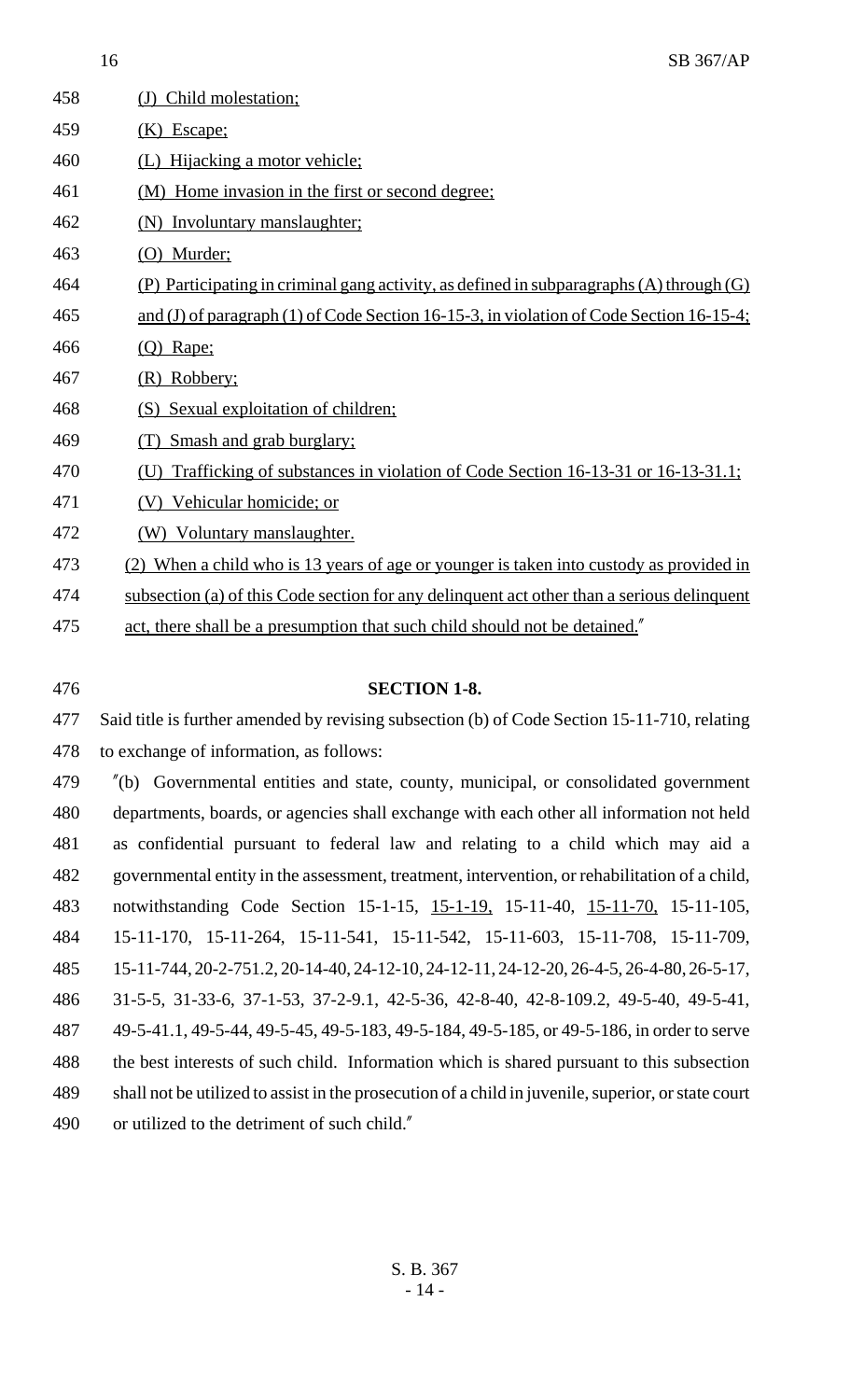(J) Child molestation;

(K) Escape;

(L) Hijacking a motor vehicle;

(M) Home invasion in the first or second degree;

(N) Involuntary manslaughter;

(O) Murder;

(P) Participating in criminal gang activity, as defined in subparagraphs (A) through (G) and (J) of paragraph (1) of Code Section 16-15-3, in violation of Code Section 16-15-4;

(Q) Rape;

(R) Robbery;

(S) Sexual exploitation of children;

(T) Smash and grab burglary;

(U) Trafficking of substances in violation of Code Section 16-13-31 or 16-13-31.1;

(V) Vehicular homicide; or

(W) Voluntary manslaughter.

(2) When a child who is 13 years of age or younger is taken into custody as provided in subsection (a) of this Code section for any delinquent act other than a serious delinquent act, there shall be a presumption that such child should not be detained."

**SECTION 1-8.**

Said title is further amended by revising subsection (b) of Code Section 15-11-710, relating to exchange of information, as follows:

"(b) Governmental entities and state, county, municipal, or consolidated government departments, boards, or agencies shall exchange with each other all information not held as confidential pursuant to federal law and relating to a child which may aid a governmental entity in the assessment, treatment, intervention, or rehabilitation of a child, notwithstanding Code Section 15-1-15, 15-1-19, 15-11-40, 15-11-70, 15-11-105, 15-11-170, 15-11-264, 15-11-541, 15-11-542, 15-11-603, 15-11-708, 15-11-709, 15-11-744, 20-2-751.2, 20-14-40, 24-12-10, 24-12-11, 24-12-20, 26-4-5, 26-4-80, 26-5-17, 31-5-5, 31-33-6, 37-1-53, 37-2-9.1, 42-5-36, 42-8-40, 42-8-109.2, 49-5-40, 49-5-41, 49-5-41.1, 49-5-44, 49-5-45, 49-5-183, 49-5-184, 49-5-185, or 49-5-186, in order to serve the best interests of such child. Information which is shared pursuant to this subsection shall not be utilized to assist in the prosecution of a child in juvenile, superior, or state court or utilized to the detriment of such child."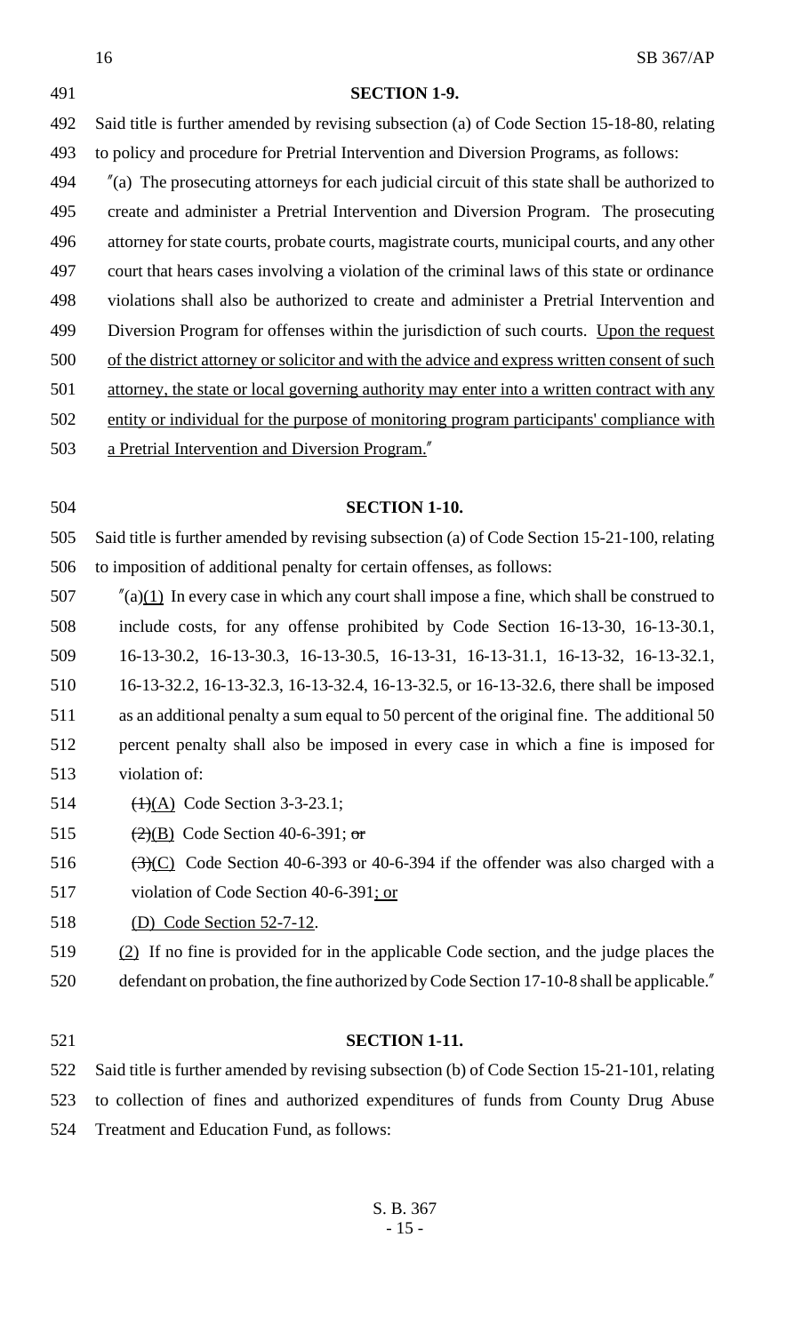**SECTION 1-9.**

Said title is further amended by revising subsection (a) of Code Section 15-18-80, relating to policy and procedure for Pretrial Intervention and Diversion Programs, as follows:

"(a) The prosecuting attorneys for each judicial circuit of this state shall be authorized to create and administer a Pretrial Intervention and Diversion Program. The prosecuting attorney for state courts, probate courts, magistrate courts, municipal courts, and any other court that hears cases involving a violation of the criminal laws of this state or ordinance violations shall also be authorized to create and administer a Pretrial Intervention and Diversion Program for offenses within the jurisdiction of such courts. Upon the request of the district attorney or solicitor and with the advice and express written consent of such attorney, the state or local governing authority may enter into a written contract with any entity or individual for the purpose of monitoring program participants' compliance with a Pretrial Intervention and Diversion Program."

**SECTION 1-10.**

Said title is further amended by revising subsection (a) of Code Section 15-21-100, relating to imposition of additional penalty for certain offenses, as follows:

"(a)(1) In every case in which any court shall impose a fine, which shall be construed to include costs, for any offense prohibited by Code Section 16-13-30, 16-13-30.1, 16-13-30.2, 16-13-30.3, 16-13-30.5, 16-13-31, 16-13-31.1, 16-13-32, 16-13-32.1, 16-13-32.2, 16-13-32.3, 16-13-32.4, 16-13-32.5, or 16-13-32.6, there shall be imposed as an additional penalty a sum equal to 50 percent of the original fine. The additional 50 percent penalty shall also be imposed in every case in which a fine is imposed for violation of:

~~(1)~~(A) Code Section 3-3-23.1;

~~(2)~~(B) Code Section 40-6-391; ~~or~~

~~(3)~~(C) Code Section 40-6-393 or 40-6-394 if the offender was also charged with a violation of Code Section 40-6-391; or

(D) Code Section 52-7-12.

(2) If no fine is provided for in the applicable Code section, and the judge places the defendant on probation, the fine authorized by Code Section 17-10-8 shall be applicable."

**SECTION 1-11.**

Said title is further amended by revising subsection (b) of Code Section 15-21-101, relating to collection of fines and authorized expenditures of funds from County Drug Abuse Treatment and Education Fund, as follows: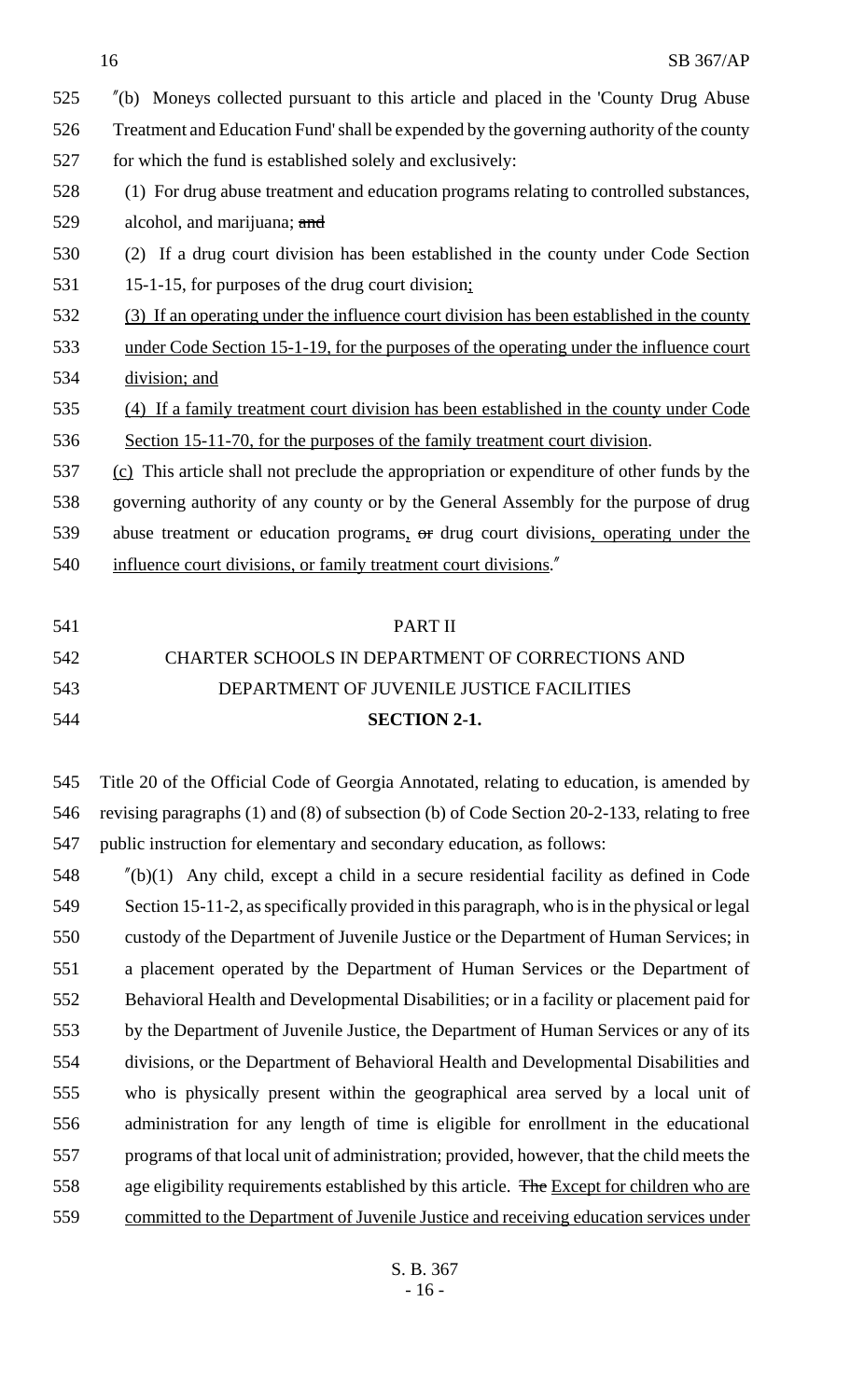"(b) Moneys collected pursuant to this article and placed in the 'County Drug Abuse Treatment and Education Fund' shall be expended by the governing authority of the county for which the fund is established solely and exclusively:

(1) For drug abuse treatment and education programs relating to controlled substances, alcohol, and marijuana; ~~and~~

(2) If a drug court division has been established in the county under Code Section 15-1-15, for purposes of the drug court division;

(3) If an operating under the influence court division has been established in the county under Code Section 15-1-19, for the purposes of the operating under the influence court division; and

(4) If a family treatment court division has been established in the county under Code Section 15-11-70, for the purposes of the family treatment court division.

(c) This article shall not preclude the appropriation or expenditure of other funds by the governing authority of any county or by the General Assembly for the purpose of drug abuse treatment or education programs, ~~or~~ drug court divisions, operating under the influence court divisions, or family treatment court divisions."

PART II

CHARTER SCHOOLS IN DEPARTMENT OF CORRECTIONS AND DEPARTMENT OF JUVENILE JUSTICE FACILITIES

**SECTION 2-1.**

Title 20 of the Official Code of Georgia Annotated, relating to education, is amended by revising paragraphs (1) and (8) of subsection (b) of Code Section 20-2-133, relating to free public instruction for elementary and secondary education, as follows:

"(b)(1) Any child, except a child in a secure residential facility as defined in Code Section 15-11-2, as specifically provided in this paragraph, who is in the physical or legal custody of the Department of Juvenile Justice or the Department of Human Services; in a placement operated by the Department of Human Services or the Department of Behavioral Health and Developmental Disabilities; or in a facility or placement paid for by the Department of Juvenile Justice, the Department of Human Services or any of its divisions, or the Department of Behavioral Health and Developmental Disabilities and who is physically present within the geographical area served by a local unit of administration for any length of time is eligible for enrollment in the educational programs of that local unit of administration; provided, however, that the child meets the age eligibility requirements established by this article. ~~The~~ Except for children who are committed to the Department of Juvenile Justice and receiving education services under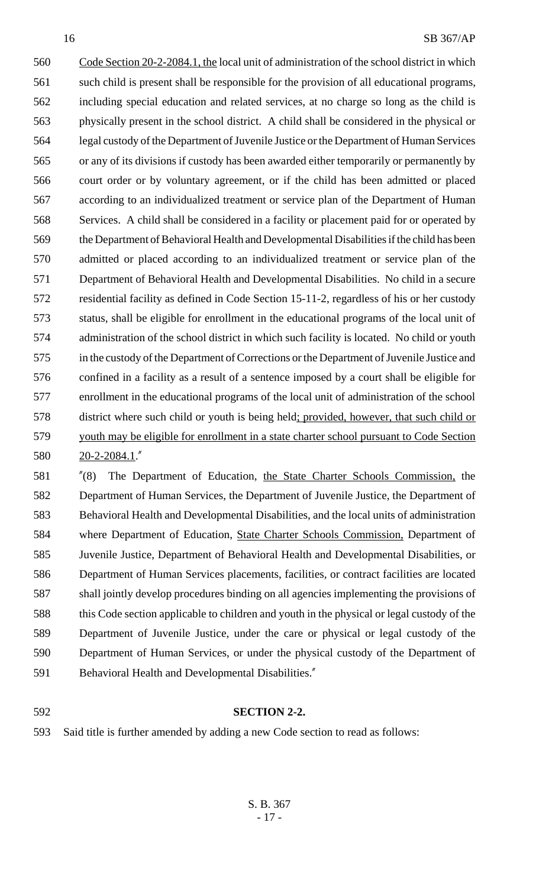Code Section 20-2-2084.1, the local unit of administration of the school district in which such child is present shall be responsible for the provision of all educational programs, including special education and related services, at no charge so long as the child is physically present in the school district. A child shall be considered in the physical or legal custody of the Department of Juvenile Justice or the Department of Human Services or any of its divisions if custody has been awarded either temporarily or permanently by court order or by voluntary agreement, or if the child has been admitted or placed according to an individualized treatment or service plan of the Department of Human Services. A child shall be considered in a facility or placement paid for or operated by the Department of Behavioral Health and Developmental Disabilities if the child has been admitted or placed according to an individualized treatment or service plan of the Department of Behavioral Health and Developmental Disabilities. No child in a secure residential facility as defined in Code Section 15-11-2, regardless of his or her custody status, shall be eligible for enrollment in the educational programs of the local unit of administration of the school district in which such facility is located. No child or youth in the custody of the Department of Corrections or the Department of Juvenile Justice and confined in a facility as a result of a sentence imposed by a court shall be eligible for enrollment in the educational programs of the local unit of administration of the school district where such child or youth is being held; provided, however, that such child or youth may be eligible for enrollment in a state charter school pursuant to Code Section 20-2-2084.1."

"(8) The Department of Education, the State Charter Schools Commission, the Department of Human Services, the Department of Juvenile Justice, the Department of Behavioral Health and Developmental Disabilities, and the local units of administration where Department of Education, State Charter Schools Commission, Department of Juvenile Justice, Department of Behavioral Health and Developmental Disabilities, or Department of Human Services placements, facilities, or contract facilities are located shall jointly develop procedures binding on all agencies implementing the provisions of this Code section applicable to children and youth in the physical or legal custody of the Department of Juvenile Justice, under the care or physical or legal custody of the Department of Human Services, or under the physical custody of the Department of Behavioral Health and Developmental Disabilities."

**SECTION 2-2.**

Said title is further amended by adding a new Code section to read as follows: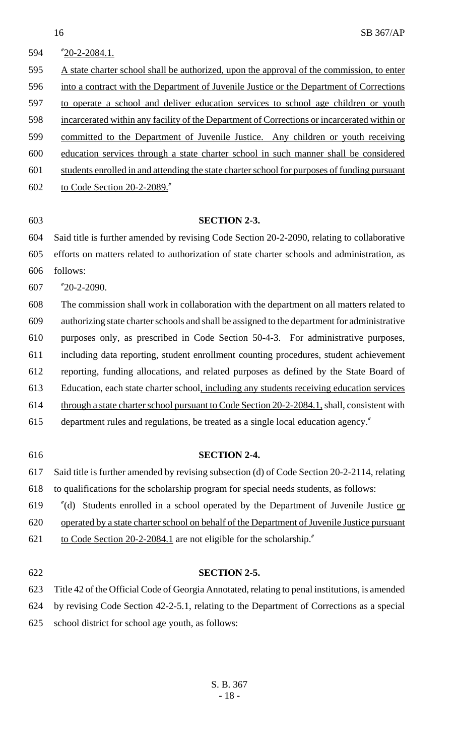"20-2-2084.1.

A state charter school shall be authorized, upon the approval of the commission, to enter into a contract with the Department of Juvenile Justice or the Department of Corrections to operate a school and deliver education services to school age children or youth incarcerated within any facility of the Department of Corrections or incarcerated within or committed to the Department of Juvenile Justice. Any children or youth receiving education services through a state charter school in such manner shall be considered students enrolled in and attending the state charter school for purposes of funding pursuant to Code Section 20-2-2089."

**SECTION 2-3.**

Said title is further amended by revising Code Section 20-2-2090, relating to collaborative efforts on matters related to authorization of state charter schools and administration, as follows:

"20-2-2090.

The commission shall work in collaboration with the department on all matters related to authorizing state charter schools and shall be assigned to the department for administrative purposes only, as prescribed in Code Section 50-4-3. For administrative purposes, including data reporting, student enrollment counting procedures, student achievement reporting, funding allocations, and related purposes as defined by the State Board of Education, each state charter school, including any students receiving education services through a state charter school pursuant to Code Section 20-2-2084.1, shall, consistent with department rules and regulations, be treated as a single local education agency."

**SECTION 2-4.**

Said title is further amended by revising subsection (d) of Code Section 20-2-2114, relating to qualifications for the scholarship program for special needs students, as follows:

"(d) Students enrolled in a school operated by the Department of Juvenile Justice or operated by a state charter school on behalf of the Department of Juvenile Justice pursuant to Code Section 20-2-2084.1 are not eligible for the scholarship."

**SECTION 2-5.**

Title 42 of the Official Code of Georgia Annotated, relating to penal institutions, is amended by revising Code Section 42-2-5.1, relating to the Department of Corrections as a special school district for school age youth, as follows: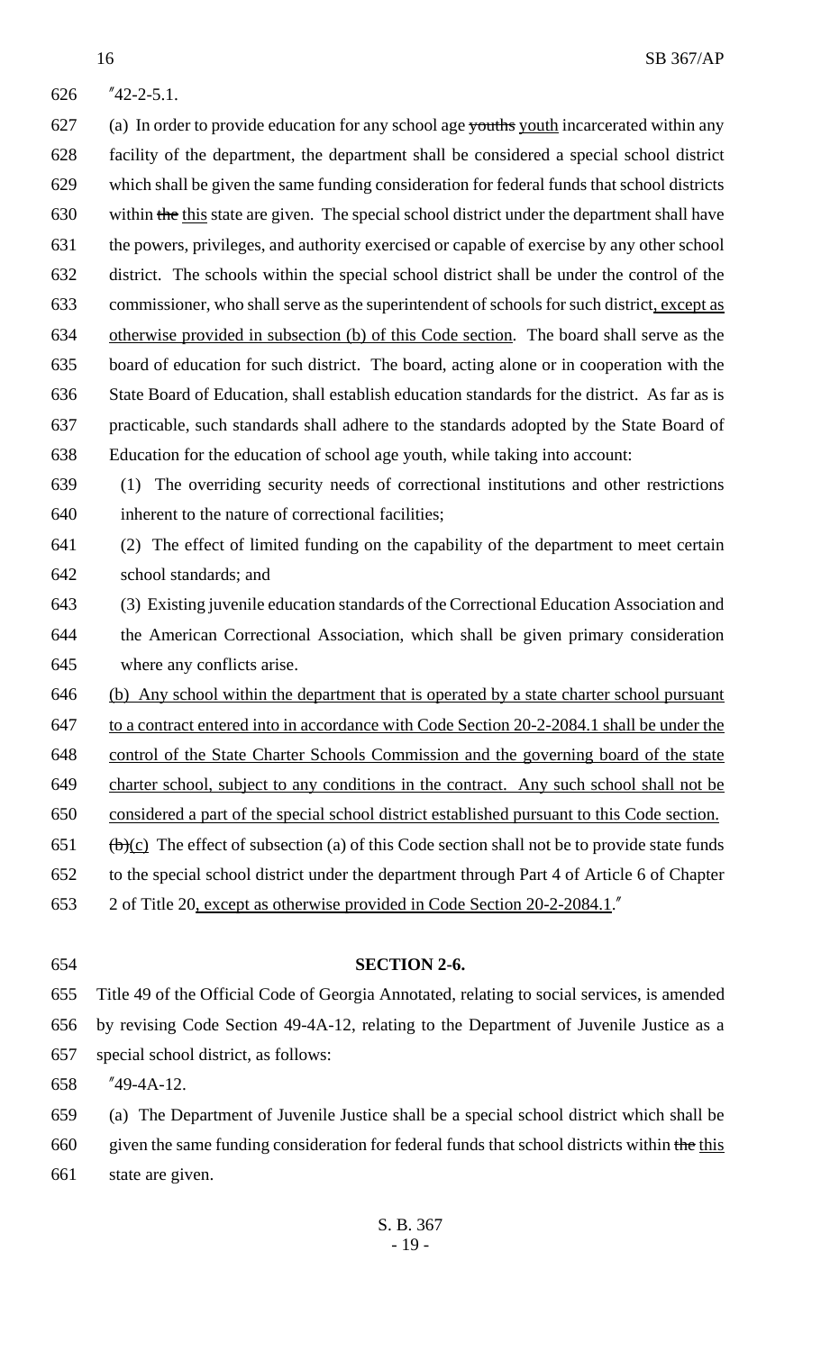"42-2-5.1.

(a) In order to provide education for any school age ~~youths~~ youth incarcerated within any facility of the department, the department shall be considered a special school district which shall be given the same funding consideration for federal funds that school districts within ~~the~~ this state are given. The special school district under the department shall have the powers, privileges, and authority exercised or capable of exercise by any other school district. The schools within the special school district shall be under the control of the commissioner, who shall serve as the superintendent of schools for such district, except as otherwise provided in subsection (b) of this Code section. The board shall serve as the board of education for such district. The board, acting alone or in cooperation with the State Board of Education, shall establish education standards for the district. As far as is practicable, such standards shall adhere to the standards adopted by the State Board of Education for the education of school age youth, while taking into account:

(1) The overriding security needs of correctional institutions and other restrictions inherent to the nature of correctional facilities;

(2) The effect of limited funding on the capability of the department to meet certain school standards; and

(3) Existing juvenile education standards of the Correctional Education Association and the American Correctional Association, which shall be given primary consideration where any conflicts arise.

(b) Any school within the department that is operated by a state charter school pursuant to a contract entered into in accordance with Code Section 20-2-2084.1 shall be under the control of the State Charter Schools Commission and the governing board of the state charter school, subject to any conditions in the contract. Any such school shall not be considered a part of the special school district established pursuant to this Code section.

~~(b)~~(c) The effect of subsection (a) of this Code section shall not be to provide state funds to the special school district under the department through Part 4 of Article 6 of Chapter 2 of Title 20, except as otherwise provided in Code Section 20-2-2084.1."

**SECTION 2-6.**

Title 49 of the Official Code of Georgia Annotated, relating to social services, is amended by revising Code Section 49-4A-12, relating to the Department of Juvenile Justice as a special school district, as follows:

"49-4A-12.

(a) The Department of Juvenile Justice shall be a special school district which shall be given the same funding consideration for federal funds that school districts within ~~the~~ this state are given.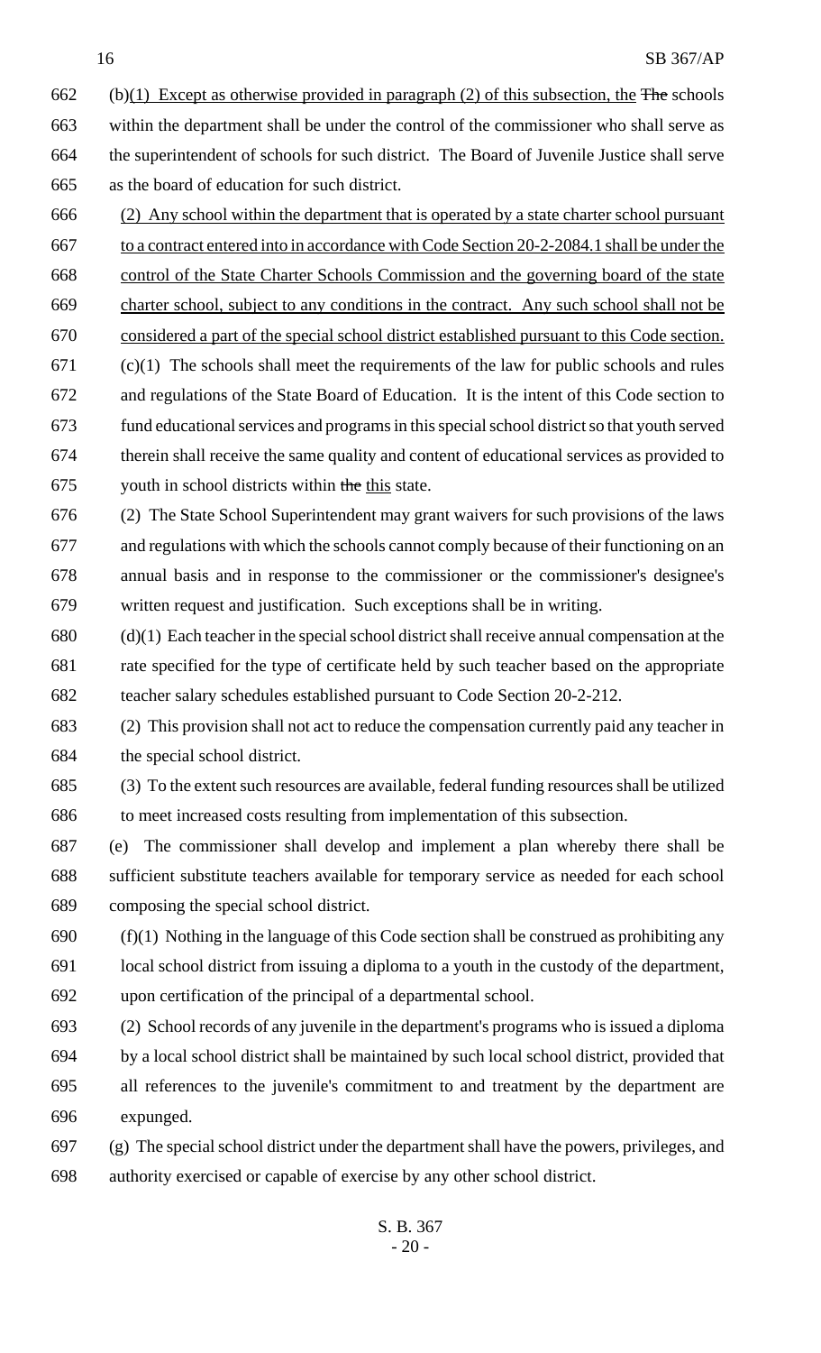662 (b)(1) Except as otherwise provided in paragraph (2) of this subsection, the ~~The~~ schools
663 within the department shall be under the control of the commissioner who shall serve as
664 the superintendent of schools for such district. The Board of Juvenile Justice shall serve
665 as the board of education for such district.

666 (2) Any school within the department that is operated by a state charter school pursuant
667 to a contract entered into in accordance with Code Section 20-2-2084.1 shall be under the
668 control of the State Charter Schools Commission and the governing board of the state
669 charter school, subject to any conditions in the contract. Any such school shall not be
670 considered a part of the special school district established pursuant to this Code section.

671 (c)(1) The schools shall meet the requirements of the law for public schools and rules
672 and regulations of the State Board of Education. It is the intent of this Code section to
673 fund educational services and programs in this special school district so that youth served
674 therein shall receive the same quality and content of educational services as provided to
675 youth in school districts within ~~the~~ this state.

676 (2) The State School Superintendent may grant waivers for such provisions of the laws
677 and regulations with which the schools cannot comply because of their functioning on an
678 annual basis and in response to the commissioner or the commissioner's designee's
679 written request and justification. Such exceptions shall be in writing.

680 (d)(1) Each teacher in the special school district shall receive annual compensation at the
681 rate specified for the type of certificate held by such teacher based on the appropriate
682 teacher salary schedules established pursuant to Code Section 20-2-212.

683 (2) This provision shall not act to reduce the compensation currently paid any teacher in
684 the special school district.

685 (3) To the extent such resources are available, federal funding resources shall be utilized
686 to meet increased costs resulting from implementation of this subsection.

687 (e) The commissioner shall develop and implement a plan whereby there shall be
688 sufficient substitute teachers available for temporary service as needed for each school
689 composing the special school district.

690 (f)(1) Nothing in the language of this Code section shall be construed as prohibiting any
691 local school district from issuing a diploma to a youth in the custody of the department,
692 upon certification of the principal of a departmental school.

693 (2) School records of any juvenile in the department's programs who is issued a diploma
694 by a local school district shall be maintained by such local school district, provided that
695 all references to the juvenile's commitment to and treatment by the department are
696 expunged.

697 (g) The special school district under the department shall have the powers, privileges, and
698 authority exercised or capable of exercise by any other school district.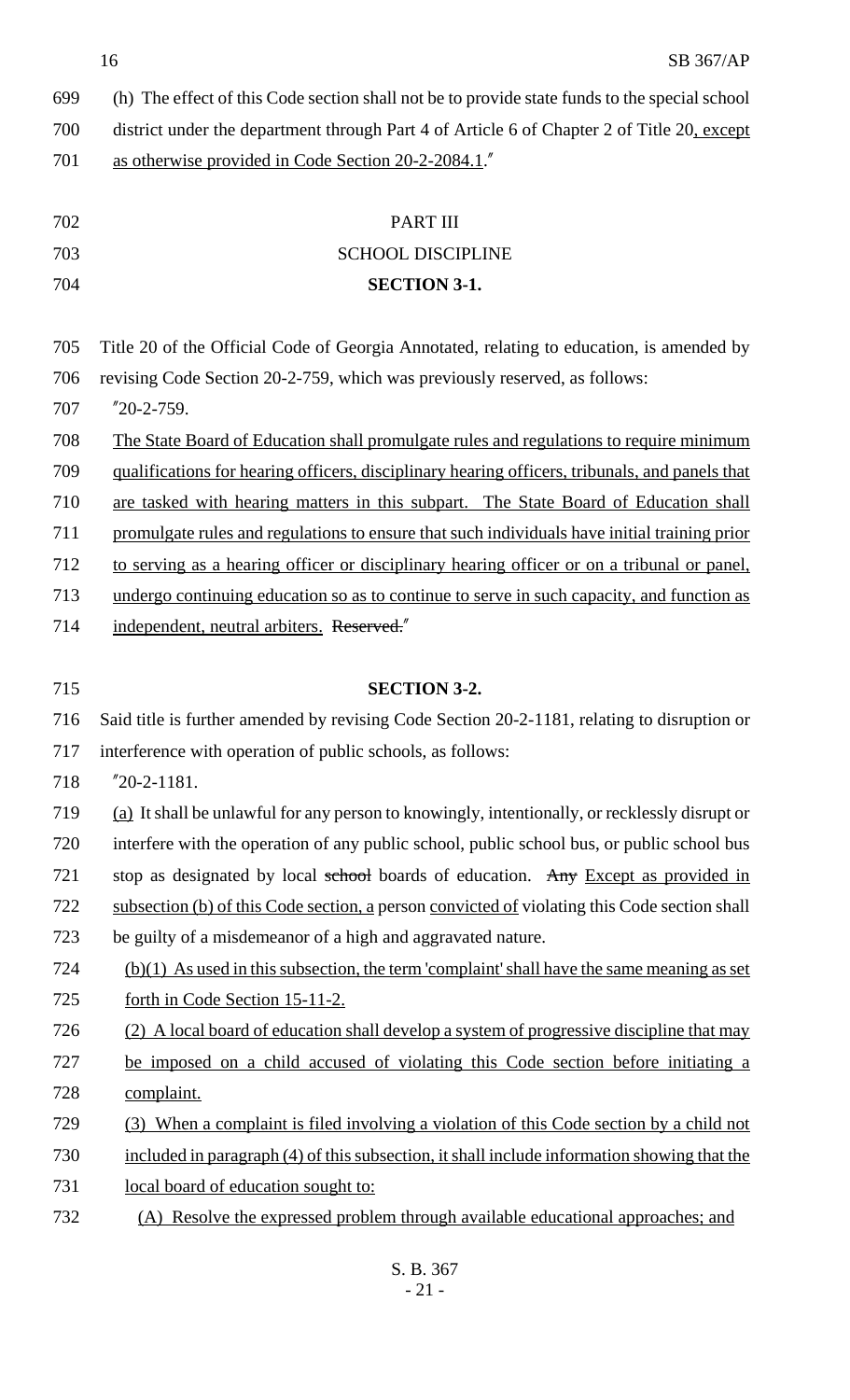(h) The effect of this Code section shall not be to provide state funds to the special school district under the department through Part 4 of Article 6 of Chapter 2 of Title 20, except as otherwise provided in Code Section 20-2-2084.1."

PART III

SCHOOL DISCIPLINE

**SECTION 3-1.**

Title 20 of the Official Code of Georgia Annotated, relating to education, is amended by revising Code Section 20-2-759, which was previously reserved, as follows:

"20-2-759.

The State Board of Education shall promulgate rules and regulations to require minimum qualifications for hearing officers, disciplinary hearing officers, tribunals, and panels that are tasked with hearing matters in this subpart. The State Board of Education shall promulgate rules and regulations to ensure that such individuals have initial training prior to serving as a hearing officer or disciplinary hearing officer or on a tribunal or panel, undergo continuing education so as to continue to serve in such capacity, and function as independent, neutral arbiters. ~~Reserved.~~"

**SECTION 3-2.**

Said title is further amended by revising Code Section 20-2-1181, relating to disruption or interference with operation of public schools, as follows:

"20-2-1181.

(a) It shall be unlawful for any person to knowingly, intentionally, or recklessly disrupt or interfere with the operation of any public school, public school bus, or public school bus stop as designated by local ~~school~~ boards of education. ~~Any~~ Except as provided in subsection (b) of this Code section, a person convicted of violating this Code section shall be guilty of a misdemeanor of a high and aggravated nature.

(b)(1) As used in this subsection, the term 'complaint' shall have the same meaning as set forth in Code Section 15-11-2.

(2) A local board of education shall develop a system of progressive discipline that may be imposed on a child accused of violating this Code section before initiating a complaint.

(3) When a complaint is filed involving a violation of this Code section by a child not included in paragraph (4) of this subsection, it shall include information showing that the local board of education sought to:

(A) Resolve the expressed problem through available educational approaches; and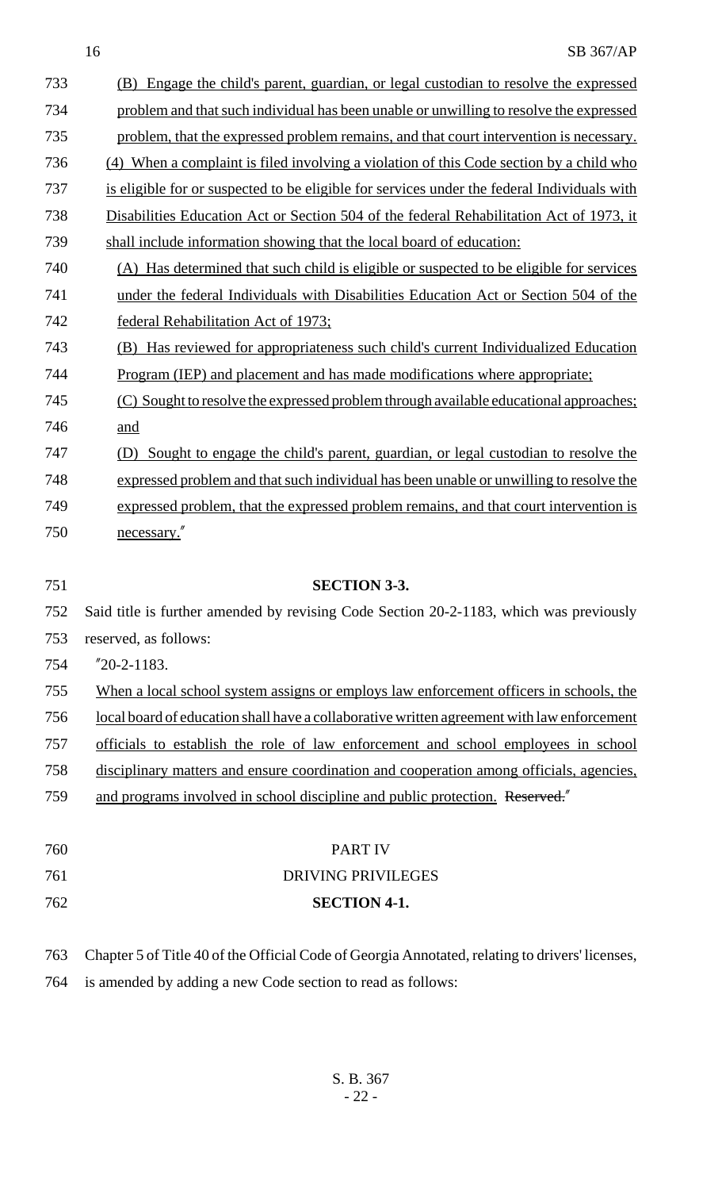(B) Engage the child's parent, guardian, or legal custodian to resolve the expressed problem and that such individual has been unable or unwilling to resolve the expressed problem, that the expressed problem remains, and that court intervention is necessary.

(4) When a complaint is filed involving a violation of this Code section by a child who is eligible for or suspected to be eligible for services under the federal Individuals with Disabilities Education Act or Section 504 of the federal Rehabilitation Act of 1973, it shall include information showing that the local board of education:

(A) Has determined that such child is eligible or suspected to be eligible for services under the federal Individuals with Disabilities Education Act or Section 504 of the federal Rehabilitation Act of 1973;

(B) Has reviewed for appropriateness such child's current Individualized Education Program (IEP) and placement and has made modifications where appropriate;

(C) Sought to resolve the expressed problem through available educational approaches; and

(D) Sought to engage the child's parent, guardian, or legal custodian to resolve the expressed problem and that such individual has been unable or unwilling to resolve the expressed problem, that the expressed problem remains, and that court intervention is necessary."

**SECTION 3-3.**

Said title is further amended by revising Code Section 20-2-1183, which was previously reserved, as follows:

"20-2-1183.

When a local school system assigns or employs law enforcement officers in schools, the local board of education shall have a collaborative written agreement with law enforcement officials to establish the role of law enforcement and school employees in school disciplinary matters and ensure coordination and cooperation among officials, agencies, and programs involved in school discipline and public protection. ~~Reserved.~~"

PART IV

DRIVING PRIVILEGES

**SECTION 4-1.**

Chapter 5 of Title 40 of the Official Code of Georgia Annotated, relating to drivers' licenses, is amended by adding a new Code section to read as follows: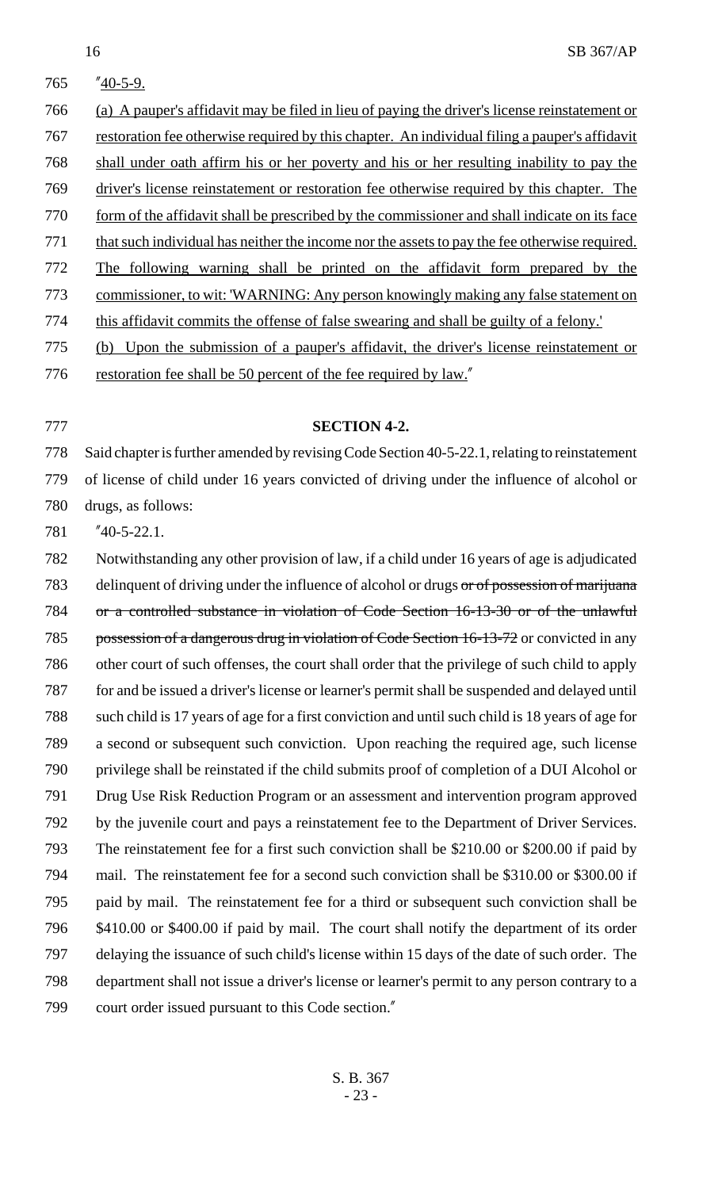"40-5-9.

(a) A pauper's affidavit may be filed in lieu of paying the driver's license reinstatement or restoration fee otherwise required by this chapter. An individual filing a pauper's affidavit shall under oath affirm his or her poverty and his or her resulting inability to pay the driver's license reinstatement or restoration fee otherwise required by this chapter. The form of the affidavit shall be prescribed by the commissioner and shall indicate on its face that such individual has neither the income nor the assets to pay the fee otherwise required. The following warning shall be printed on the affidavit form prepared by the commissioner, to wit: 'WARNING: Any person knowingly making any false statement on this affidavit commits the offense of false swearing and shall be guilty of a felony.'

(b) Upon the submission of a pauper's affidavit, the driver's license reinstatement or restoration fee shall be 50 percent of the fee required by law."

**SECTION 4-2.**

Said chapter is further amended by revising Code Section 40-5-22.1, relating to reinstatement of license of child under 16 years convicted of driving under the influence of alcohol or drugs, as follows:

"40-5-22.1.

Notwithstanding any other provision of law, if a child under 16 years of age is adjudicated delinquent of driving under the influence of alcohol or drugs ~~or of possession of marijuana or a controlled substance in violation of Code Section 16-13-30 or of the unlawful possession of a dangerous drug in violation of Code Section 16-13-72~~ or convicted in any other court of such offenses, the court shall order that the privilege of such child to apply for and be issued a driver's license or learner's permit shall be suspended and delayed until such child is 17 years of age for a first conviction and until such child is 18 years of age for a second or subsequent such conviction. Upon reaching the required age, such license privilege shall be reinstated if the child submits proof of completion of a DUI Alcohol or Drug Use Risk Reduction Program or an assessment and intervention program approved by the juvenile court and pays a reinstatement fee to the Department of Driver Services. The reinstatement fee for a first such conviction shall be $210.00 or $200.00 if paid by mail. The reinstatement fee for a second such conviction shall be $310.00 or $300.00 if paid by mail. The reinstatement fee for a third or subsequent such conviction shall be $410.00 or $400.00 if paid by mail. The court shall notify the department of its order delaying the issuance of such child's license within 15 days of the date of such order. The department shall not issue a driver's license or learner's permit to any person contrary to a court order issued pursuant to this Code section."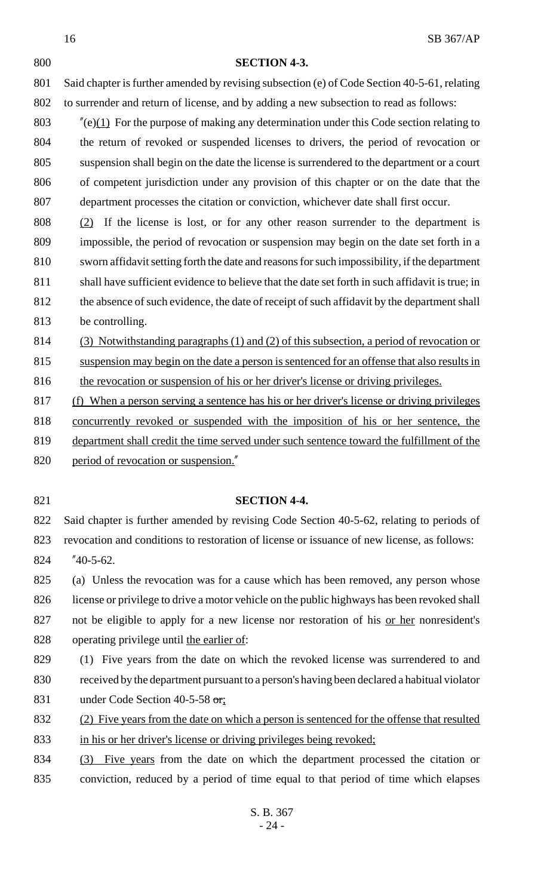**SECTION 4-3.**

Said chapter is further amended by revising subsection (e) of Code Section 40-5-61, relating to surrender and return of license, and by adding a new subsection to read as follows:

"(e)(1) For the purpose of making any determination under this Code section relating to the return of revoked or suspended licenses to drivers, the period of revocation or suspension shall begin on the date the license is surrendered to the department or a court of competent jurisdiction under any provision of this chapter or on the date that the department processes the citation or conviction, whichever date shall first occur.

(2) If the license is lost, or for any other reason surrender to the department is impossible, the period of revocation or suspension may begin on the date set forth in a sworn affidavit setting forth the date and reasons for such impossibility, if the department shall have sufficient evidence to believe that the date set forth in such affidavit is true; in the absence of such evidence, the date of receipt of such affidavit by the department shall be controlling.

(3) Notwithstanding paragraphs (1) and (2) of this subsection, a period of revocation or suspension may begin on the date a person is sentenced for an offense that also results in the revocation or suspension of his or her driver's license or driving privileges.

(f) When a person serving a sentence has his or her driver's license or driving privileges concurrently revoked or suspended with the imposition of his or her sentence, the department shall credit the time served under such sentence toward the fulfillment of the period of revocation or suspension."

**SECTION 4-4.**

Said chapter is further amended by revising Code Section 40-5-62, relating to periods of revocation and conditions to restoration of license or issuance of new license, as follows:

"40-5-62.

(a) Unless the revocation was for a cause which has been removed, any person whose license or privilege to drive a motor vehicle on the public highways has been revoked shall not be eligible to apply for a new license nor restoration of his or her nonresident's operating privilege until the earlier of:

(1) Five years from the date on which the revoked license was surrendered to and received by the department pursuant to a person's having been declared a habitual violator under Code Section 40-5-58 ~~or~~;

(2) Five years from the date on which a person is sentenced for the offense that resulted in his or her driver's license or driving privileges being revoked;

(3) Five years from the date on which the department processed the citation or conviction, reduced by a period of time equal to that period of time which elapses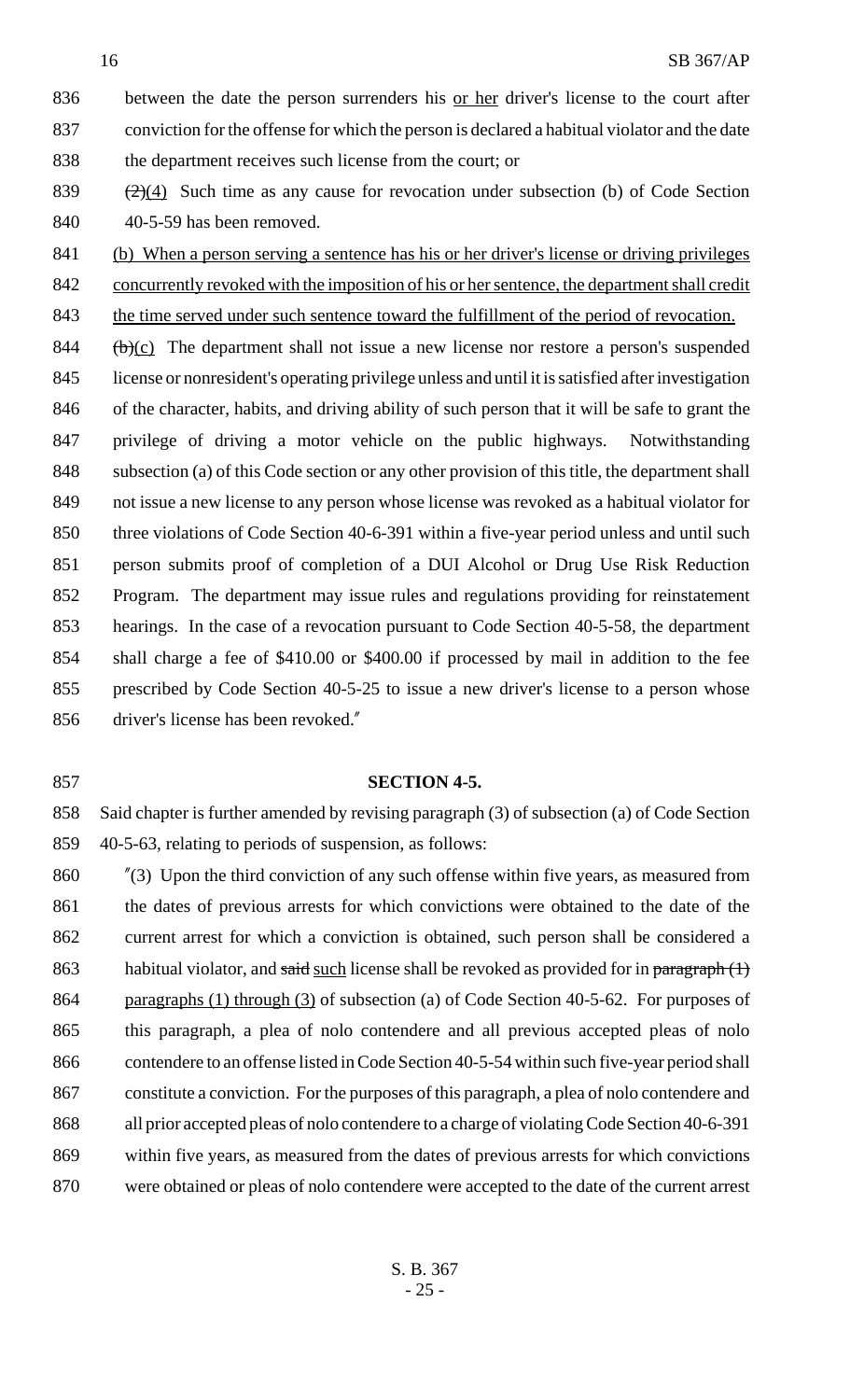between the date the person surrenders his <u>or her</u> driver's license to the court after conviction for the offense for which the person is declared a habitual violator and the date the department receives such license from the court; or

~~(2)~~<u>(4)</u> Such time as any cause for revocation under subsection (b) of Code Section 40-5-59 has been removed.

<u>(b) When a person serving a sentence has his or her driver's license or driving privileges concurrently revoked with the imposition of his or her sentence, the department shall credit the time served under such sentence toward the fulfillment of the period of revocation.</u>

~~(b)~~<u>(c)</u> The department shall not issue a new license nor restore a person's suspended license or nonresident's operating privilege unless and until it is satisfied after investigation of the character, habits, and driving ability of such person that it will be safe to grant the privilege of driving a motor vehicle on the public highways. Notwithstanding subsection (a) of this Code section or any other provision of this title, the department shall not issue a new license to any person whose license was revoked as a habitual violator for three violations of Code Section 40-6-391 within a five-year period unless and until such person submits proof of completion of a DUI Alcohol or Drug Use Risk Reduction Program. The department may issue rules and regulations providing for reinstatement hearings. In the case of a revocation pursuant to Code Section 40-5-58, the department shall charge a fee of $410.00 or $400.00 if processed by mail in addition to the fee prescribed by Code Section 40-5-25 to issue a new driver's license to a person whose driver's license has been revoked.″

**SECTION 4-5.**

Said chapter is further amended by revising paragraph (3) of subsection (a) of Code Section 40-5-63, relating to periods of suspension, as follows:

″(3) Upon the third conviction of any such offense within five years, as measured from the dates of previous arrests for which convictions were obtained to the date of the current arrest for which a conviction is obtained, such person shall be considered a habitual violator, and ~~said~~ <u>such</u> license shall be revoked as provided for in ~~paragraph (1)~~ <u>paragraphs (1) through (3)</u> of subsection (a) of Code Section 40-5-62. For purposes of this paragraph, a plea of nolo contendere and all previous accepted pleas of nolo contendere to an offense listed in Code Section 40-5-54 within such five-year period shall constitute a conviction. For the purposes of this paragraph, a plea of nolo contendere and all prior accepted pleas of nolo contendere to a charge of violating Code Section 40-6-391 within five years, as measured from the dates of previous arrests for which convictions were obtained or pleas of nolo contendere were accepted to the date of the current arrest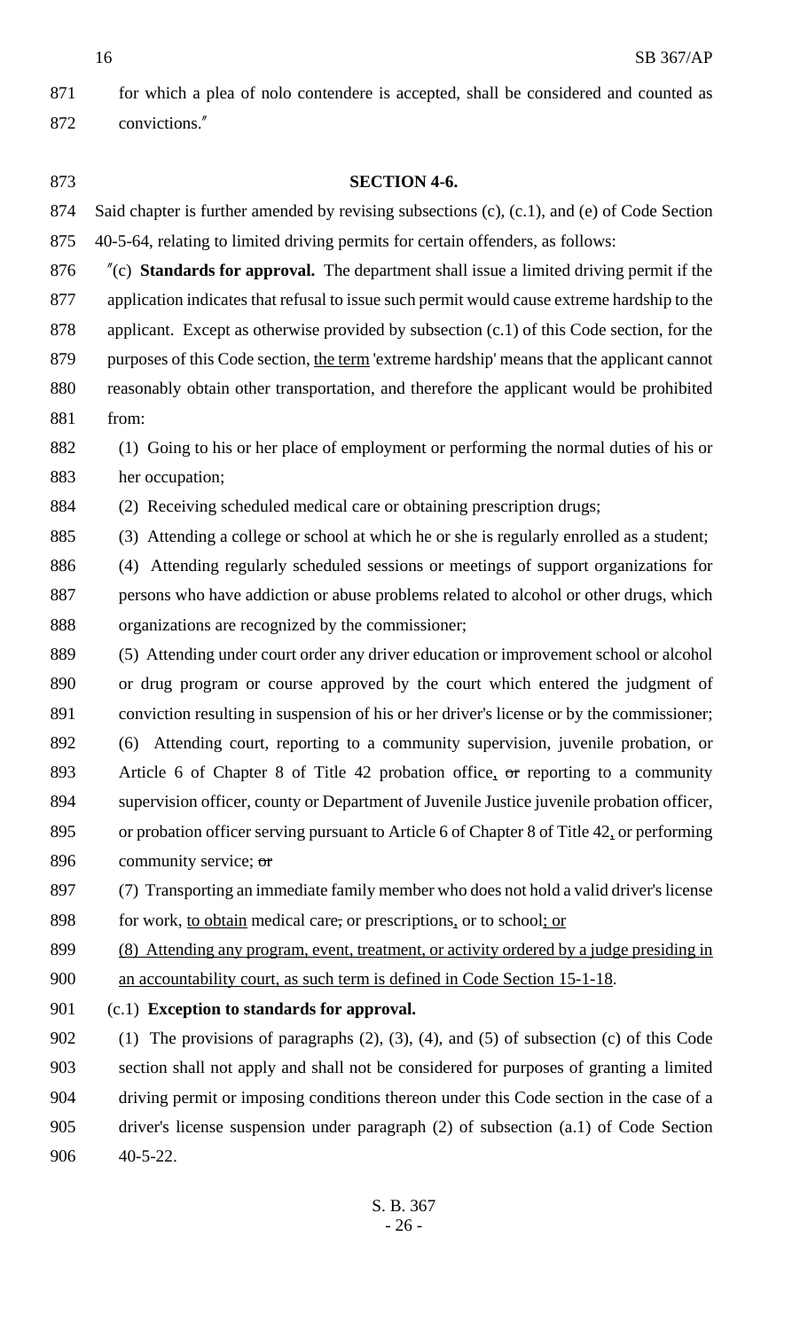for which a plea of nolo contendere is accepted, shall be considered and counted as convictions."

**SECTION 4-6.**

Said chapter is further amended by revising subsections (c), (c.1), and (e) of Code Section 40-5-64, relating to limited driving permits for certain offenders, as follows:

"(c) **Standards for approval.** The department shall issue a limited driving permit if the application indicates that refusal to issue such permit would cause extreme hardship to the applicant. Except as otherwise provided by subsection (c.1) of this Code section, for the purposes of this Code section, the term 'extreme hardship' means that the applicant cannot reasonably obtain other transportation, and therefore the applicant would be prohibited from:

(1) Going to his or her place of employment or performing the normal duties of his or her occupation;

(2) Receiving scheduled medical care or obtaining prescription drugs;

(3) Attending a college or school at which he or she is regularly enrolled as a student;

(4) Attending regularly scheduled sessions or meetings of support organizations for persons who have addiction or abuse problems related to alcohol or other drugs, which organizations are recognized by the commissioner;

(5) Attending under court order any driver education or improvement school or alcohol or drug program or course approved by the court which entered the judgment of conviction resulting in suspension of his or her driver's license or by the commissioner;

(6) Attending court, reporting to a community supervision, juvenile probation, or Article 6 of Chapter 8 of Title 42 probation office, ~~or~~ reporting to a community supervision officer, county or Department of Juvenile Justice juvenile probation officer, or probation officer serving pursuant to Article 6 of Chapter 8 of Title 42, or performing community service; ~~or~~

(7) Transporting an immediate family member who does not hold a valid driver's license for work, to obtain medical care~~,~~ or prescriptions, or to school; or

(8) Attending any program, event, treatment, or activity ordered by a judge presiding in an accountability court, as such term is defined in Code Section 15-1-18.

(c.1) **Exception to standards for approval.**

(1) The provisions of paragraphs (2), (3), (4), and (5) of subsection (c) of this Code section shall not apply and shall not be considered for purposes of granting a limited driving permit or imposing conditions thereon under this Code section in the case of a driver's license suspension under paragraph (2) of subsection (a.1) of Code Section 40-5-22.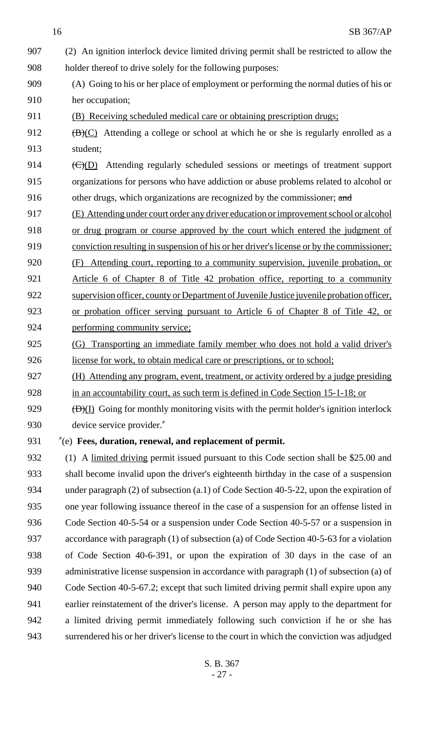907 (2) An ignition interlock device limited driving permit shall be restricted to allow the
908 holder thereof to drive solely for the following purposes:

909 (A) Going to his or her place of employment or performing the normal duties of his or
910 her occupation;

911 (B) Receiving scheduled medical care or obtaining prescription drugs;

912 ~~(B)~~(C) Attending a college or school at which he or she is regularly enrolled as a
913 student;

914 ~~(C)~~(D) Attending regularly scheduled sessions or meetings of treatment support
915 organizations for persons who have addiction or abuse problems related to alcohol or
916 other drugs, which organizations are recognized by the commissioner; ~~and~~

917 (E) Attending under court order any driver education or improvement school or alcohol
918 or drug program or course approved by the court which entered the judgment of
919 conviction resulting in suspension of his or her driver's license or by the commissioner;

920 (F) Attending court, reporting to a community supervision, juvenile probation, or
921 Article 6 of Chapter 8 of Title 42 probation office, reporting to a community
922 supervision officer, county or Department of Juvenile Justice juvenile probation officer,
923 or probation officer serving pursuant to Article 6 of Chapter 8 of Title 42, or
924 performing community service;

925 (G) Transporting an immediate family member who does not hold a valid driver's
926 license for work, to obtain medical care or prescriptions, or to school;

927 (H) Attending any program, event, treatment, or activity ordered by a judge presiding
928 in an accountability court, as such term is defined in Code Section 15-1-18; or

929 ~~(D)~~(I) Going for monthly monitoring visits with the permit holder's ignition interlock
930 device service provider."

931 "(e) **Fees, duration, renewal, and replacement of permit.**

932 (1) A limited driving permit issued pursuant to this Code section shall be $25.00 and
933 shall become invalid upon the driver's eighteenth birthday in the case of a suspension
934 under paragraph (2) of subsection (a.1) of Code Section 40-5-22, upon the expiration of
935 one year following issuance thereof in the case of a suspension for an offense listed in
936 Code Section 40-5-54 or a suspension under Code Section 40-5-57 or a suspension in
937 accordance with paragraph (1) of subsection (a) of Code Section 40-5-63 for a violation
938 of Code Section 40-6-391, or upon the expiration of 30 days in the case of an
939 administrative license suspension in accordance with paragraph (1) of subsection (a) of
940 Code Section 40-5-67.2; except that such limited driving permit shall expire upon any
941 earlier reinstatement of the driver's license. A person may apply to the department for
942 a limited driving permit immediately following such conviction if he or she has
943 surrendered his or her driver's license to the court in which the conviction was adjudged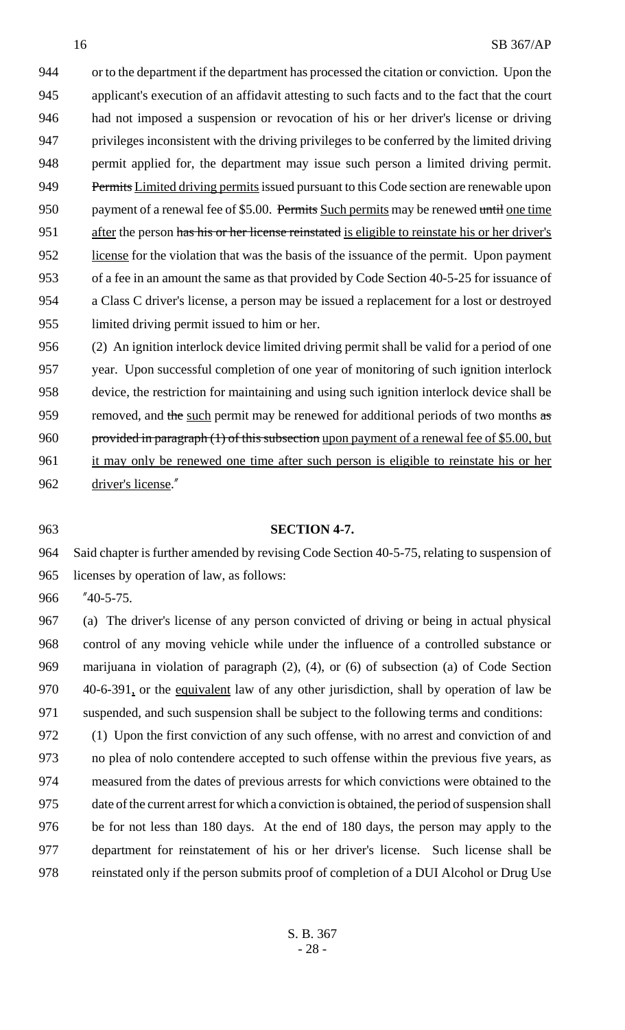or to the department if the department has processed the citation or conviction. Upon the applicant's execution of an affidavit attesting to such facts and to the fact that the court had not imposed a suspension or revocation of his or her driver's license or driving privileges inconsistent with the driving privileges to be conferred by the limited driving permit applied for, the department may issue such person a limited driving permit. ~~Permits~~ Limited driving permits issued pursuant to this Code section are renewable upon payment of a renewal fee of $5.00. ~~Permits~~ Such permits may be renewed ~~until~~ one time after the person ~~has his or her license reinstated~~ is eligible to reinstate his or her driver's license for the violation that was the basis of the issuance of the permit. Upon payment of a fee in an amount the same as that provided by Code Section 40-5-25 for issuance of a Class C driver's license, a person may be issued a replacement for a lost or destroyed limited driving permit issued to him or her.

(2) An ignition interlock device limited driving permit shall be valid for a period of one year. Upon successful completion of one year of monitoring of such ignition interlock device, the restriction for maintaining and using such ignition interlock device shall be removed, and ~~the~~ such permit may be renewed for additional periods of two months ~~as provided in paragraph (1) of this subsection~~ upon payment of a renewal fee of $5.00, but it may only be renewed one time after such person is eligible to reinstate his or her driver's license."

**SECTION 4-7.**

Said chapter is further amended by revising Code Section 40-5-75, relating to suspension of licenses by operation of law, as follows:

"40-5-75.

(a) The driver's license of any person convicted of driving or being in actual physical control of any moving vehicle while under the influence of a controlled substance or marijuana in violation of paragraph (2), (4), or (6) of subsection (a) of Code Section 40-6-391, or the equivalent law of any other jurisdiction, shall by operation of law be suspended, and such suspension shall be subject to the following terms and conditions:

(1) Upon the first conviction of any such offense, with no arrest and conviction of and no plea of nolo contendere accepted to such offense within the previous five years, as measured from the dates of previous arrests for which convictions were obtained to the date of the current arrest for which a conviction is obtained, the period of suspension shall be for not less than 180 days. At the end of 180 days, the person may apply to the department for reinstatement of his or her driver's license. Such license shall be reinstated only if the person submits proof of completion of a DUI Alcohol or Drug Use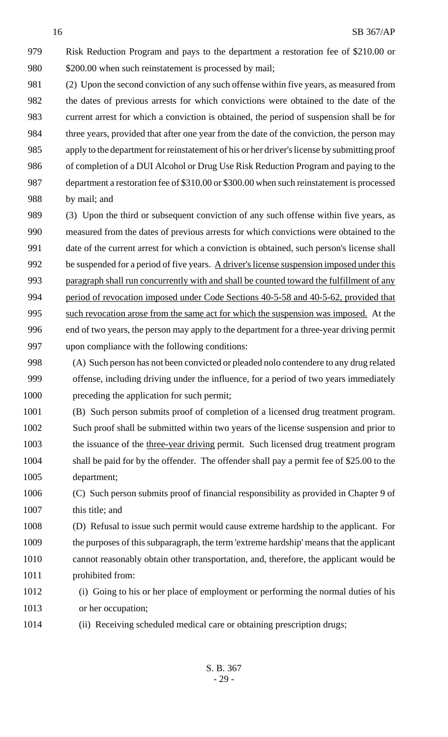979 Risk Reduction Program and pays to the department a restoration fee of $210.00 or
980 $200.00 when such reinstatement is processed by mail;

981 (2) Upon the second conviction of any such offense within five years, as measured from
982 the dates of previous arrests for which convictions were obtained to the date of the
983 current arrest for which a conviction is obtained, the period of suspension shall be for
984 three years, provided that after one year from the date of the conviction, the person may
985 apply to the department for reinstatement of his or her driver's license by submitting proof
986 of completion of a DUI Alcohol or Drug Use Risk Reduction Program and paying to the
987 department a restoration fee of $310.00 or $300.00 when such reinstatement is processed
988 by mail; and

989 (3) Upon the third or subsequent conviction of any such offense within five years, as
990 measured from the dates of previous arrests for which convictions were obtained to the
991 date of the current arrest for which a conviction is obtained, such person's license shall
992 be suspended for a period of five years. <u>A driver's license suspension imposed under this</u>
993 <u>paragraph shall run concurrently with and shall be counted toward the fulfillment of any</u>
994 <u>period of revocation imposed under Code Sections 40-5-58 and 40-5-62, provided that</u>
995 <u>such revocation arose from the same act for which the suspension was imposed.</u> At the
996 end of two years, the person may apply to the department for a three-year driving permit
997 upon compliance with the following conditions:

998 (A) Such person has not been convicted or pleaded nolo contendere to any drug related
999 offense, including driving under the influence, for a period of two years immediately
1000 preceding the application for such permit;

1001 (B) Such person submits proof of completion of a licensed drug treatment program.
1002 Such proof shall be submitted within two years of the license suspension and prior to
1003 the issuance of the <u>three-year driving</u> permit. Such licensed drug treatment program
1004 shall be paid for by the offender. The offender shall pay a permit fee of $25.00 to the
1005 department;

1006 (C) Such person submits proof of financial responsibility as provided in Chapter 9 of
1007 this title; and

1008 (D) Refusal to issue such permit would cause extreme hardship to the applicant. For
1009 the purposes of this subparagraph, the term 'extreme hardship' means that the applicant
1010 cannot reasonably obtain other transportation, and, therefore, the applicant would be
1011 prohibited from:

1012 (i) Going to his or her place of employment or performing the normal duties of his
1013 or her occupation;

1014 (ii) Receiving scheduled medical care or obtaining prescription drugs;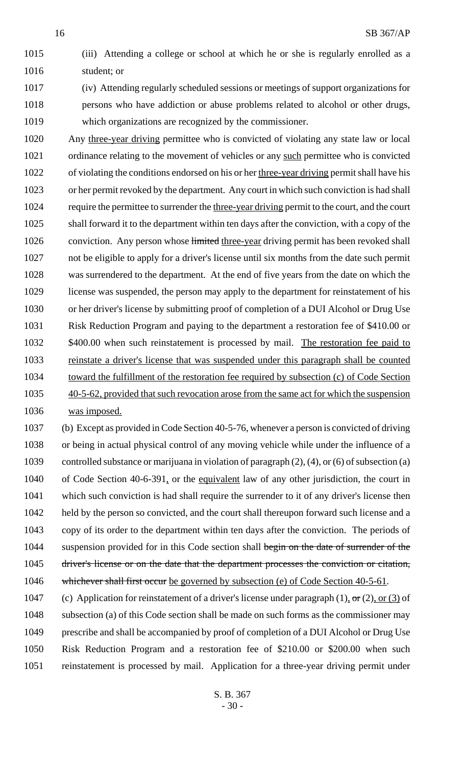(iii) Attending a college or school at which he or she is regularly enrolled as a student; or

(iv) Attending regularly scheduled sessions or meetings of support organizations for persons who have addiction or abuse problems related to alcohol or other drugs, which organizations are recognized by the commissioner.

Any three-year driving permittee who is convicted of violating any state law or local ordinance relating to the movement of vehicles or any such permittee who is convicted of violating the conditions endorsed on his or her three-year driving permit shall have his or her permit revoked by the department. Any court in which such conviction is had shall require the permittee to surrender the three-year driving permit to the court, and the court shall forward it to the department within ten days after the conviction, with a copy of the conviction. Any person whose ~~limited~~ three-year driving permit has been revoked shall not be eligible to apply for a driver's license until six months from the date such permit was surrendered to the department. At the end of five years from the date on which the license was suspended, the person may apply to the department for reinstatement of his or her driver's license by submitting proof of completion of a DUI Alcohol or Drug Use Risk Reduction Program and paying to the department a restoration fee of $410.00 or $400.00 when such reinstatement is processed by mail. The restoration fee paid to reinstate a driver's license that was suspended under this paragraph shall be counted toward the fulfillment of the restoration fee required by subsection (c) of Code Section 40-5-62, provided that such revocation arose from the same act for which the suspension was imposed.

(b) Except as provided in Code Section 40-5-76, whenever a person is convicted of driving or being in actual physical control of any moving vehicle while under the influence of a controlled substance or marijuana in violation of paragraph (2), (4), or (6) of subsection (a) of Code Section 40-6-391, or the equivalent law of any other jurisdiction, the court in which such conviction is had shall require the surrender to it of any driver's license then held by the person so convicted, and the court shall thereupon forward such license and a copy of its order to the department within ten days after the conviction. The periods of suspension provided for in this Code section shall ~~begin on the date of surrender of the driver's license or on the date that the department processes the conviction or citation, whichever shall first occur~~ be governed by subsection (e) of Code Section 40-5-61.

(c) Application for reinstatement of a driver's license under paragraph (1), ~~or~~ (2), or (3) of subsection (a) of this Code section shall be made on such forms as the commissioner may prescribe and shall be accompanied by proof of completion of a DUI Alcohol or Drug Use Risk Reduction Program and a restoration fee of $210.00 or $200.00 when such reinstatement is processed by mail. Application for a three-year driving permit under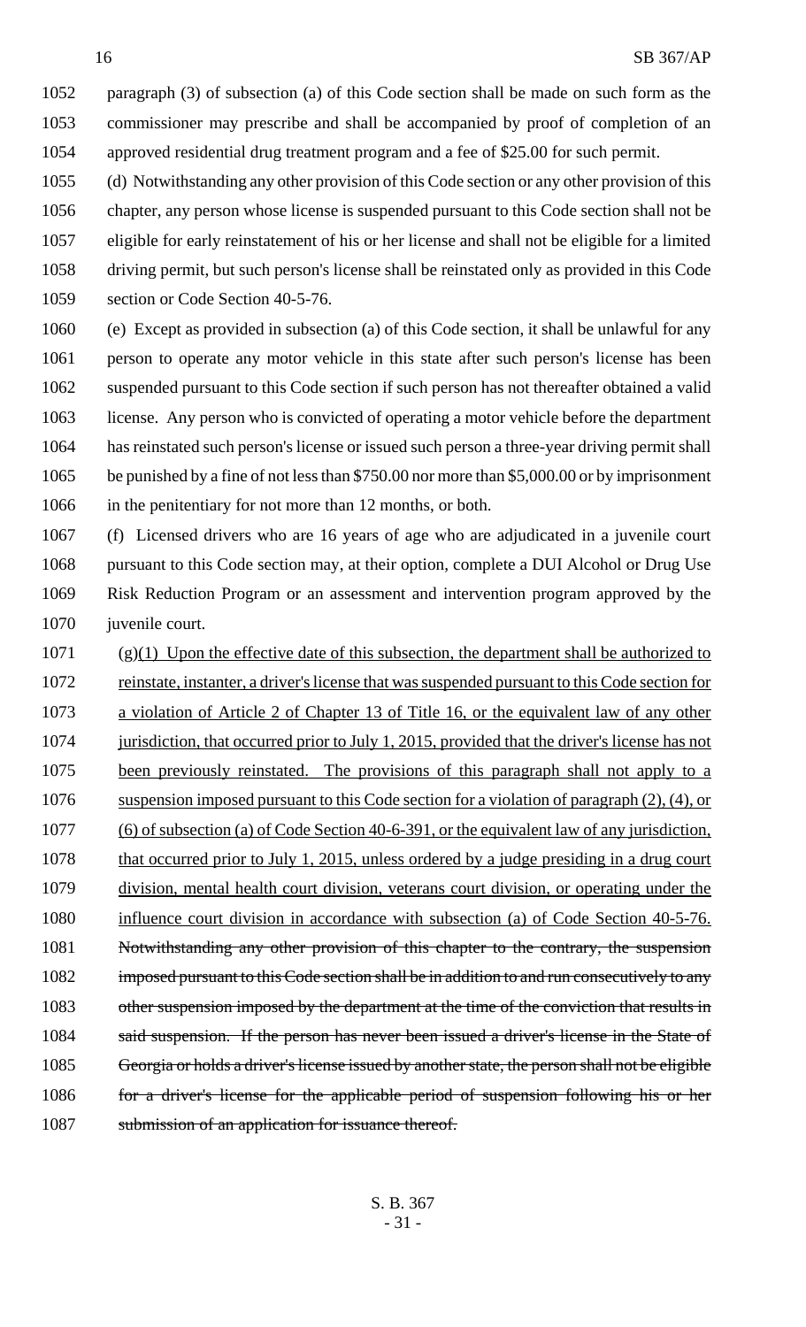paragraph (3) of subsection (a) of this Code section shall be made on such form as the commissioner may prescribe and shall be accompanied by proof of completion of an approved residential drug treatment program and a fee of $25.00 for such permit.

(d) Notwithstanding any other provision of this Code section or any other provision of this chapter, any person whose license is suspended pursuant to this Code section shall not be eligible for early reinstatement of his or her license and shall not be eligible for a limited driving permit, but such person's license shall be reinstated only as provided in this Code section or Code Section 40-5-76.

(e) Except as provided in subsection (a) of this Code section, it shall be unlawful for any person to operate any motor vehicle in this state after such person's license has been suspended pursuant to this Code section if such person has not thereafter obtained a valid license. Any person who is convicted of operating a motor vehicle before the department has reinstated such person's license or issued such person a three-year driving permit shall be punished by a fine of not less than $750.00 nor more than $5,000.00 or by imprisonment in the penitentiary for not more than 12 months, or both.

(f) Licensed drivers who are 16 years of age who are adjudicated in a juvenile court pursuant to this Code section may, at their option, complete a DUI Alcohol or Drug Use Risk Reduction Program or an assessment and intervention program approved by the juvenile court.

(g)(1) Upon the effective date of this subsection, the department shall be authorized to reinstate, instanter, a driver's license that was suspended pursuant to this Code section for a violation of Article 2 of Chapter 13 of Title 16, or the equivalent law of any other jurisdiction, that occurred prior to July 1, 2015, provided that the driver's license has not been previously reinstated. The provisions of this paragraph shall not apply to a suspension imposed pursuant to this Code section for a violation of paragraph (2), (4), or (6) of subsection (a) of Code Section 40-6-391, or the equivalent law of any jurisdiction, that occurred prior to July 1, 2015, unless ordered by a judge presiding in a drug court division, mental health court division, veterans court division, or operating under the influence court division in accordance with subsection (a) of Code Section 40-5-76. ~~Notwithstanding any other provision of this chapter to the contrary, the suspension imposed pursuant to this Code section shall be in addition to and run consecutively to any other suspension imposed by the department at the time of the conviction that results in said suspension. If the person has never been issued a driver's license in the State of Georgia or holds a driver's license issued by another state, the person shall not be eligible for a driver's license for the applicable period of suspension following his or her submission of an application for issuance thereof.~~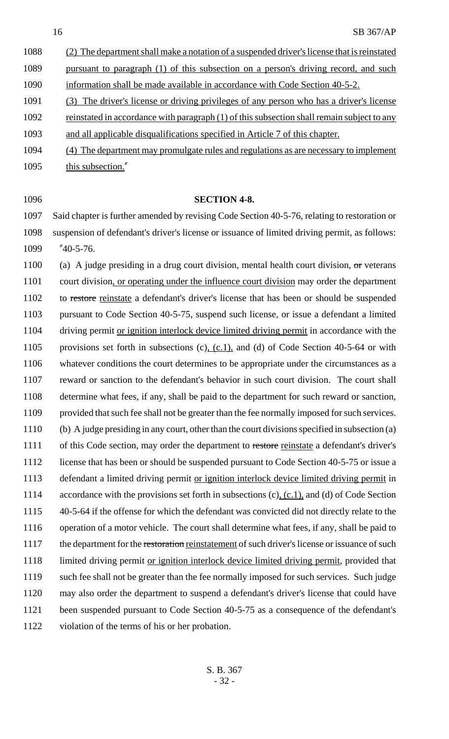(2) The department shall make a notation of a suspended driver's license that is reinstated pursuant to paragraph (1) of this subsection on a person's driving record, and such information shall be made available in accordance with Code Section 40-5-2.

(3) The driver's license or driving privileges of any person who has a driver's license reinstated in accordance with paragraph (1) of this subsection shall remain subject to any and all applicable disqualifications specified in Article 7 of this chapter.

(4) The department may promulgate rules and regulations as are necessary to implement this subsection."

**SECTION 4-8.**

Said chapter is further amended by revising Code Section 40-5-76, relating to restoration or suspension of defendant's driver's license or issuance of limited driving permit, as follows:

"40-5-76.

(a) A judge presiding in a drug court division, mental health court division, ~~or~~ veterans court division, or operating under the influence court division may order the department to ~~restore~~ reinstate a defendant's driver's license that has been or should be suspended pursuant to Code Section 40-5-75, suspend such license, or issue a defendant a limited driving permit or ignition interlock device limited driving permit in accordance with the provisions set forth in subsections (c), (c.1), and (d) of Code Section 40-5-64 or with whatever conditions the court determines to be appropriate under the circumstances as a reward or sanction to the defendant's behavior in such court division. The court shall determine what fees, if any, shall be paid to the department for such reward or sanction, provided that such fee shall not be greater than the fee normally imposed for such services.

(b) A judge presiding in any court, other than the court divisions specified in subsection (a) of this Code section, may order the department to ~~restore~~ reinstate a defendant's driver's license that has been or should be suspended pursuant to Code Section 40-5-75 or issue a defendant a limited driving permit or ignition interlock device limited driving permit in accordance with the provisions set forth in subsections (c), (c.1), and (d) of Code Section 40-5-64 if the offense for which the defendant was convicted did not directly relate to the operation of a motor vehicle. The court shall determine what fees, if any, shall be paid to the department for the ~~restoration~~ reinstatement of such driver's license or issuance of such limited driving permit or ignition interlock device limited driving permit, provided that such fee shall not be greater than the fee normally imposed for such services. Such judge may also order the department to suspend a defendant's driver's license that could have been suspended pursuant to Code Section 40-5-75 as a consequence of the defendant's violation of the terms of his or her probation.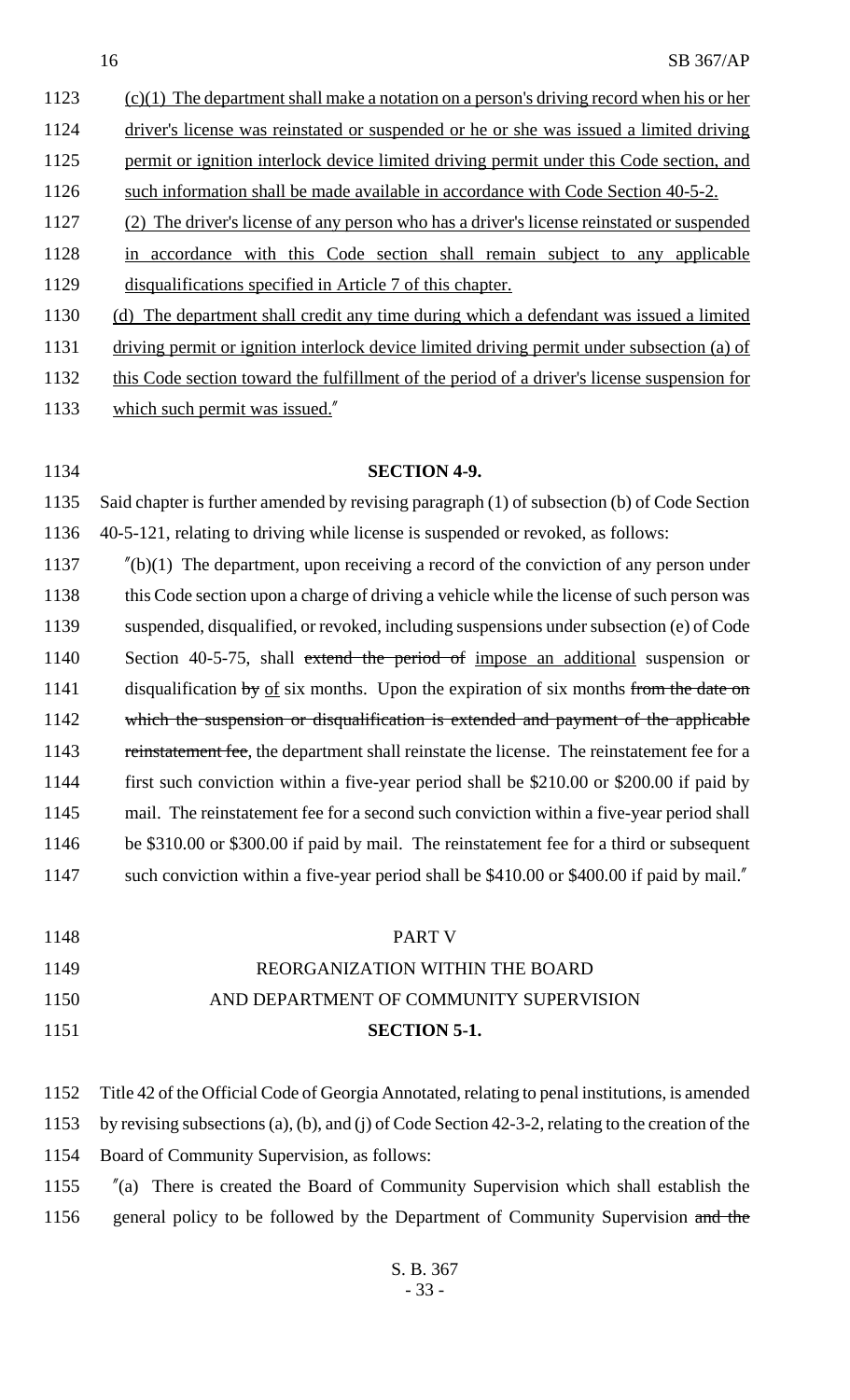(c)(1) The department shall make a notation on a person's driving record when his or her driver's license was reinstated or suspended or he or she was issued a limited driving permit or ignition interlock device limited driving permit under this Code section, and such information shall be made available in accordance with Code Section 40-5-2.

(2) The driver's license of any person who has a driver's license reinstated or suspended in accordance with this Code section shall remain subject to any applicable disqualifications specified in Article 7 of this chapter.

(d) The department shall credit any time during which a defendant was issued a limited driving permit or ignition interlock device limited driving permit under subsection (a) of this Code section toward the fulfillment of the period of a driver's license suspension for which such permit was issued."

**SECTION 4-9.**

Said chapter is further amended by revising paragraph (1) of subsection (b) of Code Section 40-5-121, relating to driving while license is suspended or revoked, as follows:

"(b)(1) The department, upon receiving a record of the conviction of any person under this Code section upon a charge of driving a vehicle while the license of such person was suspended, disqualified, or revoked, including suspensions under subsection (e) of Code Section 40-5-75, shall ~~extend the period of~~ impose an additional suspension or disqualification ~~by~~ of six months. Upon the expiration of six months ~~from the date on which the suspension or disqualification is extended and payment of the applicable reinstatement fee~~, the department shall reinstate the license. The reinstatement fee for a first such conviction within a five-year period shall be \$210.00 or \$200.00 if paid by mail. The reinstatement fee for a second such conviction within a five-year period shall be \$310.00 or \$300.00 if paid by mail. The reinstatement fee for a third or subsequent such conviction within a five-year period shall be \$410.00 or \$400.00 if paid by mail."

## PART V
## REORGANIZATION WITHIN THE BOARD AND DEPARTMENT OF COMMUNITY SUPERVISION

**SECTION 5-1.**

Title 42 of the Official Code of Georgia Annotated, relating to penal institutions, is amended by revising subsections (a), (b), and (j) of Code Section 42-3-2, relating to the creation of the Board of Community Supervision, as follows:

"(a) There is created the Board of Community Supervision which shall establish the general policy to be followed by the Department of Community Supervision ~~and the~~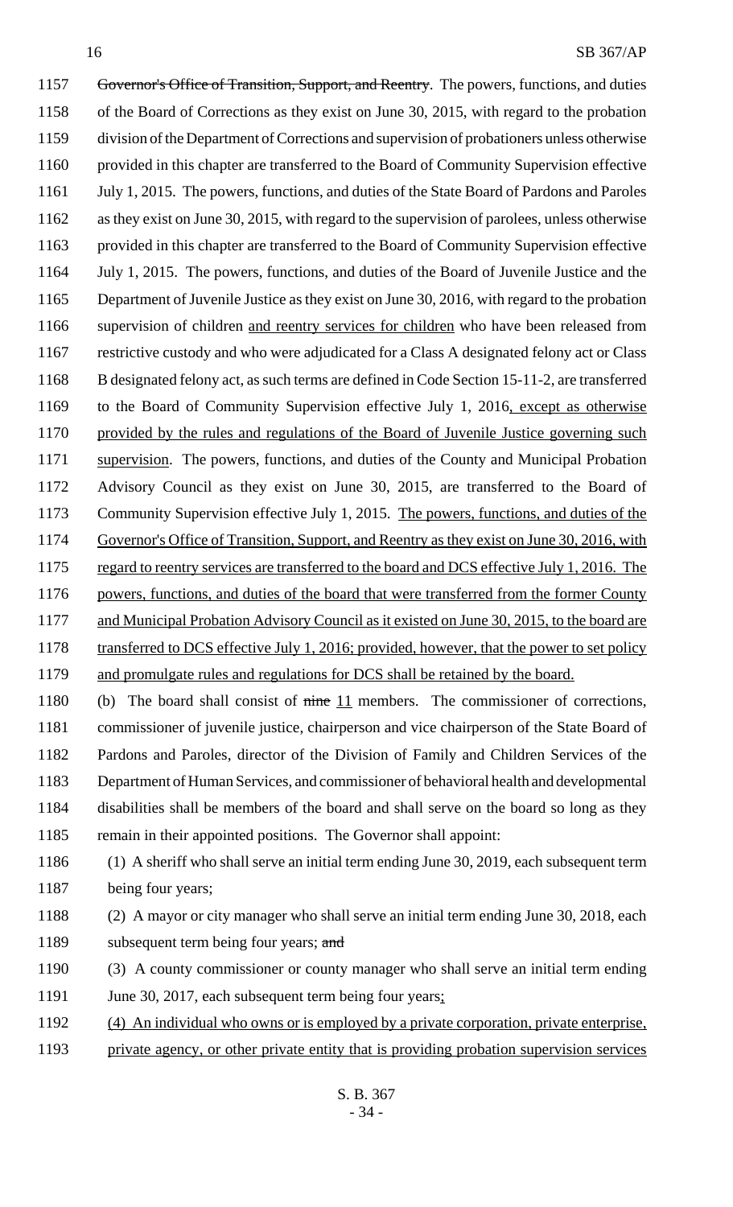Governor's Office of Transition, Support, and Reentry. The powers, functions, and duties of the Board of Corrections as they exist on June 30, 2015, with regard to the probation division of the Department of Corrections and supervision of probationers unless otherwise provided in this chapter are transferred to the Board of Community Supervision effective July 1, 2015. The powers, functions, and duties of the State Board of Pardons and Paroles as they exist on June 30, 2015, with regard to the supervision of parolees, unless otherwise provided in this chapter are transferred to the Board of Community Supervision effective July 1, 2015. The powers, functions, and duties of the Board of Juvenile Justice and the Department of Juvenile Justice as they exist on June 30, 2016, with regard to the probation supervision of children and reentry services for children who have been released from restrictive custody and who were adjudicated for a Class A designated felony act or Class B designated felony act, as such terms are defined in Code Section 15-11-2, are transferred to the Board of Community Supervision effective July 1, 2016, except as otherwise provided by the rules and regulations of the Board of Juvenile Justice governing such supervision. The powers, functions, and duties of the County and Municipal Probation Advisory Council as they exist on June 30, 2015, are transferred to the Board of Community Supervision effective July 1, 2015. The powers, functions, and duties of the Governor's Office of Transition, Support, and Reentry as they exist on June 30, 2016, with regard to reentry services are transferred to the board and DCS effective July 1, 2016. The powers, functions, and duties of the board that were transferred from the former County and Municipal Probation Advisory Council as it existed on June 30, 2015, to the board are transferred to DCS effective July 1, 2016; provided, however, that the power to set policy and promulgate rules and regulations for DCS shall be retained by the board.

(b) The board shall consist of nine 11 members. The commissioner of corrections, commissioner of juvenile justice, chairperson and vice chairperson of the State Board of Pardons and Paroles, director of the Division of Family and Children Services of the Department of Human Services, and commissioner of behavioral health and developmental disabilities shall be members of the board and shall serve on the board so long as they remain in their appointed positions. The Governor shall appoint:

(1) A sheriff who shall serve an initial term ending June 30, 2019, each subsequent term being four years;

(2) A mayor or city manager who shall serve an initial term ending June 30, 2018, each subsequent term being four years; and

(3) A county commissioner or county manager who shall serve an initial term ending June 30, 2017, each subsequent term being four years;

(4) An individual who owns or is employed by a private corporation, private enterprise, private agency, or other private entity that is providing probation supervision services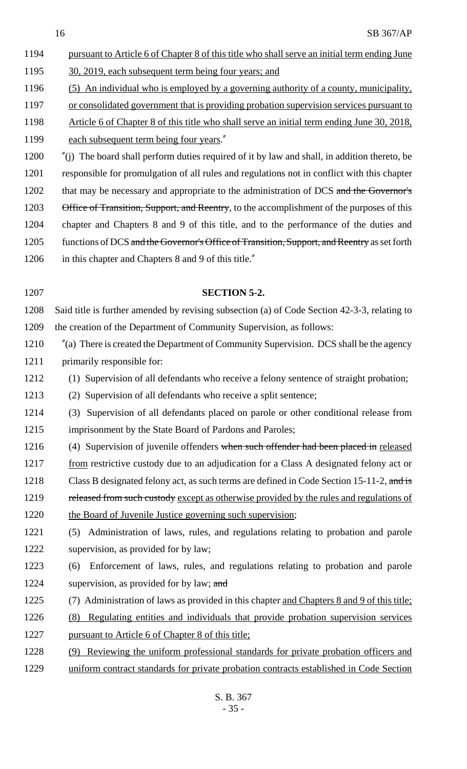pursuant to Article 6 of Chapter 8 of this title who shall serve an initial term ending June 30, 2019, each subsequent term being four years; and

(5) An individual who is employed by a governing authority of a county, municipality, or consolidated government that is providing probation supervision services pursuant to Article 6 of Chapter 8 of this title who shall serve an initial term ending June 30, 2018, each subsequent term being four years."

"(j) The board shall perform duties required of it by law and shall, in addition thereto, be responsible for promulgation of all rules and regulations not in conflict with this chapter that may be necessary and appropriate to the administration of DCS ~~and the Governor's Office of Transition, Support, and Reentry~~, to the accomplishment of the purposes of this chapter and Chapters 8 and 9 of this title, and to the performance of the duties and functions of DCS ~~and the Governor's Office of Transition, Support, and Reentry~~ as set forth in this chapter and Chapters 8 and 9 of this title."

**SECTION 5-2.**

Said title is further amended by revising subsection (a) of Code Section 42-3-3, relating to the creation of the Department of Community Supervision, as follows:

"(a) There is created the Department of Community Supervision. DCS shall be the agency primarily responsible for:

(1) Supervision of all defendants who receive a felony sentence of straight probation;

(2) Supervision of all defendants who receive a split sentence;

(3) Supervision of all defendants placed on parole or other conditional release from imprisonment by the State Board of Pardons and Paroles;

(4) Supervision of juvenile offenders ~~when such offender had been placed in~~ released from restrictive custody due to an adjudication for a Class A designated felony act or Class B designated felony act, as such terms are defined in Code Section 15-11-2, ~~and is released from such custody~~ except as otherwise provided by the rules and regulations of the Board of Juvenile Justice governing such supervision;

(5) Administration of laws, rules, and regulations relating to probation and parole supervision, as provided for by law;

(6) Enforcement of laws, rules, and regulations relating to probation and parole supervision, as provided for by law; ~~and~~

(7) Administration of laws as provided in this chapter and Chapters 8 and 9 of this title;

(8) Regulating entities and individuals that provide probation supervision services pursuant to Article 6 of Chapter 8 of this title;

(9) Reviewing the uniform professional standards for private probation officers and uniform contract standards for private probation contracts established in Code Section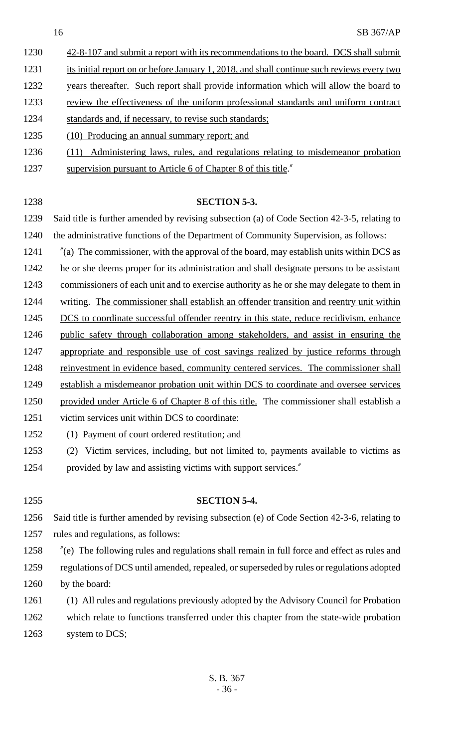42-8-107 and submit a report with its recommendations to the board. DCS shall submit its initial report on or before January 1, 2018, and shall continue such reviews every two years thereafter. Such report shall provide information which will allow the board to review the effectiveness of the uniform professional standards and uniform contract standards and, if necessary, to revise such standards;

(10) Producing an annual summary report; and

(11) Administering laws, rules, and regulations relating to misdemeanor probation supervision pursuant to Article 6 of Chapter 8 of this title."

**SECTION 5-3.**

Said title is further amended by revising subsection (a) of Code Section 42-3-5, relating to the administrative functions of the Department of Community Supervision, as follows:

"(a) The commissioner, with the approval of the board, may establish units within DCS as he or she deems proper for its administration and shall designate persons to be assistant commissioners of each unit and to exercise authority as he or she may delegate to them in writing. The commissioner shall establish an offender transition and reentry unit within DCS to coordinate successful offender reentry in this state, reduce recidivism, enhance public safety through collaboration among stakeholders, and assist in ensuring the appropriate and responsible use of cost savings realized by justice reforms through reinvestment in evidence based, community centered services. The commissioner shall establish a misdemeanor probation unit within DCS to coordinate and oversee services provided under Article 6 of Chapter 8 of this title. The commissioner shall establish a victim services unit within DCS to coordinate:

(1) Payment of court ordered restitution; and

(2) Victim services, including, but not limited to, payments available to victims as provided by law and assisting victims with support services."

**SECTION 5-4.**

Said title is further amended by revising subsection (e) of Code Section 42-3-6, relating to rules and regulations, as follows:

"(e) The following rules and regulations shall remain in full force and effect as rules and regulations of DCS until amended, repealed, or superseded by rules or regulations adopted by the board:

(1) All rules and regulations previously adopted by the Advisory Council for Probation which relate to functions transferred under this chapter from the state-wide probation system to DCS;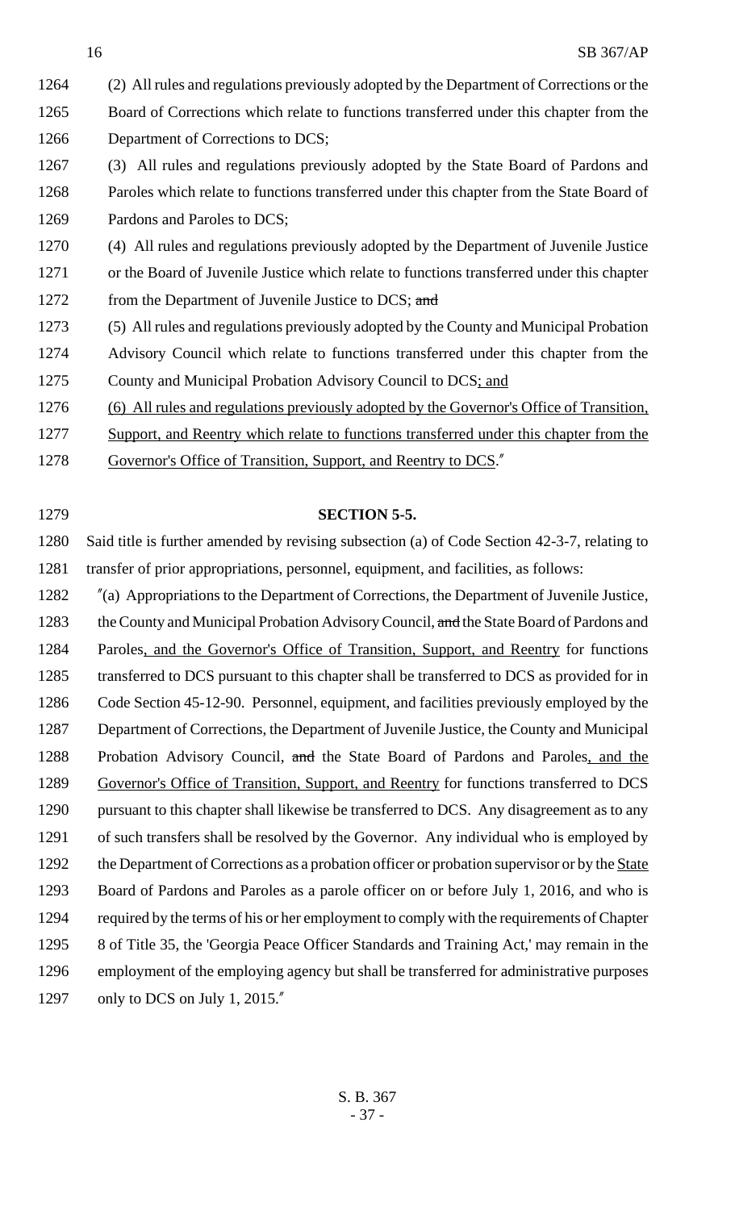(2) All rules and regulations previously adopted by the Department of Corrections or the Board of Corrections which relate to functions transferred under this chapter from the Department of Corrections to DCS;

(3) All rules and regulations previously adopted by the State Board of Pardons and Paroles which relate to functions transferred under this chapter from the State Board of Pardons and Paroles to DCS;

(4) All rules and regulations previously adopted by the Department of Juvenile Justice or the Board of Juvenile Justice which relate to functions transferred under this chapter from the Department of Juvenile Justice to DCS; ~~and~~

(5) All rules and regulations previously adopted by the County and Municipal Probation Advisory Council which relate to functions transferred under this chapter from the County and Municipal Probation Advisory Council to DCS<u>; and</u>

<u>(6) All rules and regulations previously adopted by the Governor's Office of Transition, Support, and Reentry which relate to functions transferred under this chapter from the Governor's Office of Transition, Support, and Reentry to DCS</u>."

**SECTION 5-5.**

Said title is further amended by revising subsection (a) of Code Section 42-3-7, relating to transfer of prior appropriations, personnel, equipment, and facilities, as follows:

"(a) Appropriations to the Department of Corrections, the Department of Juvenile Justice, the County and Municipal Probation Advisory Council, ~~and~~ the State Board of Pardons and Paroles<u>, and the Governor's Office of Transition, Support, and Reentry</u> for functions transferred to DCS pursuant to this chapter shall be transferred to DCS as provided for in Code Section 45-12-90. Personnel, equipment, and facilities previously employed by the Department of Corrections, the Department of Juvenile Justice, the County and Municipal Probation Advisory Council, ~~and~~ the State Board of Pardons and Paroles<u>, and the Governor's Office of Transition, Support, and Reentry</u> for functions transferred to DCS pursuant to this chapter shall likewise be transferred to DCS. Any disagreement as to any of such transfers shall be resolved by the Governor. Any individual who is employed by the Department of Corrections as a probation officer or probation supervisor or by the <u>State</u> Board of Pardons and Paroles as a parole officer on or before July 1, 2016, and who is required by the terms of his or her employment to comply with the requirements of Chapter 8 of Title 35, the 'Georgia Peace Officer Standards and Training Act,' may remain in the employment of the employing agency but shall be transferred for administrative purposes only to DCS on July 1, 2015."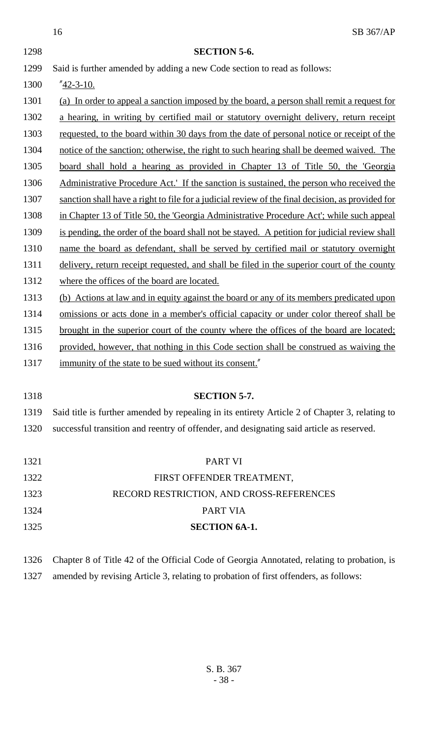**SECTION 5-6.**

Said is further amended by adding a new Code section to read as follows:

"42-3-10.

(a) In order to appeal a sanction imposed by the board, a person shall remit a request for a hearing, in writing by certified mail or statutory overnight delivery, return receipt requested, to the board within 30 days from the date of personal notice or receipt of the notice of the sanction; otherwise, the right to such hearing shall be deemed waived. The board shall hold a hearing as provided in Chapter 13 of Title 50, the 'Georgia Administrative Procedure Act.' If the sanction is sustained, the person who received the sanction shall have a right to file for a judicial review of the final decision, as provided for in Chapter 13 of Title 50, the 'Georgia Administrative Procedure Act'; while such appeal is pending, the order of the board shall not be stayed. A petition for judicial review shall name the board as defendant, shall be served by certified mail or statutory overnight delivery, return receipt requested, and shall be filed in the superior court of the county where the offices of the board are located.

(b) Actions at law and in equity against the board or any of its members predicated upon omissions or acts done in a member's official capacity or under color thereof shall be brought in the superior court of the county where the offices of the board are located; provided, however, that nothing in this Code section shall be construed as waiving the immunity of the state to be sued without its consent."

**SECTION 5-7.**

Said title is further amended by repealing in its entirety Article 2 of Chapter 3, relating to successful transition and reentry of offender, and designating said article as reserved.

PART VI

FIRST OFFENDER TREATMENT,

RECORD RESTRICTION, AND CROSS-REFERENCES

PART VIA

**SECTION 6A-1.**

Chapter 8 of Title 42 of the Official Code of Georgia Annotated, relating to probation, is amended by revising Article 3, relating to probation of first offenders, as follows: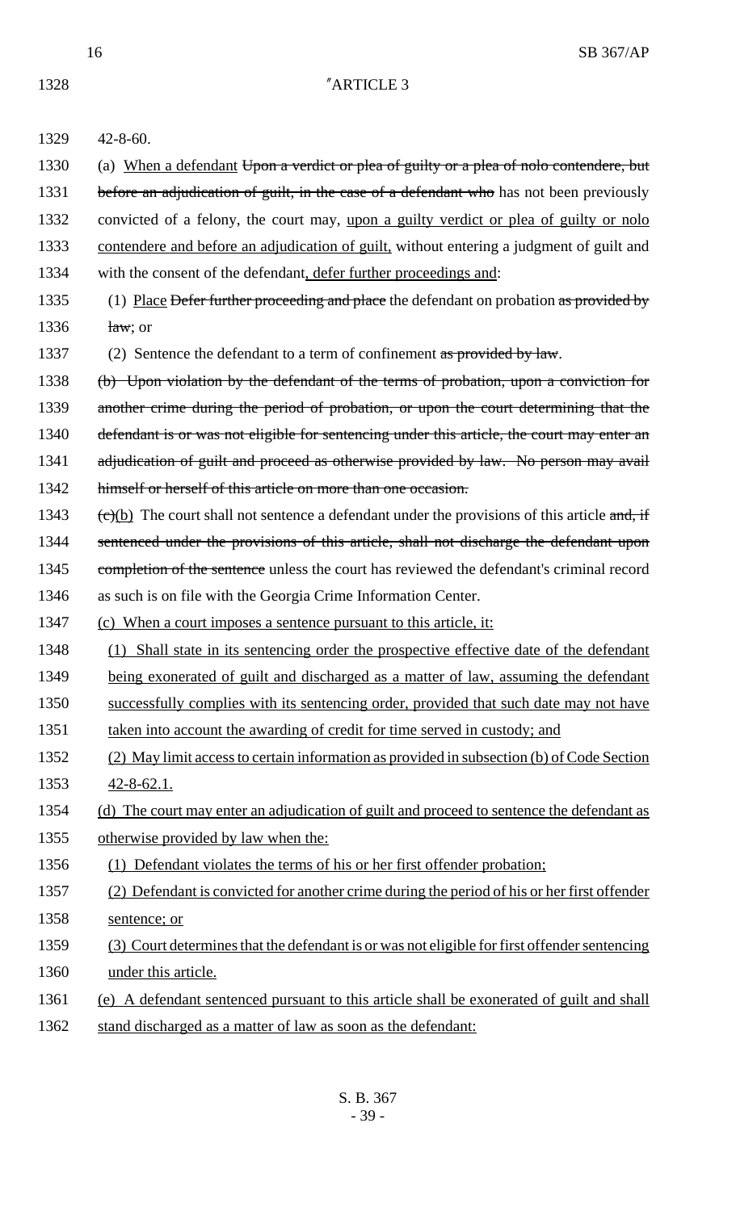"ARTICLE 3

42-8-60.

(a) When a defendant ~~Upon a verdict or plea of guilty or a plea of nolo contendere, but before an adjudication of guilt, in the case of a defendant who~~ has not been previously convicted of a felony, the court may, upon a guilty verdict or plea of guilty or nolo contendere and before an adjudication of guilt, without entering a judgment of guilt and with the consent of the defendant, defer further proceedings and:

(1) Place ~~Defer further proceeding and place~~ the defendant on probation ~~as provided by law~~; or

(2) Sentence the defendant to a term of confinement ~~as provided by law~~.

~~(b) Upon violation by the defendant of the terms of probation, upon a conviction for another crime during the period of probation, or upon the court determining that the defendant is or was not eligible for sentencing under this article, the court may enter an adjudication of guilt and proceed as otherwise provided by law. No person may avail himself or herself of this article on more than one occasion.~~

~~(c)~~(b) The court shall not sentence a defendant under the provisions of this article ~~and, if sentenced under the provisions of this article, shall not discharge the defendant upon completion of the sentence~~ unless the court has reviewed the defendant's criminal record as such is on file with the Georgia Crime Information Center.

(c) When a court imposes a sentence pursuant to this article, it:

(1) Shall state in its sentencing order the prospective effective date of the defendant being exonerated of guilt and discharged as a matter of law, assuming the defendant successfully complies with its sentencing order, provided that such date may not have taken into account the awarding of credit for time served in custody; and

(2) May limit access to certain information as provided in subsection (b) of Code Section 42-8-62.1.

(d) The court may enter an adjudication of guilt and proceed to sentence the defendant as otherwise provided by law when the:

(1) Defendant violates the terms of his or her first offender probation;

(2) Defendant is convicted for another crime during the period of his or her first offender sentence; or

(3) Court determines that the defendant is or was not eligible for first offender sentencing under this article.

(e) A defendant sentenced pursuant to this article shall be exonerated of guilt and shall stand discharged as a matter of law as soon as the defendant: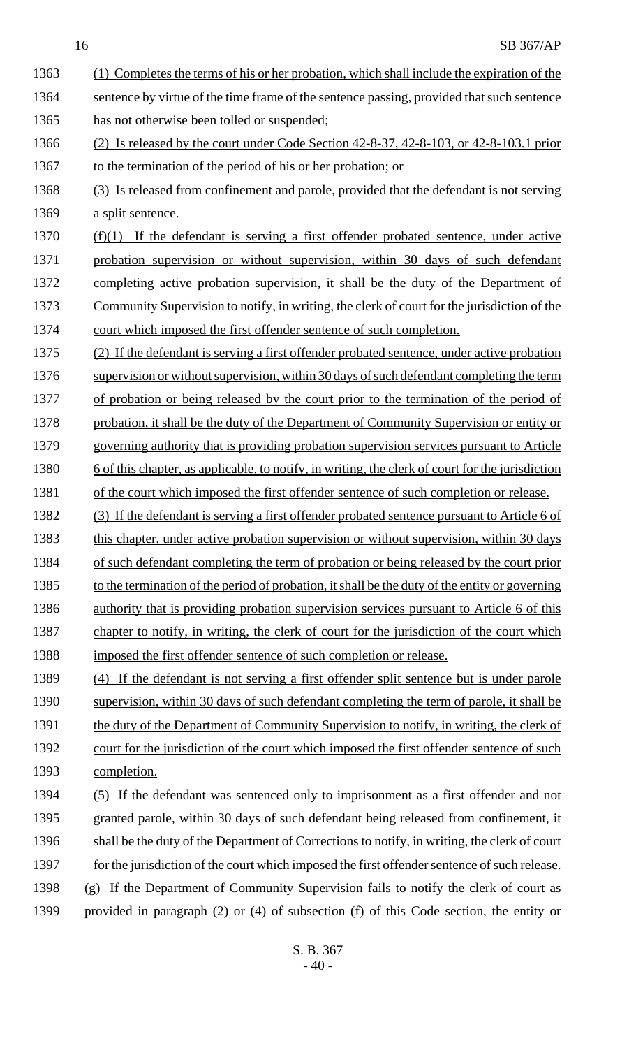(1) Completes the terms of his or her probation, which shall include the expiration of the sentence by virtue of the time frame of the sentence passing, provided that such sentence has not otherwise been tolled or suspended;

(2) Is released by the court under Code Section 42-8-37, 42-8-103, or 42-8-103.1 prior to the termination of the period of his or her probation; or

(3) Is released from confinement and parole, provided that the defendant is not serving a split sentence.

(f)(1) If the defendant is serving a first offender probated sentence, under active probation supervision or without supervision, within 30 days of such defendant completing active probation supervision, it shall be the duty of the Department of Community Supervision to notify, in writing, the clerk of court for the jurisdiction of the court which imposed the first offender sentence of such completion.

(2) If the defendant is serving a first offender probated sentence, under active probation supervision or without supervision, within 30 days of such defendant completing the term of probation or being released by the court prior to the termination of the period of probation, it shall be the duty of the Department of Community Supervision or entity or governing authority that is providing probation supervision services pursuant to Article 6 of this chapter, as applicable, to notify, in writing, the clerk of court for the jurisdiction of the court which imposed the first offender sentence of such completion or release.

(3) If the defendant is serving a first offender probated sentence pursuant to Article 6 of this chapter, under active probation supervision or without supervision, within 30 days of such defendant completing the term of probation or being released by the court prior to the termination of the period of probation, it shall be the duty of the entity or governing authority that is providing probation supervision services pursuant to Article 6 of this chapter to notify, in writing, the clerk of court for the jurisdiction of the court which imposed the first offender sentence of such completion or release.

(4) If the defendant is not serving a first offender split sentence but is under parole supervision, within 30 days of such defendant completing the term of parole, it shall be the duty of the Department of Community Supervision to notify, in writing, the clerk of court for the jurisdiction of the court which imposed the first offender sentence of such completion.

(5) If the defendant was sentenced only to imprisonment as a first offender and not granted parole, within 30 days of such defendant being released from confinement, it shall be the duty of the Department of Corrections to notify, in writing, the clerk of court for the jurisdiction of the court which imposed the first offender sentence of such release.

(g) If the Department of Community Supervision fails to notify the clerk of court as provided in paragraph (2) or (4) of subsection (f) of this Code section, the entity or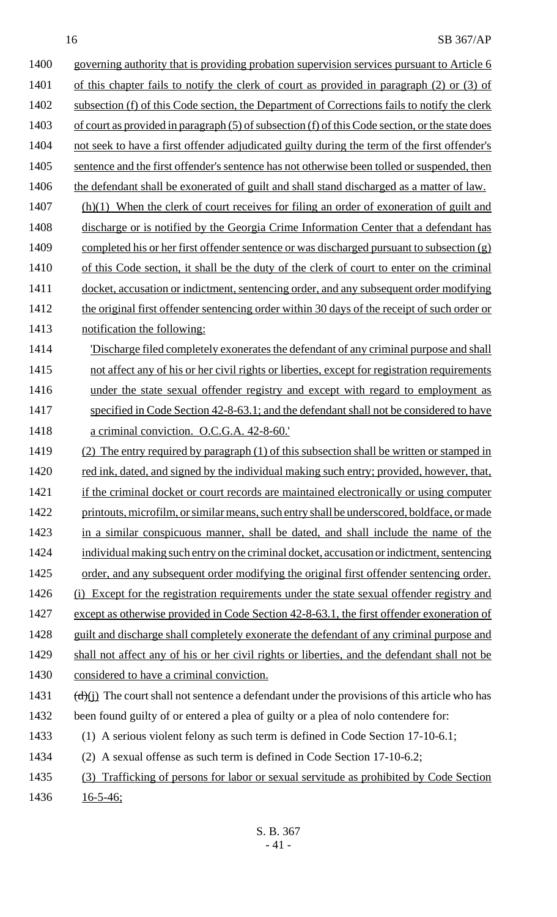governing authority that is providing probation supervision services pursuant to Article 6 of this chapter fails to notify the clerk of court as provided in paragraph (2) or (3) of subsection (f) of this Code section, the Department of Corrections fails to notify the clerk of court as provided in paragraph (5) of subsection (f) of this Code section, or the state does not seek to have a first offender adjudicated guilty during the term of the first offender's sentence and the first offender's sentence has not otherwise been tolled or suspended, then the defendant shall be exonerated of guilt and shall stand discharged as a matter of law.

(h)(1) When the clerk of court receives for filing an order of exoneration of guilt and discharge or is notified by the Georgia Crime Information Center that a defendant has completed his or her first offender sentence or was discharged pursuant to subsection (g) of this Code section, it shall be the duty of the clerk of court to enter on the criminal docket, accusation or indictment, sentencing order, and any subsequent order modifying the original first offender sentencing order within 30 days of the receipt of such order or notification the following:

'Discharge filed completely exonerates the defendant of any criminal purpose and shall not affect any of his or her civil rights or liberties, except for registration requirements under the state sexual offender registry and except with regard to employment as specified in Code Section 42-8-63.1; and the defendant shall not be considered to have a criminal conviction. O.C.G.A. 42-8-60.'

(2) The entry required by paragraph (1) of this subsection shall be written or stamped in red ink, dated, and signed by the individual making such entry; provided, however, that, if the criminal docket or court records are maintained electronically or using computer printouts, microfilm, or similar means, such entry shall be underscored, boldface, or made in a similar conspicuous manner, shall be dated, and shall include the name of the individual making such entry on the criminal docket, accusation or indictment, sentencing order, and any subsequent order modifying the original first offender sentencing order.

(i) Except for the registration requirements under the state sexual offender registry and except as otherwise provided in Code Section 42-8-63.1, the first offender exoneration of guilt and discharge shall completely exonerate the defendant of any criminal purpose and shall not affect any of his or her civil rights or liberties, and the defendant shall not be considered to have a criminal conviction.

~~(d)~~(j) The court shall not sentence a defendant under the provisions of this article who has been found guilty of or entered a plea of guilty or a plea of nolo contendere for:

(1) A serious violent felony as such term is defined in Code Section 17-10-6.1;

(2) A sexual offense as such term is defined in Code Section 17-10-6.2;

(3) Trafficking of persons for labor or sexual servitude as prohibited by Code Section 16-5-46;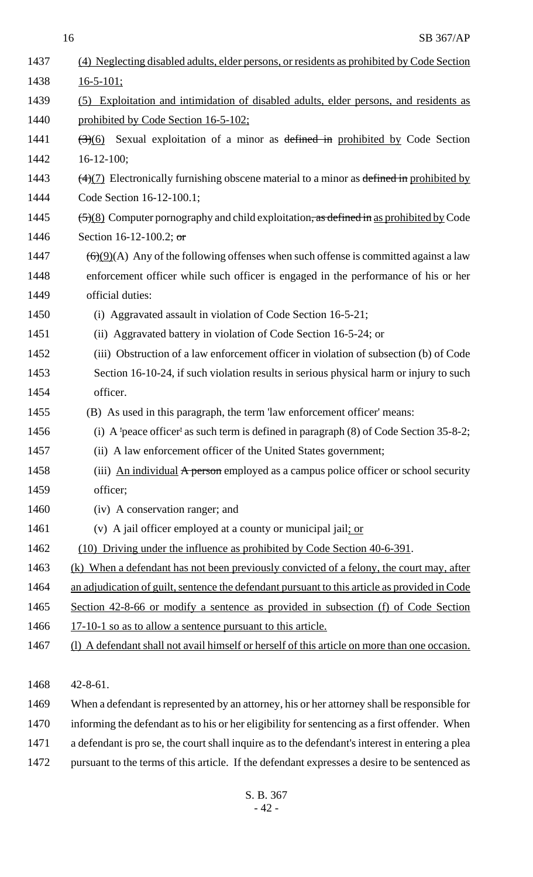(4) Neglecting disabled adults, elder persons, or residents as prohibited by Code Section 16-5-101;

(5) Exploitation and intimidation of disabled adults, elder persons, and residents as prohibited by Code Section 16-5-102;

~~(3)~~(6) Sexual exploitation of a minor as ~~defined in~~ prohibited by Code Section 16-12-100;

~~(4)~~(7) Electronically furnishing obscene material to a minor as ~~defined in~~ prohibited by Code Section 16-12-100.1;

~~(5)~~(8) Computer pornography and child exploitation~~, as defined in~~ as prohibited by Code Section 16-12-100.2; ~~or~~

~~(6)~~(9)(A) Any of the following offenses when such offense is committed against a law enforcement officer while such officer is engaged in the performance of his or her official duties:

(i) Aggravated assault in violation of Code Section 16-5-21;

(ii) Aggravated battery in violation of Code Section 16-5-24; or

(iii) Obstruction of a law enforcement officer in violation of subsection (b) of Code Section 16-10-24, if such violation results in serious physical harm or injury to such officer.

(B) As used in this paragraph, the term 'law enforcement officer' means:

(i) A 'peace officer' as such term is defined in paragraph (8) of Code Section 35-8-2;

(ii) A law enforcement officer of the United States government;

(iii) An individual ~~A person~~ employed as a campus police officer or school security officer;

(iv) A conservation ranger; and

(v) A jail officer employed at a county or municipal jail; or

(10) Driving under the influence as prohibited by Code Section 40-6-391.

(k) When a defendant has not been previously convicted of a felony, the court may, after an adjudication of guilt, sentence the defendant pursuant to this article as provided in Code Section 42-8-66 or modify a sentence as provided in subsection (f) of Code Section 17-10-1 so as to allow a sentence pursuant to this article.

(l) A defendant shall not avail himself or herself of this article on more than one occasion.

42-8-61.

When a defendant is represented by an attorney, his or her attorney shall be responsible for informing the defendant as to his or her eligibility for sentencing as a first offender. When a defendant is pro se, the court shall inquire as to the defendant's interest in entering a plea pursuant to the terms of this article. If the defendant expresses a desire to be sentenced as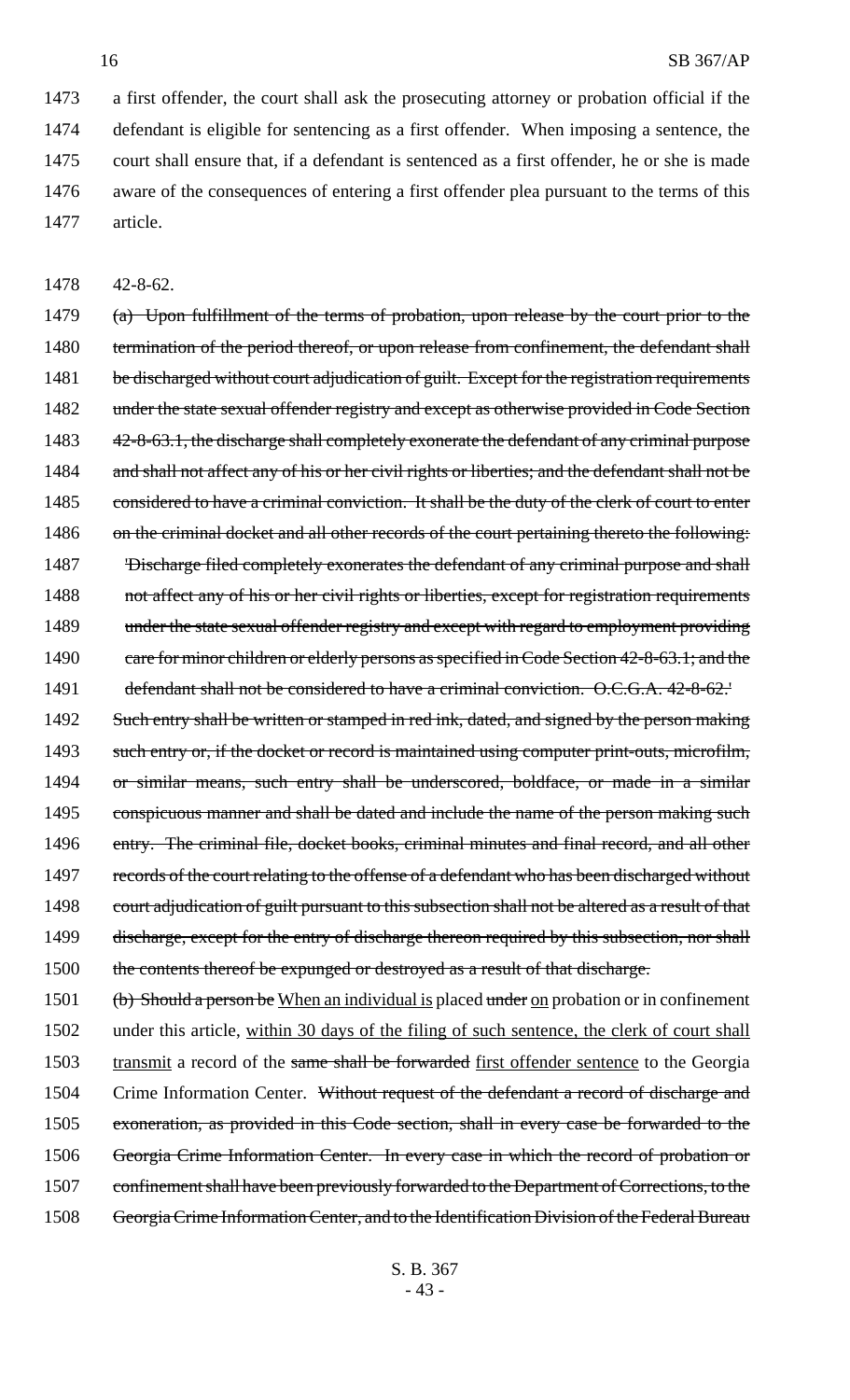a first offender, the court shall ask the prosecuting attorney or probation official if the defendant is eligible for sentencing as a first offender. When imposing a sentence, the court shall ensure that, if a defendant is sentenced as a first offender, he or she is made aware of the consequences of entering a first offender plea pursuant to the terms of this article.

42-8-62.

~~(a) Upon fulfillment of the terms of probation, upon release by the court prior to the termination of the period thereof, or upon release from confinement, the defendant shall be discharged without court adjudication of guilt. Except for the registration requirements under the state sexual offender registry and except as otherwise provided in Code Section 42-8-63.1, the discharge shall completely exonerate the defendant of any criminal purpose and shall not affect any of his or her civil rights or liberties; and the defendant shall not be considered to have a criminal conviction. It shall be the duty of the clerk of court to enter on the criminal docket and all other records of the court pertaining thereto the following: 'Discharge filed completely exonerates the defendant of any criminal purpose and shall not affect any of his or her civil rights or liberties, except for registration requirements under the state sexual offender registry and except with regard to employment providing care for minor children or elderly persons as specified in Code Section 42-8-63.1; and the defendant shall not be considered to have a criminal conviction. O.C.G.A. 42-8-62.' Such entry shall be written or stamped in red ink, dated, and signed by the person making such entry or, if the docket or record is maintained using computer print-outs, microfilm, or similar means, such entry shall be underscored, boldface, or made in a similar conspicuous manner and shall be dated and include the name of the person making such entry. The criminal file, docket books, criminal minutes and final record, and all other records of the court relating to the offense of a defendant who has been discharged without court adjudication of guilt pursuant to this subsection shall not be altered as a result of that discharge, except for the entry of discharge thereon required by this subsection, nor shall the contents thereof be expunged or destroyed as a result of that discharge.~~

~~(b) Should a person be~~ When an individual is placed ~~under~~ on probation or in confinement under this article, within 30 days of the filing of such sentence, the clerk of court shall transmit a record of the ~~same shall be forwarded~~ first offender sentence to the Georgia Crime Information Center. ~~Without request of the defendant a record of discharge and exoneration, as provided in this Code section, shall in every case be forwarded to the Georgia Crime Information Center. In every case in which the record of probation or confinement shall have been previously forwarded to the Department of Corrections, to the Georgia Crime Information Center, and to the Identification Division of the Federal Bureau~~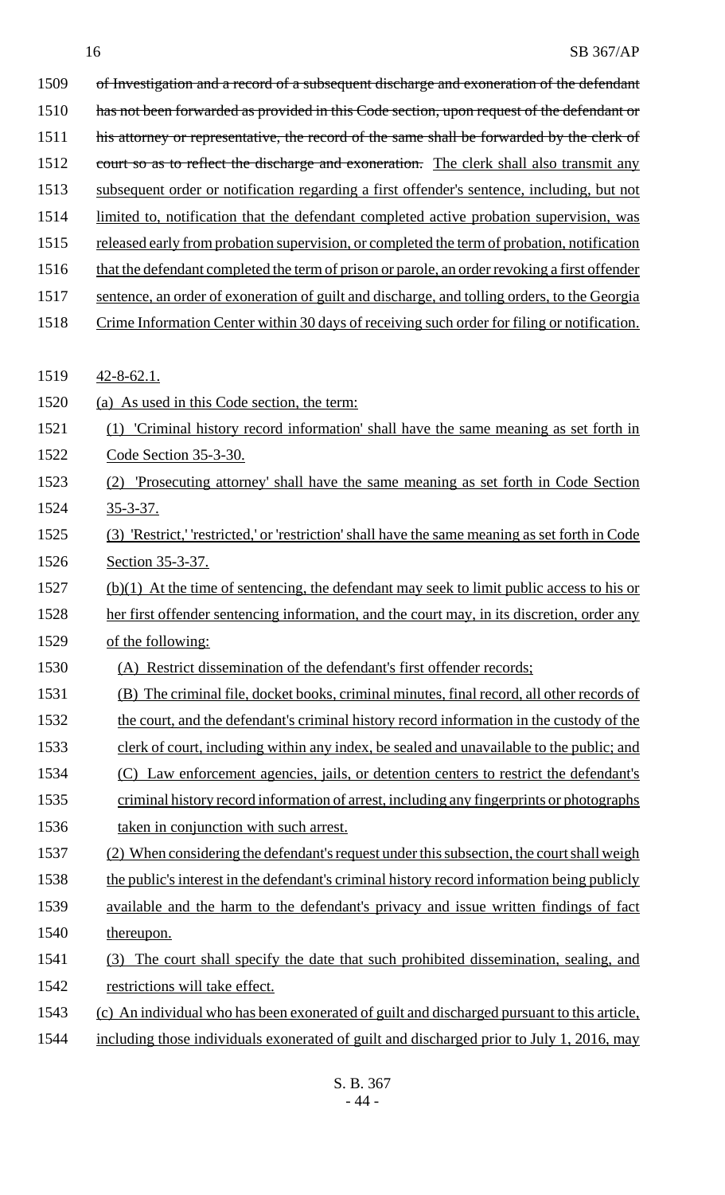~~of Investigation and a record of a subsequent discharge and exoneration of the defendant has not been forwarded as provided in this Code section, upon request of the defendant or his attorney or representative, the record of the same shall be forwarded by the clerk of court so as to reflect the discharge and exoneration.~~ The clerk shall also transmit any subsequent order or notification regarding a first offender's sentence, including, but not limited to, notification that the defendant completed active probation supervision, was released early from probation supervision, or completed the term of probation, notification that the defendant completed the term of prison or parole, an order revoking a first offender sentence, an order of exoneration of guilt and discharge, and tolling orders, to the Georgia Crime Information Center within 30 days of receiving such order for filing or notification.

42-8-62.1.

(a) As used in this Code section, the term:

(1) 'Criminal history record information' shall have the same meaning as set forth in Code Section 35-3-30.

(2) 'Prosecuting attorney' shall have the same meaning as set forth in Code Section 35-3-37.

(3) 'Restrict,' 'restricted,' or 'restriction' shall have the same meaning as set forth in Code Section 35-3-37.

(b)(1) At the time of sentencing, the defendant may seek to limit public access to his or her first offender sentencing information, and the court may, in its discretion, order any of the following:

(A) Restrict dissemination of the defendant's first offender records;

(B) The criminal file, docket books, criminal minutes, final record, all other records of the court, and the defendant's criminal history record information in the custody of the clerk of court, including within any index, be sealed and unavailable to the public; and

(C) Law enforcement agencies, jails, or detention centers to restrict the defendant's criminal history record information of arrest, including any fingerprints or photographs taken in conjunction with such arrest.

(2) When considering the defendant's request under this subsection, the court shall weigh the public's interest in the defendant's criminal history record information being publicly available and the harm to the defendant's privacy and issue written findings of fact thereupon.

(3) The court shall specify the date that such prohibited dissemination, sealing, and restrictions will take effect.

(c) An individual who has been exonerated of guilt and discharged pursuant to this article, including those individuals exonerated of guilt and discharged prior to July 1, 2016, may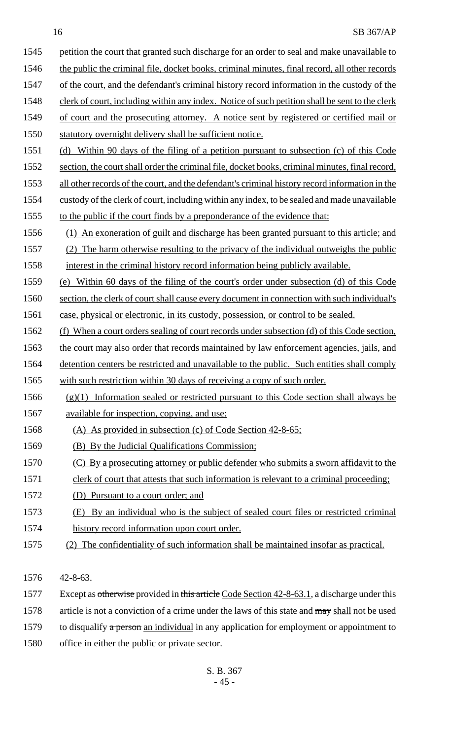petition the court that granted such discharge for an order to seal and make unavailable to the public the criminal file, docket books, criminal minutes, final record, all other records of the court, and the defendant's criminal history record information in the custody of the clerk of court, including within any index. Notice of such petition shall be sent to the clerk of court and the prosecuting attorney. A notice sent by registered or certified mail or statutory overnight delivery shall be sufficient notice.

(d) Within 90 days of the filing of a petition pursuant to subsection (c) of this Code section, the court shall order the criminal file, docket books, criminal minutes, final record, all other records of the court, and the defendant's criminal history record information in the custody of the clerk of court, including within any index, to be sealed and made unavailable to the public if the court finds by a preponderance of the evidence that:

(1) An exoneration of guilt and discharge has been granted pursuant to this article; and

(2) The harm otherwise resulting to the privacy of the individual outweighs the public interest in the criminal history record information being publicly available.

(e) Within 60 days of the filing of the court's order under subsection (d) of this Code section, the clerk of court shall cause every document in connection with such individual's case, physical or electronic, in its custody, possession, or control to be sealed.

(f) When a court orders sealing of court records under subsection (d) of this Code section, the court may also order that records maintained by law enforcement agencies, jails, and detention centers be restricted and unavailable to the public. Such entities shall comply with such restriction within 30 days of receiving a copy of such order.

(g)(1) Information sealed or restricted pursuant to this Code section shall always be available for inspection, copying, and use:

(A) As provided in subsection (c) of Code Section 42-8-65;

(B) By the Judicial Qualifications Commission;

(C) By a prosecuting attorney or public defender who submits a sworn affidavit to the clerk of court that attests that such information is relevant to a criminal proceeding;

(D) Pursuant to a court order; and

(E) By an individual who is the subject of sealed court files or restricted criminal history record information upon court order.

(2) The confidentiality of such information shall be maintained insofar as practical.

42-8-63.

Except as ~~otherwise~~ provided in ~~this article~~ Code Section 42-8-63.1, a discharge under this article is not a conviction of a crime under the laws of this state and ~~may~~ shall not be used to disqualify ~~a person~~ an individual in any application for employment or appointment to office in either the public or private sector.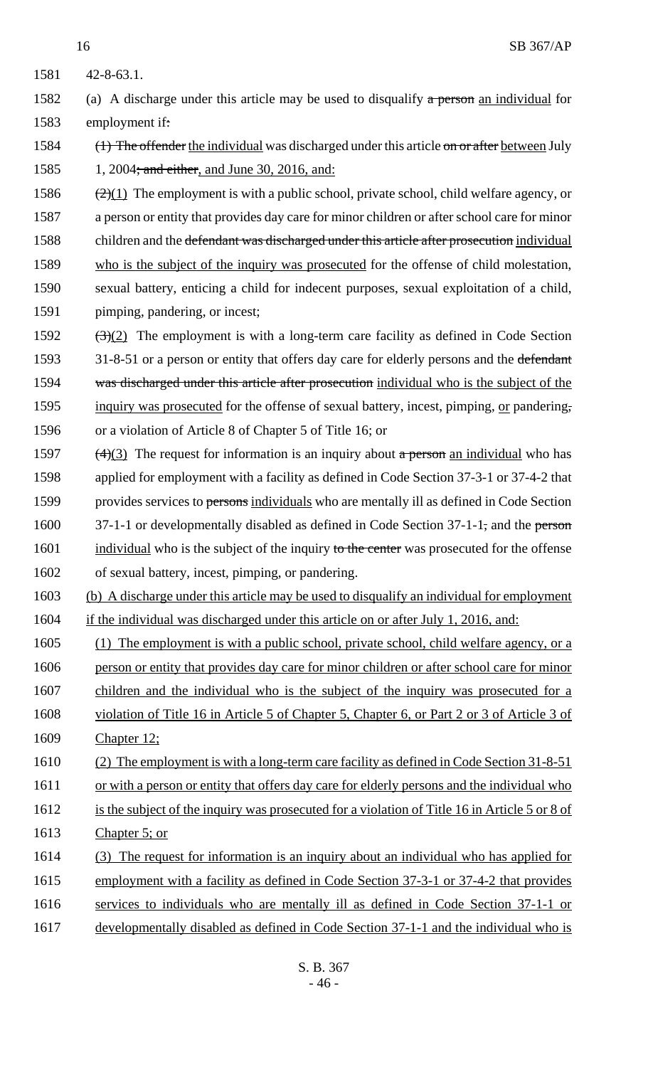1581 42-8-63.1.

1582 (a) A discharge under this article may be used to disqualify ~~a person~~ <u>an individual</u> for

1583 employment if~~:~~

1584 ~~(1) The offender~~ <u>the individual</u> was discharged under this article ~~on or after~~ <u>between</u> July

1585 1, 2004~~; and either~~<u>, and June 30, 2016, and:</u>

1586 ~~(2)~~<u>(1)</u> The employment is with a public school, private school, child welfare agency, or

1587 a person or entity that provides day care for minor children or after school care for minor

1588 children and the ~~defendant was discharged under this article after prosecution~~ <u>individual</u>

1589 <u>who is the subject of the inquiry was prosecuted</u> for the offense of child molestation,

1590 sexual battery, enticing a child for indecent purposes, sexual exploitation of a child,

1591 pimping, pandering, or incest;

1592 ~~(3)~~<u>(2)</u> The employment is with a long-term care facility as defined in Code Section

1593 31-8-51 or a person or entity that offers day care for elderly persons and the ~~defendant~~

1594 ~~was discharged under this article after prosecution~~ <u>individual who is the subject of the</u>

1595 <u>inquiry was prosecuted</u> for the offense of sexual battery, incest, pimping, <u>or</u> pandering~~,~~

1596 or a violation of Article 8 of Chapter 5 of Title 16; or

1597 ~~(4)~~<u>(3)</u> The request for information is an inquiry about ~~a person~~ <u>an individual</u> who has

1598 applied for employment with a facility as defined in Code Section 37-3-1 or 37-4-2 that

1599 provides services to ~~persons~~ <u>individuals</u> who are mentally ill as defined in Code Section

1600 37-1-1 or developmentally disabled as defined in Code Section 37-1-1~~,~~ and the ~~person~~

1601 <u>individual</u> who is the subject of the inquiry ~~to the center~~ was prosecuted for the offense

1602 of sexual battery, incest, pimping, or pandering.

1603 <u>(b) A discharge under this article may be used to disqualify an individual for employment</u>

1604 <u>if the individual was discharged under this article on or after July 1, 2016, and:</u>

1605 <u>(1) The employment is with a public school, private school, child welfare agency, or a</u>

1606 <u>person or entity that provides day care for minor children or after school care for minor</u>

1607 <u>children and the individual who is the subject of the inquiry was prosecuted for a</u>

1608 <u>violation of Title 16 in Article 5 of Chapter 5, Chapter 6, or Part 2 or 3 of Article 3 of</u>

1609 <u>Chapter 12;</u>

1610 <u>(2) The employment is with a long-term care facility as defined in Code Section 31-8-51</u>

1611 <u>or with a person or entity that offers day care for elderly persons and the individual who</u>

1612 <u>is the subject of the inquiry was prosecuted for a violation of Title 16 in Article 5 or 8 of</u>

1613 <u>Chapter 5; or</u>

1614 <u>(3) The request for information is an inquiry about an individual who has applied for</u>

1615 <u>employment with a facility as defined in Code Section 37-3-1 or 37-4-2 that provides</u>

1616 <u>services to individuals who are mentally ill as defined in Code Section 37-1-1 or</u>

1617 <u>developmentally disabled as defined in Code Section 37-1-1 and the individual who is</u>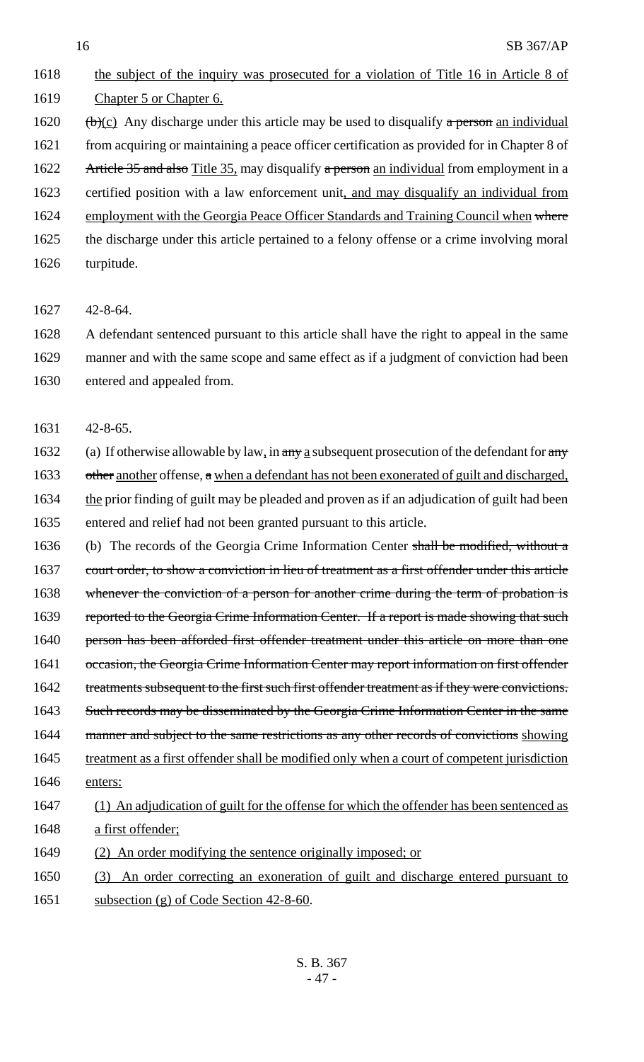1618 the subject of the inquiry was prosecuted for a violation of Title 16 in Article 8 of
1619 Chapter 5 or Chapter 6.

1620 ~~(b)~~(c) Any discharge under this article may be used to disqualify ~~a person~~ an individual
1621 from acquiring or maintaining a peace officer certification as provided for in Chapter 8 of
1622 ~~Article 35 and also~~ Title 35, may disqualify ~~a person~~ an individual from employment in a
1623 certified position with a law enforcement unit, and may disqualify an individual from
1624 employment with the Georgia Peace Officer Standards and Training Council when ~~where~~
1625 the discharge under this article pertained to a felony offense or a crime involving moral
1626 turpitude.

1627 42-8-64.

1628 A defendant sentenced pursuant to this article shall have the right to appeal in the same
1629 manner and with the same scope and same effect as if a judgment of conviction had been
1630 entered and appealed from.

1631 42-8-65.

1632 (a) If otherwise allowable by law, in ~~any~~ a subsequent prosecution of the defendant for ~~any~~
1633 ~~other~~ another offense, ~~a~~ when a defendant has not been exonerated of guilt and discharged,
1634 the prior finding of guilt may be pleaded and proven as if an adjudication of guilt had been
1635 entered and relief had not been granted pursuant to this article.

1636 (b) The records of the Georgia Crime Information Center ~~shall be modified, without a~~
1637 ~~court order, to show a conviction in lieu of treatment as a first offender under this article~~
1638 ~~whenever the conviction of a person for another crime during the term of probation is~~
1639 ~~reported to the Georgia Crime Information Center. If a report is made showing that such~~
1640 ~~person has been afforded first offender treatment under this article on more than one~~
1641 ~~occasion, the Georgia Crime Information Center may report information on first offender~~
1642 ~~treatments subsequent to the first such first offender treatment as if they were convictions.~~
1643 ~~Such records may be disseminated by the Georgia Crime Information Center in the same~~
1644 ~~manner and subject to the same restrictions as any other records of convictions~~ showing
1645 treatment as a first offender shall be modified only when a court of competent jurisdiction
1646 enters:

1647 (1) An adjudication of guilt for the offense for which the offender has been sentenced as
1648 a first offender;

1649 (2) An order modifying the sentence originally imposed; or

1650 (3) An order correcting an exoneration of guilt and discharge entered pursuant to
1651 subsection (g) of Code Section 42-8-60.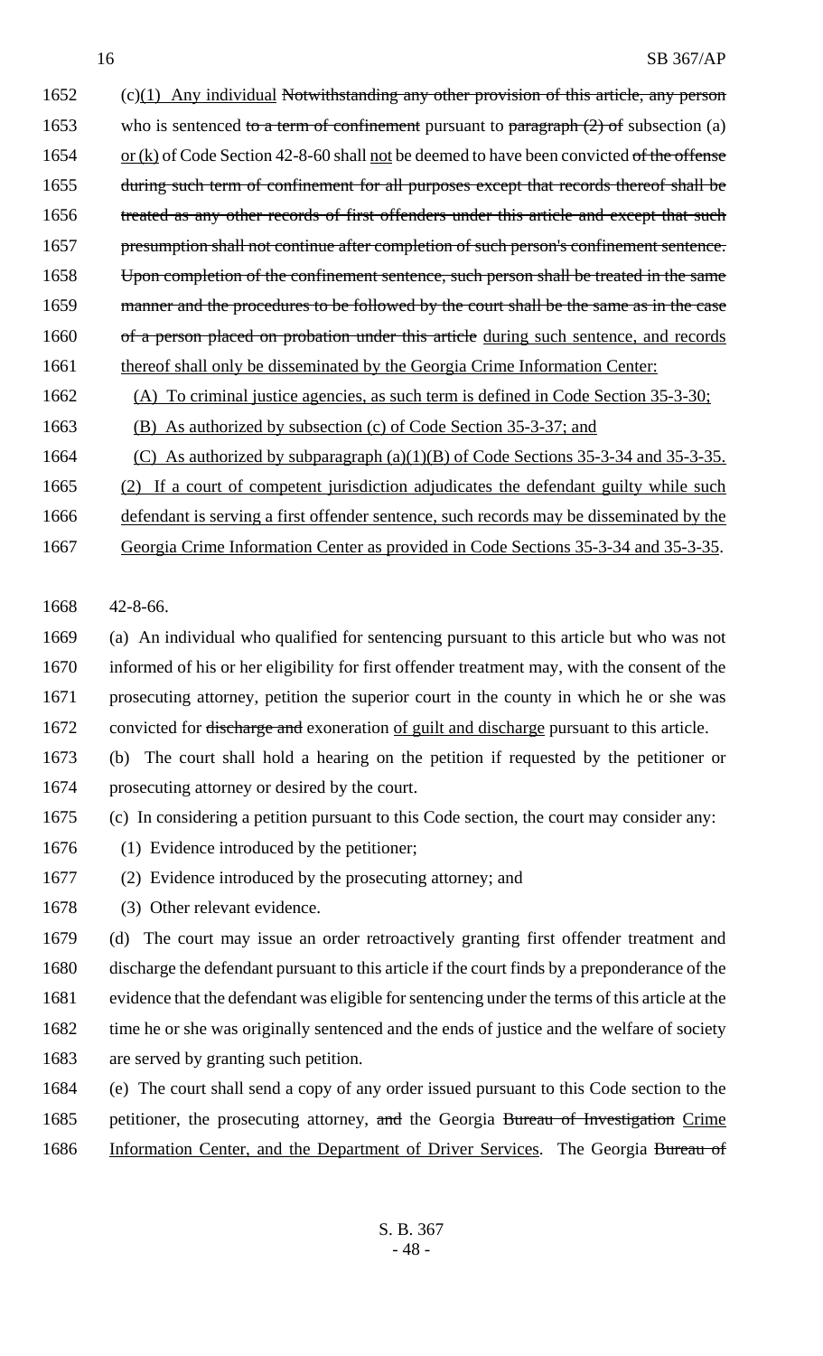1652 (c)(1) Any individual ~~Notwithstanding any other provision of this article, any person~~
1653 who is sentenced ~~to a term of confinement~~ pursuant to ~~paragraph (2) of~~ subsection (a)
1654 or (k) of Code Section 42-8-60 shall not be deemed to have been convicted ~~of the offense~~
1655 ~~during such term of confinement for all purposes except that records thereof shall be~~
1656 ~~treated as any other records of first offenders under this article and except that such~~
1657 ~~presumption shall not continue after completion of such person's confinement sentence.~~
1658 ~~Upon completion of the confinement sentence, such person shall be treated in the same~~
1659 ~~manner and the procedures to be followed by the court shall be the same as in the case~~
1660 ~~of a person placed on probation under this article~~ during such sentence, and records
1661 thereof shall only be disseminated by the Georgia Crime Information Center:

1662 (A) To criminal justice agencies, as such term is defined in Code Section 35-3-30;

1663 (B) As authorized by subsection (c) of Code Section 35-3-37; and

1664 (C) As authorized by subparagraph (a)(1)(B) of Code Sections 35-3-34 and 35-3-35.

1665 (2) If a court of competent jurisdiction adjudicates the defendant guilty while such
1666 defendant is serving a first offender sentence, such records may be disseminated by the
1667 Georgia Crime Information Center as provided in Code Sections 35-3-34 and 35-3-35.

1668 42-8-66.

1669 (a) An individual who qualified for sentencing pursuant to this article but who was not
1670 informed of his or her eligibility for first offender treatment may, with the consent of the
1671 prosecuting attorney, petition the superior court in the county in which he or she was
1672 convicted for ~~discharge and~~ exoneration of guilt and discharge pursuant to this article.

1673 (b) The court shall hold a hearing on the petition if requested by the petitioner or
1674 prosecuting attorney or desired by the court.

1675 (c) In considering a petition pursuant to this Code section, the court may consider any:

1676 (1) Evidence introduced by the petitioner;

1677 (2) Evidence introduced by the prosecuting attorney; and

1678 (3) Other relevant evidence.

1679 (d) The court may issue an order retroactively granting first offender treatment and
1680 discharge the defendant pursuant to this article if the court finds by a preponderance of the
1681 evidence that the defendant was eligible for sentencing under the terms of this article at the
1682 time he or she was originally sentenced and the ends of justice and the welfare of society
1683 are served by granting such petition.

1684 (e) The court shall send a copy of any order issued pursuant to this Code section to the
1685 petitioner, the prosecuting attorney, ~~and~~ the Georgia ~~Bureau of Investigation~~ Crime
1686 Information Center, and the Department of Driver Services. The Georgia ~~Bureau of~~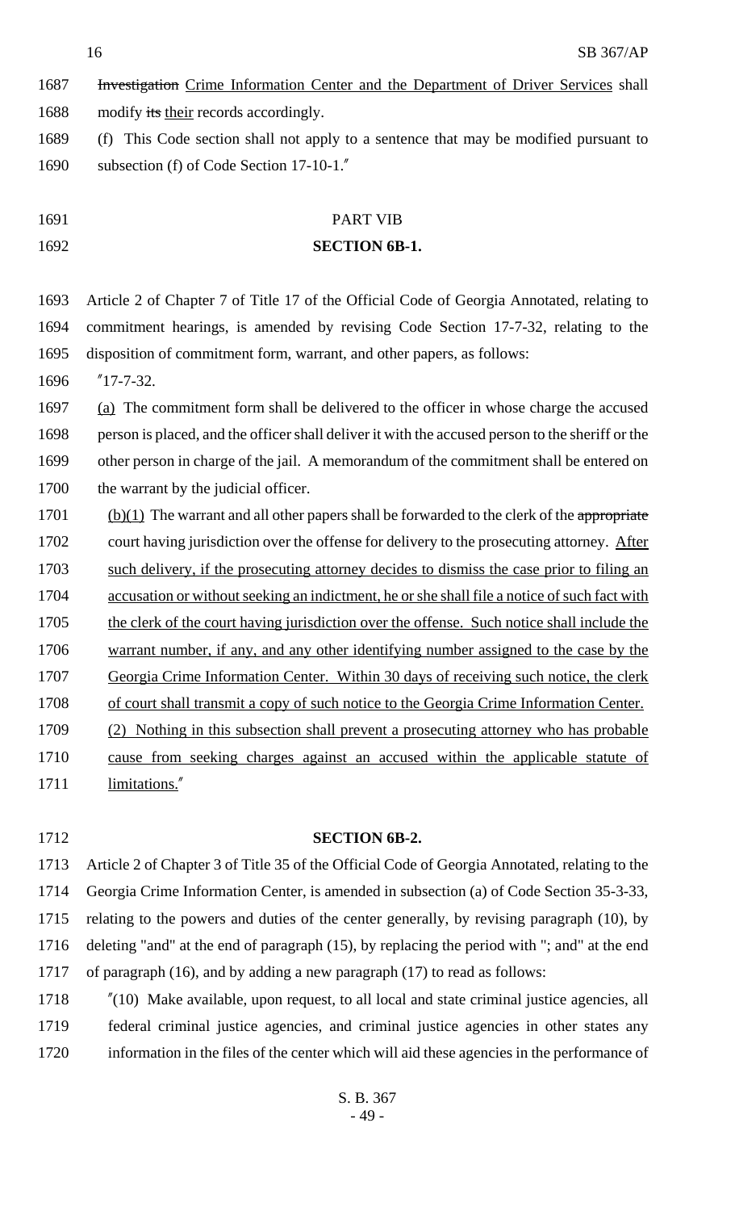~~Investigation~~ Crime Information Center and the Department of Driver Services shall modify ~~its~~ their records accordingly.

(f) This Code section shall not apply to a sentence that may be modified pursuant to subsection (f) of Code Section 17-10-1."

PART VIB

**SECTION 6B-1.**

Article 2 of Chapter 7 of Title 17 of the Official Code of Georgia Annotated, relating to commitment hearings, is amended by revising Code Section 17-7-32, relating to the disposition of commitment form, warrant, and other papers, as follows:

"17-7-32.

(a) The commitment form shall be delivered to the officer in whose charge the accused person is placed, and the officer shall deliver it with the accused person to the sheriff or the other person in charge of the jail. A memorandum of the commitment shall be entered on the warrant by the judicial officer.

(b)(1) The warrant and all other papers shall be forwarded to the clerk of the ~~appropriate~~ court having jurisdiction over the offense for delivery to the prosecuting attorney. After such delivery, if the prosecuting attorney decides to dismiss the case prior to filing an accusation or without seeking an indictment, he or she shall file a notice of such fact with the clerk of the court having jurisdiction over the offense. Such notice shall include the warrant number, if any, and any other identifying number assigned to the case by the Georgia Crime Information Center. Within 30 days of receiving such notice, the clerk of court shall transmit a copy of such notice to the Georgia Crime Information Center.

(2) Nothing in this subsection shall prevent a prosecuting attorney who has probable cause from seeking charges against an accused within the applicable statute of limitations."

**SECTION 6B-2.**

Article 2 of Chapter 3 of Title 35 of the Official Code of Georgia Annotated, relating to the Georgia Crime Information Center, is amended in subsection (a) of Code Section 35-3-33, relating to the powers and duties of the center generally, by revising paragraph (10), by deleting "and" at the end of paragraph (15), by replacing the period with "; and" at the end of paragraph (16), and by adding a new paragraph (17) to read as follows:

"(10) Make available, upon request, to all local and state criminal justice agencies, all federal criminal justice agencies, and criminal justice agencies in other states any information in the files of the center which will aid these agencies in the performance of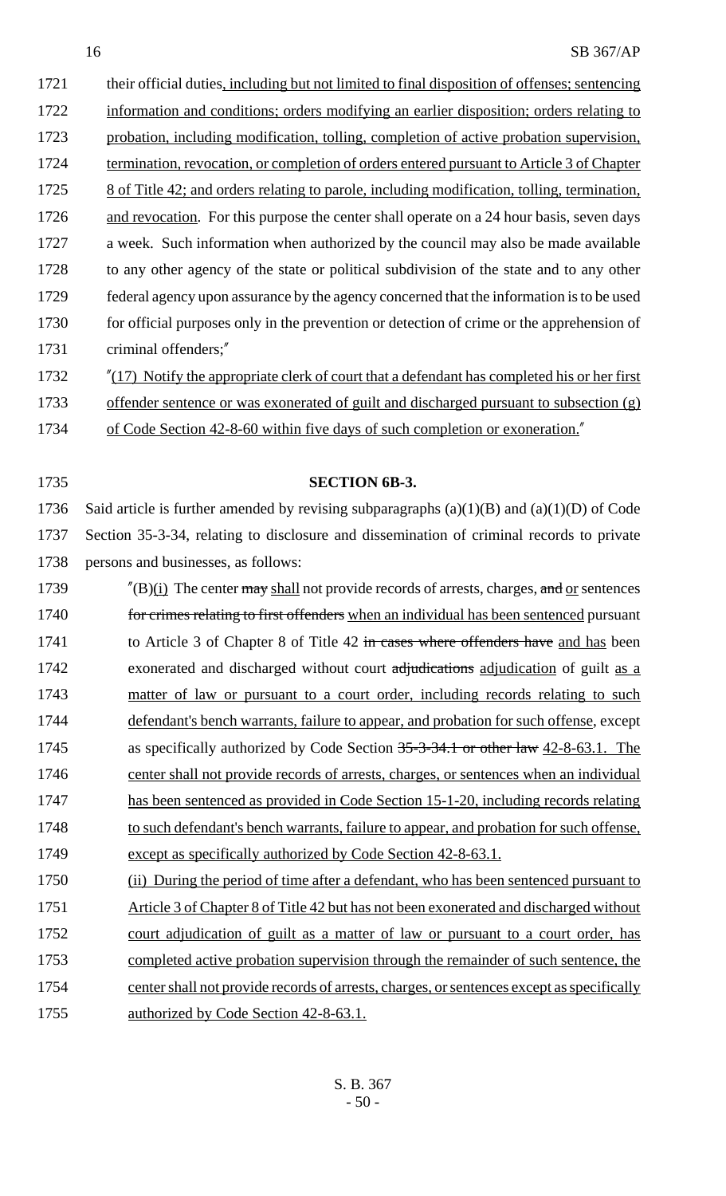their official duties, including but not limited to final disposition of offenses; sentencing information and conditions; orders modifying an earlier disposition; orders relating to probation, including modification, tolling, completion of active probation supervision, termination, revocation, or completion of orders entered pursuant to Article 3 of Chapter 8 of Title 42; and orders relating to parole, including modification, tolling, termination, and revocation. For this purpose the center shall operate on a 24 hour basis, seven days a week. Such information when authorized by the council may also be made available to any other agency of the state or political subdivision of the state and to any other federal agency upon assurance by the agency concerned that the information is to be used for official purposes only in the prevention or detection of crime or the apprehension of criminal offenders;"

"(17) Notify the appropriate clerk of court that a defendant has completed his or her first offender sentence or was exonerated of guilt and discharged pursuant to subsection (g) of Code Section 42-8-60 within five days of such completion or exoneration."

## SECTION 6B-3.

Said article is further amended by revising subparagraphs (a)(1)(B) and (a)(1)(D) of Code Section 35-3-34, relating to disclosure and dissemination of criminal records to private persons and businesses, as follows:

"(B)(i) The center ~~may~~ shall not provide records of arrests, charges, ~~and~~ or sentences ~~for crimes relating to first offenders~~ when an individual has been sentenced pursuant to Article 3 of Chapter 8 of Title 42 ~~in cases where offenders have~~ and has been exonerated and discharged without court ~~adjudications~~ adjudication of guilt as a matter of law or pursuant to a court order, including records relating to such defendant's bench warrants, failure to appear, and probation for such offense, except as specifically authorized by Code Section ~~35-3-34.1 or other law~~ 42-8-63.1. The center shall not provide records of arrests, charges, or sentences when an individual has been sentenced as provided in Code Section 15-1-20, including records relating to such defendant's bench warrants, failure to appear, and probation for such offense, except as specifically authorized by Code Section 42-8-63.1.

(ii) During the period of time after a defendant, who has been sentenced pursuant to Article 3 of Chapter 8 of Title 42 but has not been exonerated and discharged without court adjudication of guilt as a matter of law or pursuant to a court order, has completed active probation supervision through the remainder of such sentence, the center shall not provide records of arrests, charges, or sentences except as specifically authorized by Code Section 42-8-63.1.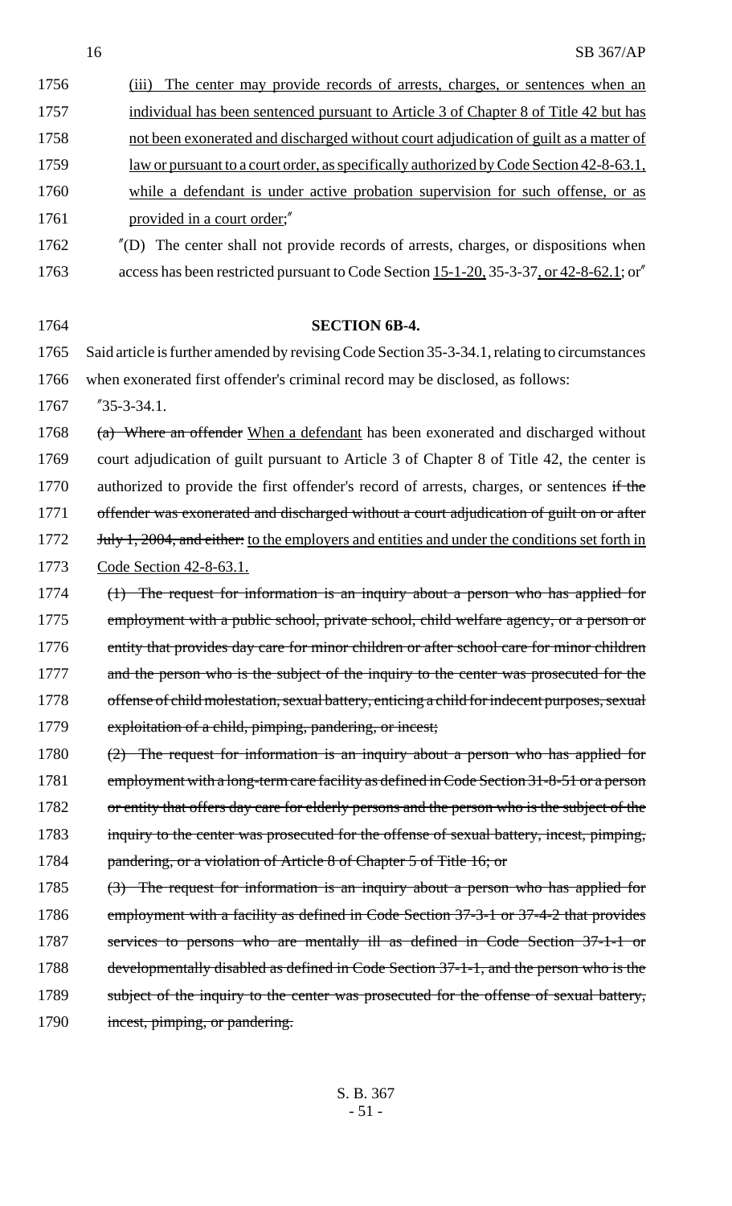1756 (iii) The center may provide records of arrests, charges, or sentences when an
1757 individual has been sentenced pursuant to Article 3 of Chapter 8 of Title 42 but has
1758 not been exonerated and discharged without court adjudication of guilt as a matter of
1759 law or pursuant to a court order, as specifically authorized by Code Section 42-8-63.1,
1760 while a defendant is under active probation supervision for such offense, or as
1761 provided in a court order;"

1762 "(D) The center shall not provide records of arrests, charges, or dispositions when
1763 access has been restricted pursuant to Code Section 15-1-20, 35-3-37, or 42-8-62.1; or"

1764 **SECTION 6B-4.**

1765 Said article is further amended by revising Code Section 35-3-34.1, relating to circumstances
1766 when exonerated first offender's criminal record may be disclosed, as follows:

1767 "35-3-34.1.

1768 ~~(a) Where an offender~~ When a defendant has been exonerated and discharged without
1769 court adjudication of guilt pursuant to Article 3 of Chapter 8 of Title 42, the center is
1770 authorized to provide the first offender's record of arrests, charges, or sentences ~~if the~~
1771 ~~offender was exonerated and discharged without a court adjudication of guilt on or after~~
1772 ~~July 1, 2004, and either:~~ to the employers and entities and under the conditions set forth in
1773 Code Section 42-8-63.1.

1774 ~~(1) The request for information is an inquiry about a person who has applied for~~
1775 ~~employment with a public school, private school, child welfare agency, or a person or~~
1776 ~~entity that provides day care for minor children or after school care for minor children~~
1777 ~~and the person who is the subject of the inquiry to the center was prosecuted for the~~
1778 ~~offense of child molestation, sexual battery, enticing a child for indecent purposes, sexual~~
1779 ~~exploitation of a child, pimping, pandering, or incest;~~

1780 ~~(2) The request for information is an inquiry about a person who has applied for~~
1781 ~~employment with a long-term care facility as defined in Code Section 31-8-51 or a person~~
1782 ~~or entity that offers day care for elderly persons and the person who is the subject of the~~
1783 ~~inquiry to the center was prosecuted for the offense of sexual battery, incest, pimping,~~
1784 ~~pandering, or a violation of Article 8 of Chapter 5 of Title 16; or~~

1785 ~~(3) The request for information is an inquiry about a person who has applied for~~
1786 ~~employment with a facility as defined in Code Section 37-3-1 or 37-4-2 that provides~~
1787 ~~services to persons who are mentally ill as defined in Code Section 37-1-1 or~~
1788 ~~developmentally disabled as defined in Code Section 37-1-1, and the person who is the~~
1789 ~~subject of the inquiry to the center was prosecuted for the offense of sexual battery,~~
1790 ~~incest, pimping, or pandering.~~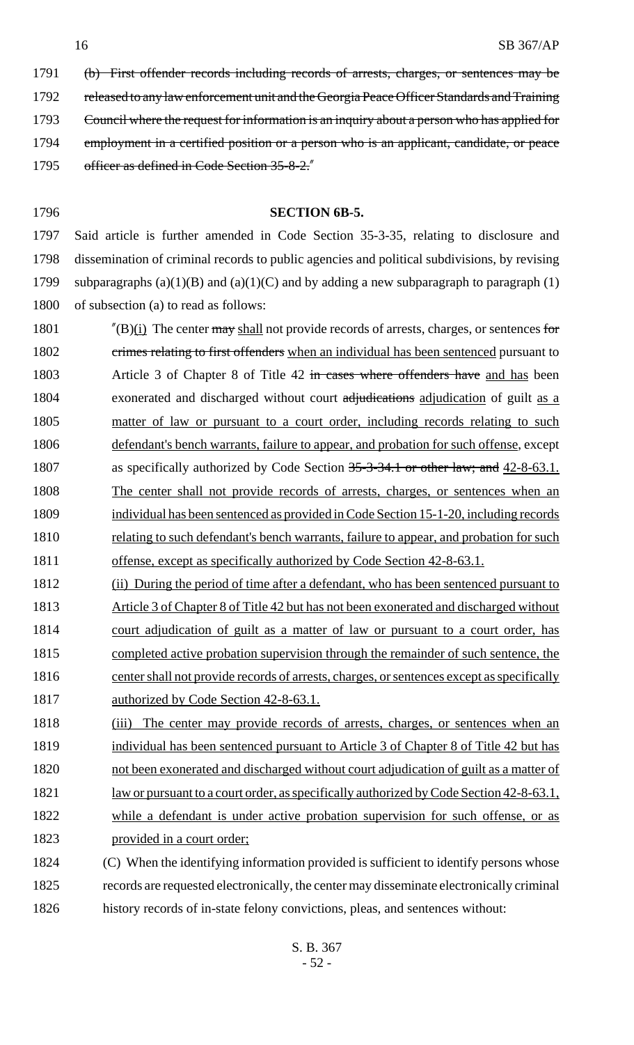~~(b) First offender records including records of arrests, charges, or sentences may be released to any law enforcement unit and the Georgia Peace Officer Standards and Training Council where the request for information is an inquiry about a person who has applied for employment in a certified position or a person who is an applicant, candidate, or peace officer as defined in Code Section 35-8-2.~~"

**SECTION 6B-5.**

Said article is further amended in Code Section 35-3-35, relating to disclosure and dissemination of criminal records to public agencies and political subdivisions, by revising subparagraphs (a)(1)(B) and (a)(1)(C) and by adding a new subparagraph to paragraph (1) of subsection (a) to read as follows:

"(B)<u>(i)</u> The center ~~may~~ <u>shall</u> not provide records of arrests, charges, or sentences ~~for crimes relating to first offenders~~ <u>when an individual has been sentenced</u> pursuant to Article 3 of Chapter 8 of Title 42 ~~in cases where offenders have~~ <u>and has</u> been exonerated and discharged without court ~~adjudications~~ <u>adjudication</u> of guilt <u>as a matter of law or pursuant to a court order, including records relating to such defendant's bench warrants, failure to appear, and probation for such offense</u>, except as specifically authorized by Code Section ~~35-3-34.1 or other law; and~~ <u>42-8-63.1. The center shall not provide records of arrests, charges, or sentences when an individual has been sentenced as provided in Code Section 15-1-20, including records relating to such defendant's bench warrants, failure to appear, and probation for such offense, except as specifically authorized by Code Section 42-8-63.1.</u>

<u>(ii) During the period of time after a defendant, who has been sentenced pursuant to Article 3 of Chapter 8 of Title 42 but has not been exonerated and discharged without court adjudication of guilt as a matter of law or pursuant to a court order, has completed active probation supervision through the remainder of such sentence, the center shall not provide records of arrests, charges, or sentences except as specifically authorized by Code Section 42-8-63.1.</u>

<u>(iii) The center may provide records of arrests, charges, or sentences when an individual has been sentenced pursuant to Article 3 of Chapter 8 of Title 42 but has not been exonerated and discharged without court adjudication of guilt as a matter of law or pursuant to a court order, as specifically authorized by Code Section 42-8-63.1, while a defendant is under active probation supervision for such offense, or as provided in a court order;</u>

(C) When the identifying information provided is sufficient to identify persons whose records are requested electronically, the center may disseminate electronically criminal history records of in-state felony convictions, pleas, and sentences without: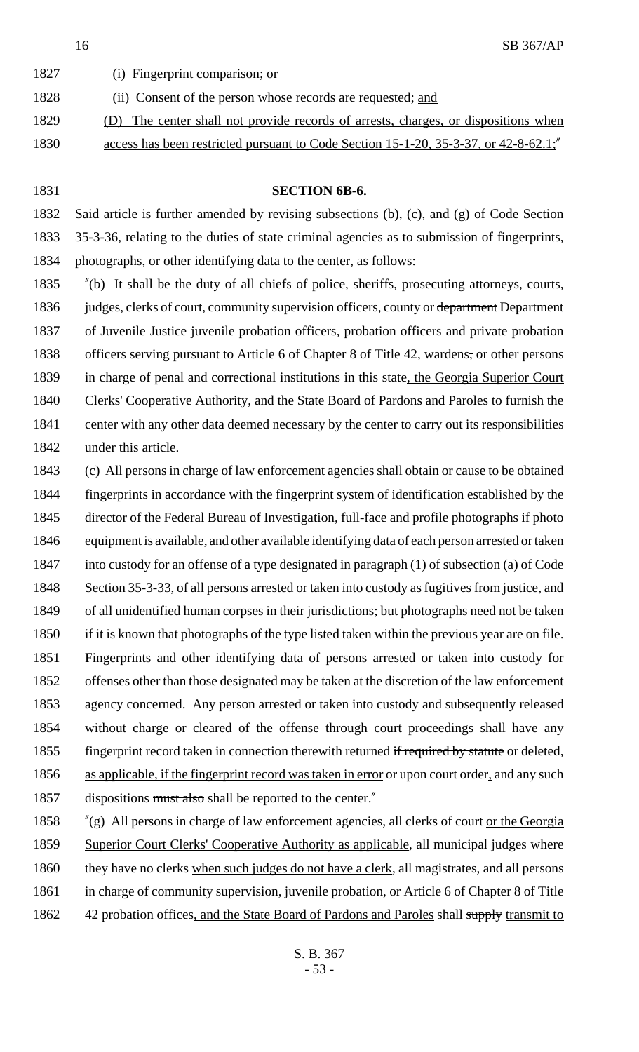(i) Fingerprint comparison; or

(ii) Consent of the person whose records are requested; and

(D) The center shall not provide records of arrests, charges, or dispositions when access has been restricted pursuant to Code Section 15-1-20, 35-3-37, or 42-8-62.1;"

**SECTION 6B-6.**

Said article is further amended by revising subsections (b), (c), and (g) of Code Section 35-3-36, relating to the duties of state criminal agencies as to submission of fingerprints, photographs, or other identifying data to the center, as follows:

"(b) It shall be the duty of all chiefs of police, sheriffs, prosecuting attorneys, courts, judges, clerks of court, community supervision officers, county or ~~department~~ Department of Juvenile Justice juvenile probation officers, probation officers and private probation officers serving pursuant to Article 6 of Chapter 8 of Title 42, wardens~~,~~ or other persons in charge of penal and correctional institutions in this state, the Georgia Superior Court Clerks' Cooperative Authority, and the State Board of Pardons and Paroles to furnish the center with any other data deemed necessary by the center to carry out its responsibilities under this article.

(c) All persons in charge of law enforcement agencies shall obtain or cause to be obtained fingerprints in accordance with the fingerprint system of identification established by the director of the Federal Bureau of Investigation, full-face and profile photographs if photo equipment is available, and other available identifying data of each person arrested or taken into custody for an offense of a type designated in paragraph (1) of subsection (a) of Code Section 35-3-33, of all persons arrested or taken into custody as fugitives from justice, and of all unidentified human corpses in their jurisdictions; but photographs need not be taken if it is known that photographs of the type listed taken within the previous year are on file. Fingerprints and other identifying data of persons arrested or taken into custody for offenses other than those designated may be taken at the discretion of the law enforcement agency concerned. Any person arrested or taken into custody and subsequently released without charge or cleared of the offense through court proceedings shall have any fingerprint record taken in connection therewith returned ~~if required by statute~~ or deleted, as applicable, if the fingerprint record was taken in error or upon court order, and ~~any~~ such dispositions ~~must also~~ shall be reported to the center."

"(g) All persons in charge of law enforcement agencies, ~~all~~ clerks of court or the Georgia Superior Court Clerks' Cooperative Authority as applicable, ~~all~~ municipal judges ~~where they have no clerks~~ when such judges do not have a clerk, ~~all~~ magistrates, ~~and all~~ persons in charge of community supervision, juvenile probation, or Article 6 of Chapter 8 of Title 42 probation offices, and the State Board of Pardons and Paroles shall ~~supply~~ transmit to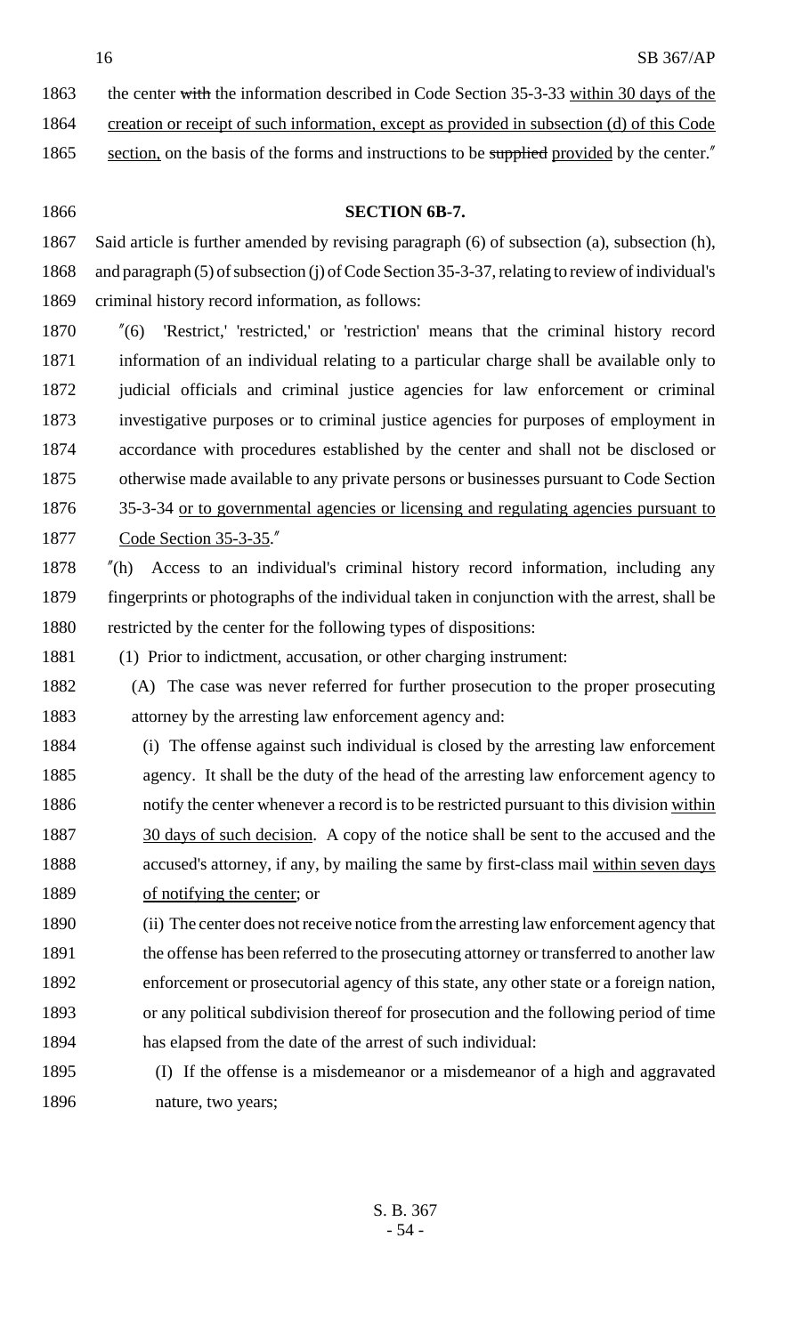the center ~~with~~ the information described in Code Section 35-3-33 <u>within 30 days of the creation or receipt of such information, except as provided in subsection (d) of this Code section,</u> on the basis of the forms and instructions to be ~~supplied~~ <u>provided</u> by the center."

**SECTION 6B-7.**

Said article is further amended by revising paragraph (6) of subsection (a), subsection (h), and paragraph (5) of subsection (j) of Code Section 35-3-37, relating to review of individual's criminal history record information, as follows:

"(6) 'Restrict,' 'restricted,' or 'restriction' means that the criminal history record information of an individual relating to a particular charge shall be available only to judicial officials and criminal justice agencies for law enforcement or criminal investigative purposes or to criminal justice agencies for purposes of employment in accordance with procedures established by the center and shall not be disclosed or otherwise made available to any private persons or businesses pursuant to Code Section 35-3-34 <u>or to governmental agencies or licensing and regulating agencies pursuant to Code Section 35-3-35</u>."

"(h) Access to an individual's criminal history record information, including any fingerprints or photographs of the individual taken in conjunction with the arrest, shall be restricted by the center for the following types of dispositions:

(1) Prior to indictment, accusation, or other charging instrument:

(A) The case was never referred for further prosecution to the proper prosecuting attorney by the arresting law enforcement agency and:

(i) The offense against such individual is closed by the arresting law enforcement agency. It shall be the duty of the head of the arresting law enforcement agency to notify the center whenever a record is to be restricted pursuant to this division <u>within 30 days of such decision</u>. A copy of the notice shall be sent to the accused and the accused's attorney, if any, by mailing the same by first-class mail <u>within seven days of notifying the center</u>; or

(ii) The center does not receive notice from the arresting law enforcement agency that the offense has been referred to the prosecuting attorney or transferred to another law enforcement or prosecutorial agency of this state, any other state or a foreign nation, or any political subdivision thereof for prosecution and the following period of time has elapsed from the date of the arrest of such individual:

(I) If the offense is a misdemeanor or a misdemeanor of a high and aggravated nature, two years;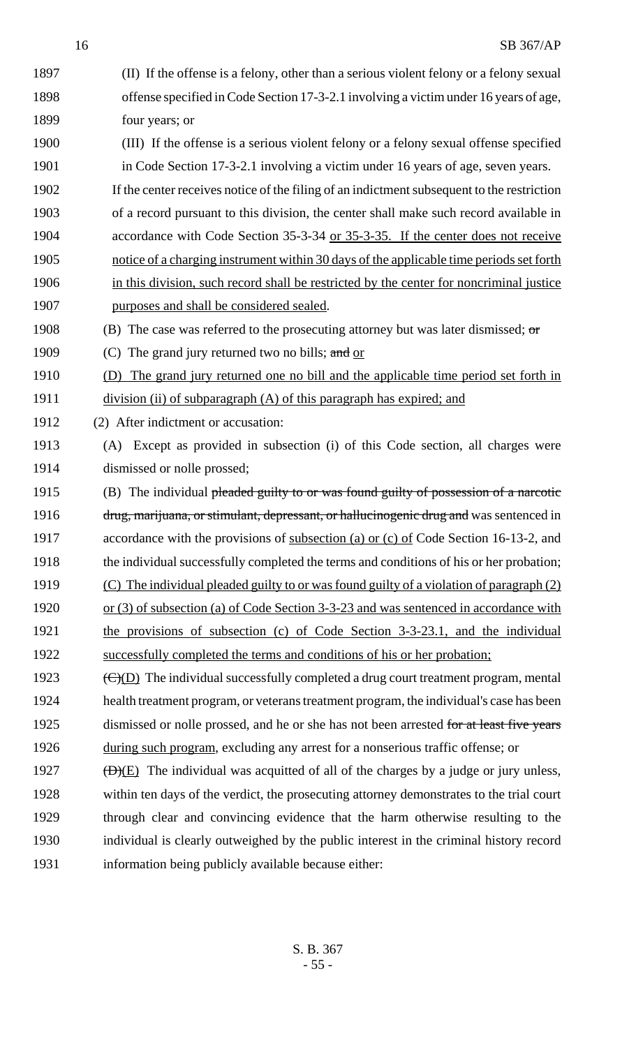(II) If the offense is a felony, other than a serious violent felony or a felony sexual offense specified in Code Section 17-3-2.1 involving a victim under 16 years of age, four years; or

(III) If the offense is a serious violent felony or a felony sexual offense specified in Code Section 17-3-2.1 involving a victim under 16 years of age, seven years.

If the center receives notice of the filing of an indictment subsequent to the restriction of a record pursuant to this division, the center shall make such record available in accordance with Code Section 35-3-34 or 35-3-35. If the center does not receive notice of a charging instrument within 30 days of the applicable time periods set forth in this division, such record shall be restricted by the center for noncriminal justice purposes and shall be considered sealed.

(B) The case was referred to the prosecuting attorney but was later dismissed; ~~or~~

(C) The grand jury returned two no bills; ~~and~~ or

(D) The grand jury returned one no bill and the applicable time period set forth in division (ii) of subparagraph (A) of this paragraph has expired; and

(2) After indictment or accusation:

(A) Except as provided in subsection (i) of this Code section, all charges were dismissed or nolle prossed;

(B) The individual ~~pleaded guilty to or was found guilty of possession of a narcotic drug, marijuana, or stimulant, depressant, or hallucinogenic drug and~~ was sentenced in accordance with the provisions of subsection (a) or (c) of Code Section 16-13-2, and the individual successfully completed the terms and conditions of his or her probation;

(C) The individual pleaded guilty to or was found guilty of a violation of paragraph (2) or (3) of subsection (a) of Code Section 3-3-23 and was sentenced in accordance with the provisions of subsection (c) of Code Section 3-3-23.1, and the individual successfully completed the terms and conditions of his or her probation;

~~(C)~~(D) The individual successfully completed a drug court treatment program, mental health treatment program, or veterans treatment program, the individual's case has been dismissed or nolle prossed, and he or she has not been arrested ~~for at least five years~~ during such program, excluding any arrest for a nonserious traffic offense; or

~~(D)~~(E) The individual was acquitted of all of the charges by a judge or jury unless, within ten days of the verdict, the prosecuting attorney demonstrates to the trial court through clear and convincing evidence that the harm otherwise resulting to the individual is clearly outweighed by the public interest in the criminal history record information being publicly available because either: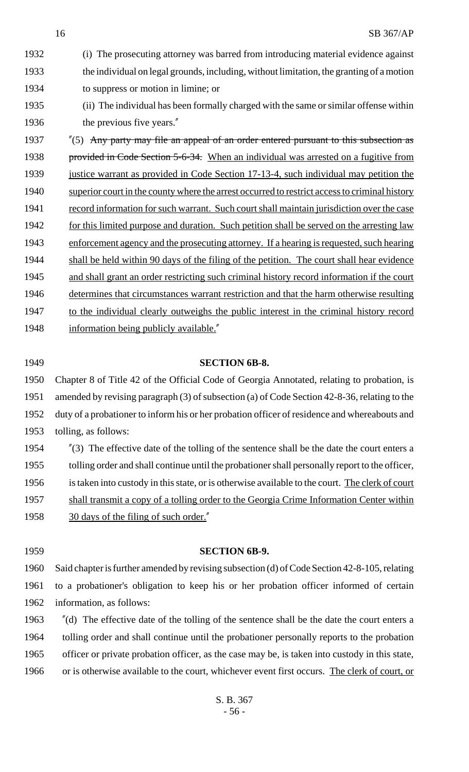(i) The prosecuting attorney was barred from introducing material evidence against the individual on legal grounds, including, without limitation, the granting of a motion to suppress or motion in limine; or

(ii) The individual has been formally charged with the same or similar offense within the previous five years."

"(5) ~~Any party may file an appeal of an order entered pursuant to this subsection as provided in Code Section 5-6-34.~~ When an individual was arrested on a fugitive from justice warrant as provided in Code Section 17-13-4, such individual may petition the superior court in the county where the arrest occurred to restrict access to criminal history record information for such warrant. Such court shall maintain jurisdiction over the case for this limited purpose and duration. Such petition shall be served on the arresting law enforcement agency and the prosecuting attorney. If a hearing is requested, such hearing shall be held within 90 days of the filing of the petition. The court shall hear evidence and shall grant an order restricting such criminal history record information if the court determines that circumstances warrant restriction and that the harm otherwise resulting to the individual clearly outweighs the public interest in the criminal history record information being publicly available."

**SECTION 6B-8.**

Chapter 8 of Title 42 of the Official Code of Georgia Annotated, relating to probation, is amended by revising paragraph (3) of subsection (a) of Code Section 42-8-36, relating to the duty of a probationer to inform his or her probation officer of residence and whereabouts and tolling, as follows:

"(3) The effective date of the tolling of the sentence shall be the date the court enters a tolling order and shall continue until the probationer shall personally report to the officer, is taken into custody in this state, or is otherwise available to the court. The clerk of court shall transmit a copy of a tolling order to the Georgia Crime Information Center within 30 days of the filing of such order."

**SECTION 6B-9.**

Said chapter is further amended by revising subsection (d) of Code Section 42-8-105, relating to a probationer's obligation to keep his or her probation officer informed of certain information, as follows:

"(d) The effective date of the tolling of the sentence shall be the date the court enters a tolling order and shall continue until the probationer personally reports to the probation officer or private probation officer, as the case may be, is taken into custody in this state, or is otherwise available to the court, whichever event first occurs. The clerk of court, or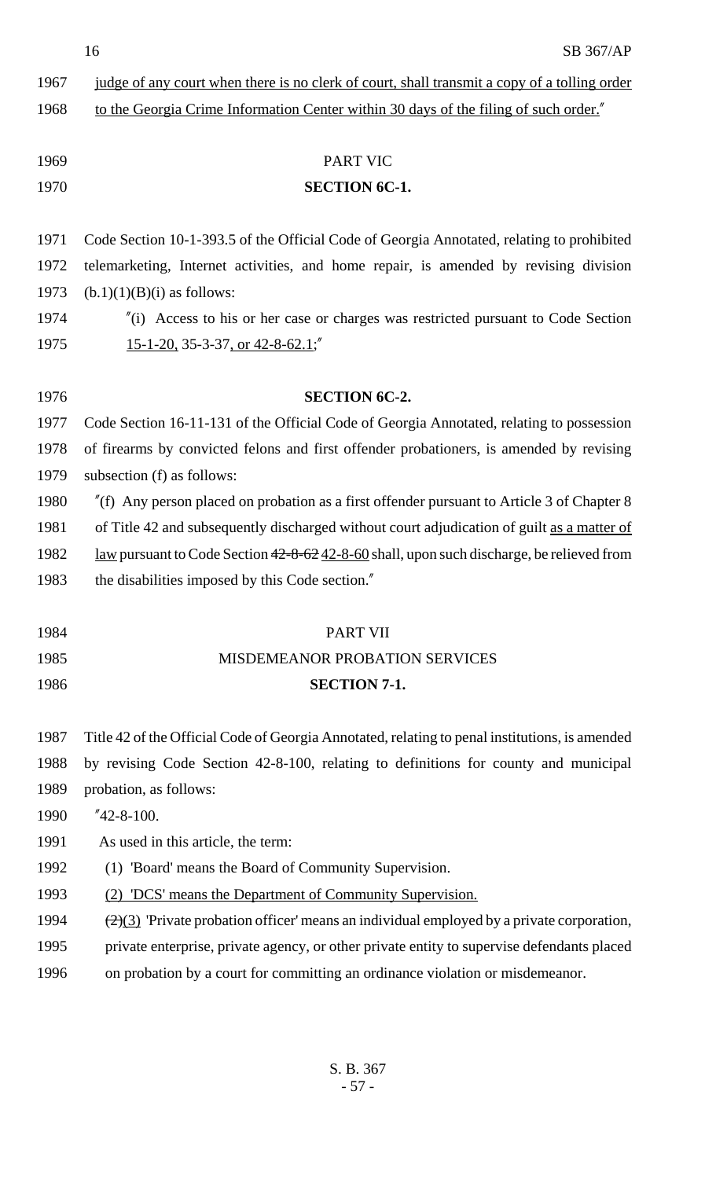judge of any court when there is no clerk of court, shall transmit a copy of a tolling order to the Georgia Crime Information Center within 30 days of the filing of such order."

PART VIC

**SECTION 6C-1.**

Code Section 10-1-393.5 of the Official Code of Georgia Annotated, relating to prohibited telemarketing, Internet activities, and home repair, is amended by revising division (b.1)(1)(B)(i) as follows:

"(i) Access to his or her case or charges was restricted pursuant to Code Section 15-1-20, 35-3-37, or 42-8-62.1;"

**SECTION 6C-2.**

Code Section 16-11-131 of the Official Code of Georgia Annotated, relating to possession of firearms by convicted felons and first offender probationers, is amended by revising subsection (f) as follows:

"(f) Any person placed on probation as a first offender pursuant to Article 3 of Chapter 8 of Title 42 and subsequently discharged without court adjudication of guilt as a matter of law pursuant to Code Section ~~42-8-62~~ 42-8-60 shall, upon such discharge, be relieved from the disabilities imposed by this Code section."

PART VII

MISDEMEANOR PROBATION SERVICES

**SECTION 7-1.**

Title 42 of the Official Code of Georgia Annotated, relating to penal institutions, is amended by revising Code Section 42-8-100, relating to definitions for county and municipal probation, as follows:

"42-8-100.

As used in this article, the term:

(1) 'Board' means the Board of Community Supervision.

(2) 'DCS' means the Department of Community Supervision.

~~(2)~~(3) 'Private probation officer' means an individual employed by a private corporation, private enterprise, private agency, or other private entity to supervise defendants placed on probation by a court for committing an ordinance violation or misdemeanor.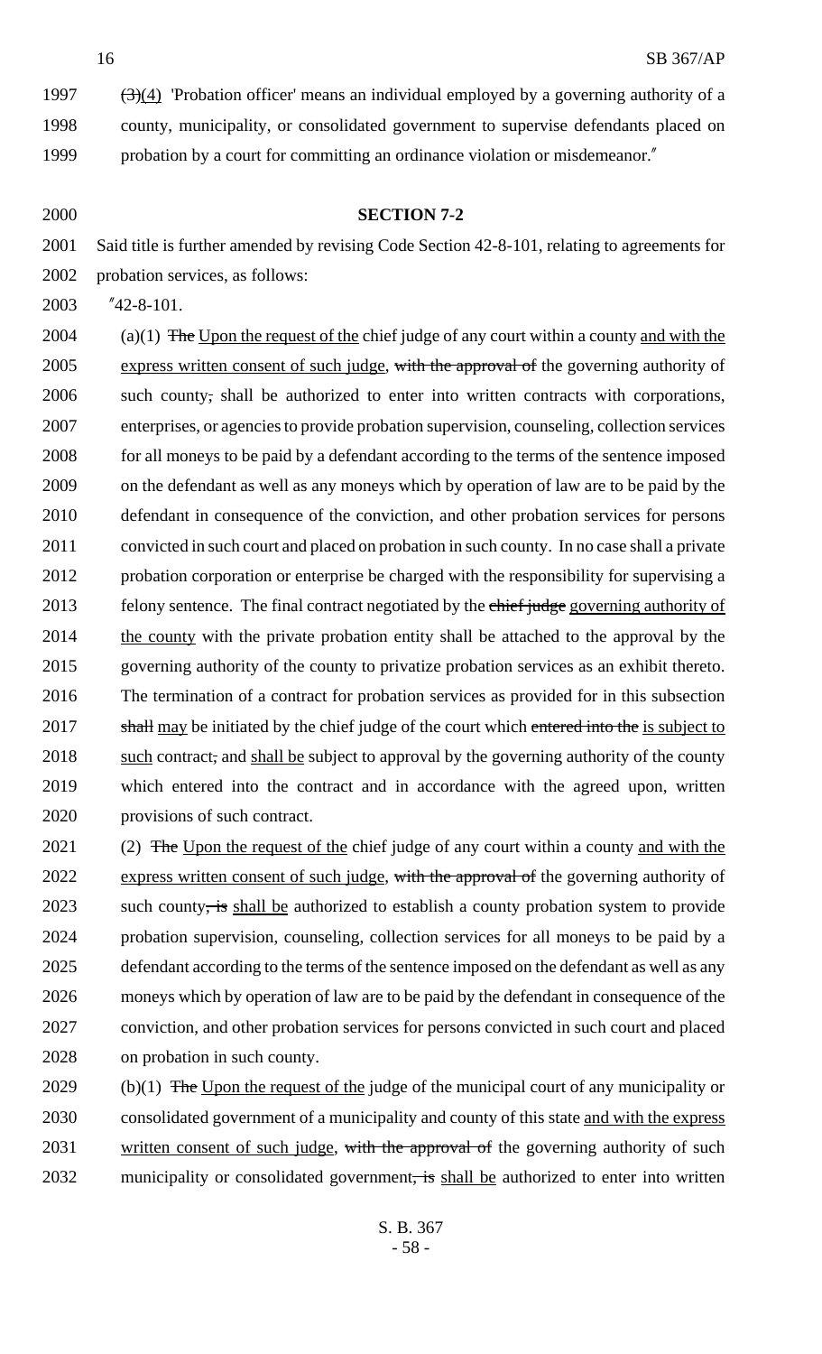1997 ~~(3)~~(4) 'Probation officer' means an individual employed by a governing authority of a county, municipality, or consolidated government to supervise defendants placed on probation by a court for committing an ordinance violation or misdemeanor."

**SECTION 7-2**

Said title is further amended by revising Code Section 42-8-101, relating to agreements for probation services, as follows:

"42-8-101.

(a)(1) ~~The~~ Upon the request of the chief judge of any court within a county and with the express written consent of such judge, ~~with the approval of~~ the governing authority of such county~~,~~ shall be authorized to enter into written contracts with corporations, enterprises, or agencies to provide probation supervision, counseling, collection services for all moneys to be paid by a defendant according to the terms of the sentence imposed on the defendant as well as any moneys which by operation of law are to be paid by the defendant in consequence of the conviction, and other probation services for persons convicted in such court and placed on probation in such county. In no case shall a private probation corporation or enterprise be charged with the responsibility for supervising a felony sentence. The final contract negotiated by the ~~chief judge~~ governing authority of the county with the private probation entity shall be attached to the approval by the governing authority of the county to privatize probation services as an exhibit thereto. The termination of a contract for probation services as provided for in this subsection ~~shall~~ may be initiated by the chief judge of the court which ~~entered into the~~ is subject to such contract~~,~~ and shall be subject to approval by the governing authority of the county which entered into the contract and in accordance with the agreed upon, written provisions of such contract.

(2) ~~The~~ Upon the request of the chief judge of any court within a county and with the express written consent of such judge, ~~with the approval of~~ the governing authority of such county~~, is~~ shall be authorized to establish a county probation system to provide probation supervision, counseling, collection services for all moneys to be paid by a defendant according to the terms of the sentence imposed on the defendant as well as any moneys which by operation of law are to be paid by the defendant in consequence of the conviction, and other probation services for persons convicted in such court and placed on probation in such county.

(b)(1) ~~The~~ Upon the request of the judge of the municipal court of any municipality or consolidated government of a municipality and county of this state and with the express written consent of such judge, ~~with the approval of~~ the governing authority of such municipality or consolidated government~~, is~~ shall be authorized to enter into written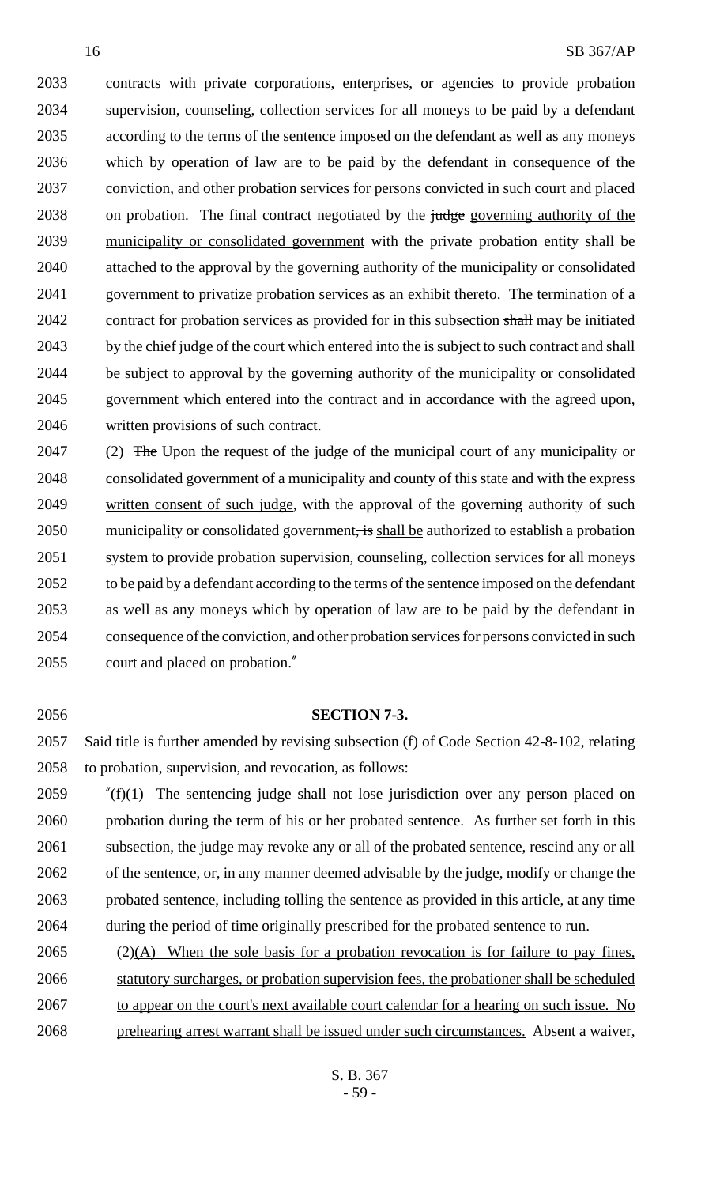contracts with private corporations, enterprises, or agencies to provide probation supervision, counseling, collection services for all moneys to be paid by a defendant according to the terms of the sentence imposed on the defendant as well as any moneys which by operation of law are to be paid by the defendant in consequence of the conviction, and other probation services for persons convicted in such court and placed on probation. The final contract negotiated by the ~~judge~~ governing authority of the municipality or consolidated government with the private probation entity shall be attached to the approval by the governing authority of the municipality or consolidated government to privatize probation services as an exhibit thereto. The termination of a contract for probation services as provided for in this subsection ~~shall~~ may be initiated by the chief judge of the court which ~~entered into the~~ is subject to such contract and shall be subject to approval by the governing authority of the municipality or consolidated government which entered into the contract and in accordance with the agreed upon, written provisions of such contract.

(2) ~~The~~ Upon the request of the judge of the municipal court of any municipality or consolidated government of a municipality and county of this state and with the express written consent of such judge, ~~with the approval of~~ the governing authority of such municipality or consolidated government~~, is~~ shall be authorized to establish a probation system to provide probation supervision, counseling, collection services for all moneys to be paid by a defendant according to the terms of the sentence imposed on the defendant as well as any moneys which by operation of law are to be paid by the defendant in consequence of the conviction, and other probation services for persons convicted in such court and placed on probation."

**SECTION 7-3.**

Said title is further amended by revising subsection (f) of Code Section 42-8-102, relating to probation, supervision, and revocation, as follows:

"(f)(1) The sentencing judge shall not lose jurisdiction over any person placed on probation during the term of his or her probated sentence. As further set forth in this subsection, the judge may revoke any or all of the probated sentence, rescind any or all of the sentence, or, in any manner deemed advisable by the judge, modify or change the probated sentence, including tolling the sentence as provided in this article, at any time during the period of time originally prescribed for the probated sentence to run.

(2)(A) When the sole basis for a probation revocation is for failure to pay fines, statutory surcharges, or probation supervision fees, the probationer shall be scheduled to appear on the court's next available court calendar for a hearing on such issue. No prehearing arrest warrant shall be issued under such circumstances. Absent a waiver,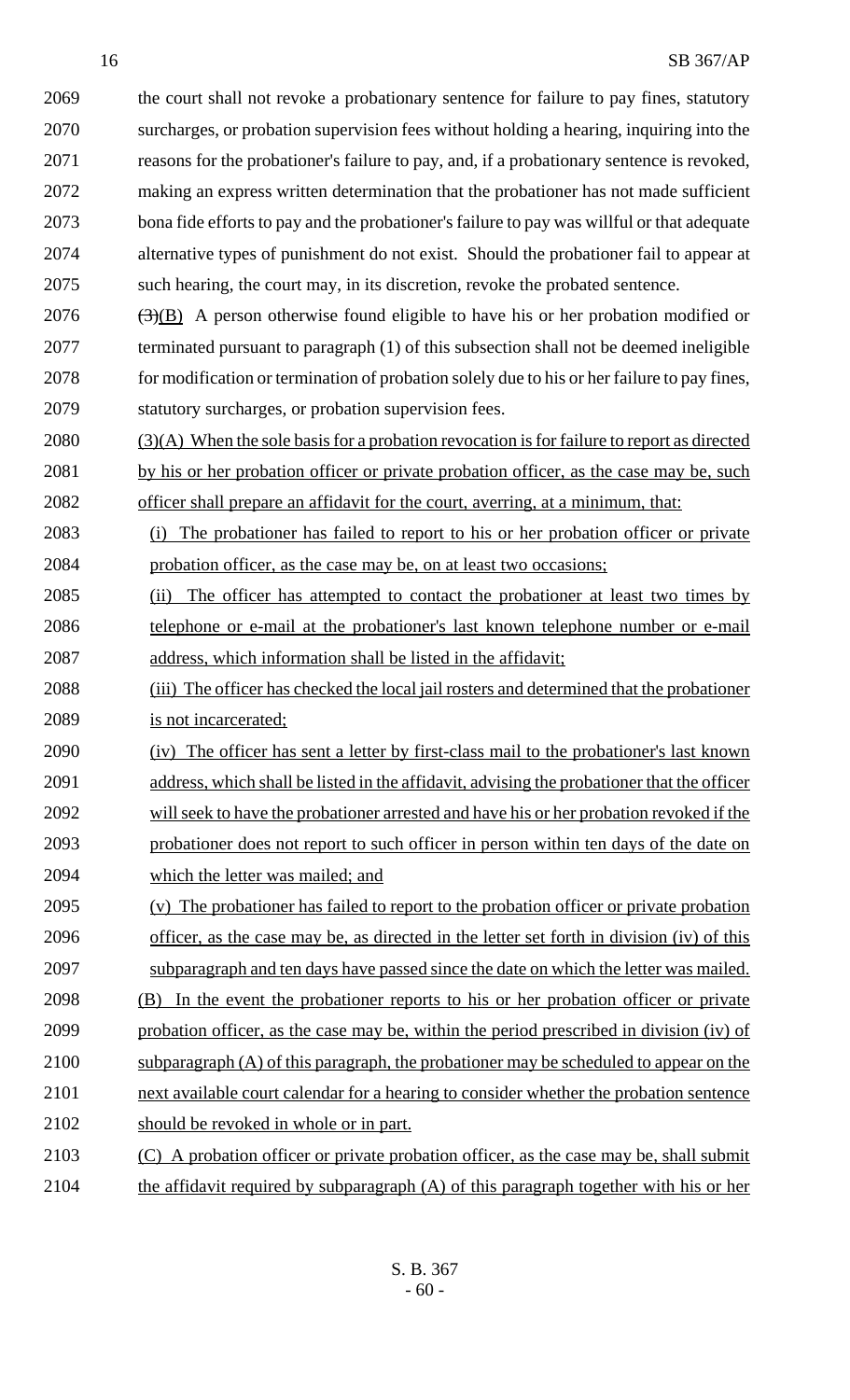the court shall not revoke a probationary sentence for failure to pay fines, statutory surcharges, or probation supervision fees without holding a hearing, inquiring into the reasons for the probationer's failure to pay, and, if a probationary sentence is revoked, making an express written determination that the probationer has not made sufficient bona fide efforts to pay and the probationer's failure to pay was willful or that adequate alternative types of punishment do not exist. Should the probationer fail to appear at such hearing, the court may, in its discretion, revoke the probated sentence.

~~(3)~~(B) A person otherwise found eligible to have his or her probation modified or terminated pursuant to paragraph (1) of this subsection shall not be deemed ineligible for modification or termination of probation solely due to his or her failure to pay fines, statutory surcharges, or probation supervision fees.

(3)(A) When the sole basis for a probation revocation is for failure to report as directed by his or her probation officer or private probation officer, as the case may be, such officer shall prepare an affidavit for the court, averring, at a minimum, that:

(i) The probationer has failed to report to his or her probation officer or private probation officer, as the case may be, on at least two occasions;

(ii) The officer has attempted to contact the probationer at least two times by telephone or e-mail at the probationer's last known telephone number or e-mail address, which information shall be listed in the affidavit;

(iii) The officer has checked the local jail rosters and determined that the probationer is not incarcerated;

(iv) The officer has sent a letter by first-class mail to the probationer's last known address, which shall be listed in the affidavit, advising the probationer that the officer will seek to have the probationer arrested and have his or her probation revoked if the probationer does not report to such officer in person within ten days of the date on which the letter was mailed; and

(v) The probationer has failed to report to the probation officer or private probation officer, as the case may be, as directed in the letter set forth in division (iv) of this subparagraph and ten days have passed since the date on which the letter was mailed.

(B) In the event the probationer reports to his or her probation officer or private probation officer, as the case may be, within the period prescribed in division (iv) of subparagraph (A) of this paragraph, the probationer may be scheduled to appear on the next available court calendar for a hearing to consider whether the probation sentence should be revoked in whole or in part.

(C) A probation officer or private probation officer, as the case may be, shall submit the affidavit required by subparagraph (A) of this paragraph together with his or her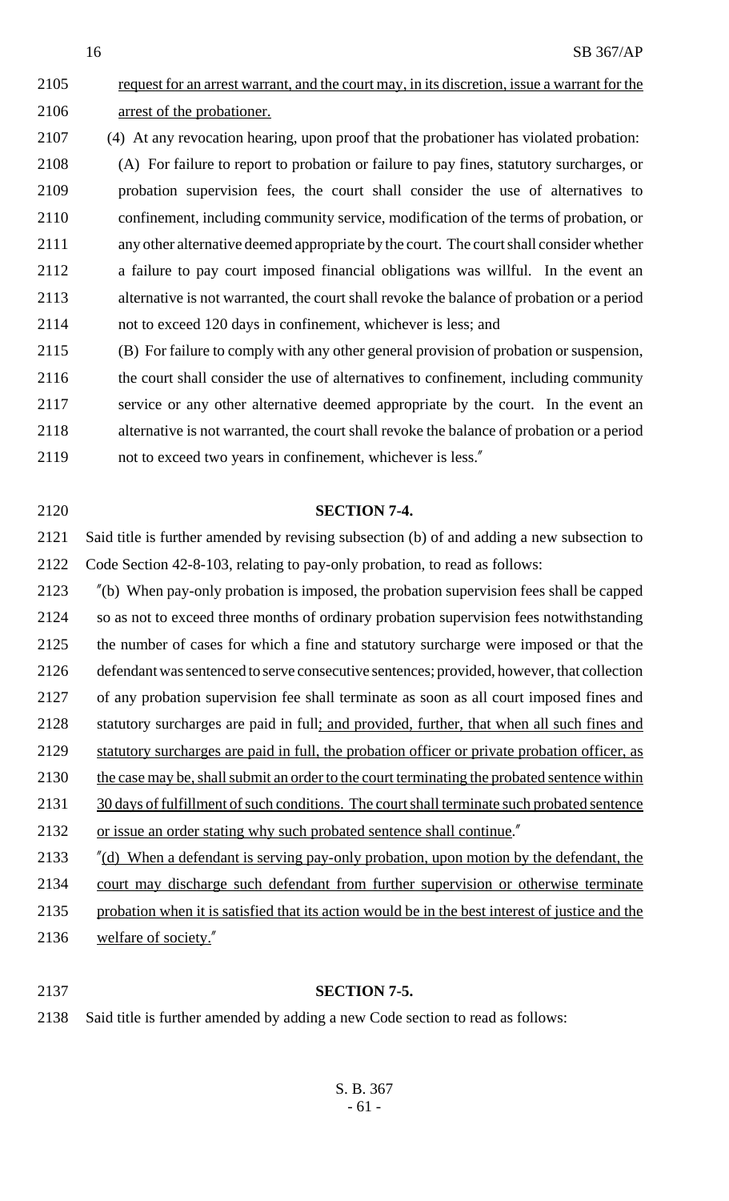request for an arrest warrant, and the court may, in its discretion, issue a warrant for the arrest of the probationer.

(4) At any revocation hearing, upon proof that the probationer has violated probation:

(A) For failure to report to probation or failure to pay fines, statutory surcharges, or probation supervision fees, the court shall consider the use of alternatives to confinement, including community service, modification of the terms of probation, or any other alternative deemed appropriate by the court. The court shall consider whether a failure to pay court imposed financial obligations was willful. In the event an alternative is not warranted, the court shall revoke the balance of probation or a period not to exceed 120 days in confinement, whichever is less; and

(B) For failure to comply with any other general provision of probation or suspension, the court shall consider the use of alternatives to confinement, including community service or any other alternative deemed appropriate by the court. In the event an alternative is not warranted, the court shall revoke the balance of probation or a period not to exceed two years in confinement, whichever is less."

**SECTION 7-4.**

Said title is further amended by revising subsection (b) of and adding a new subsection to Code Section 42-8-103, relating to pay-only probation, to read as follows:

"(b) When pay-only probation is imposed, the probation supervision fees shall be capped so as not to exceed three months of ordinary probation supervision fees notwithstanding the number of cases for which a fine and statutory surcharge were imposed or that the defendant was sentenced to serve consecutive sentences; provided, however, that collection of any probation supervision fee shall terminate as soon as all court imposed fines and statutory surcharges are paid in full; and provided, further, that when all such fines and statutory surcharges are paid in full, the probation officer or private probation officer, as the case may be, shall submit an order to the court terminating the probated sentence within 30 days of fulfillment of such conditions. The court shall terminate such probated sentence or issue an order stating why such probated sentence shall continue."

"(d) When a defendant is serving pay-only probation, upon motion by the defendant, the court may discharge such defendant from further supervision or otherwise terminate probation when it is satisfied that its action would be in the best interest of justice and the welfare of society."

**SECTION 7-5.**

Said title is further amended by adding a new Code section to read as follows: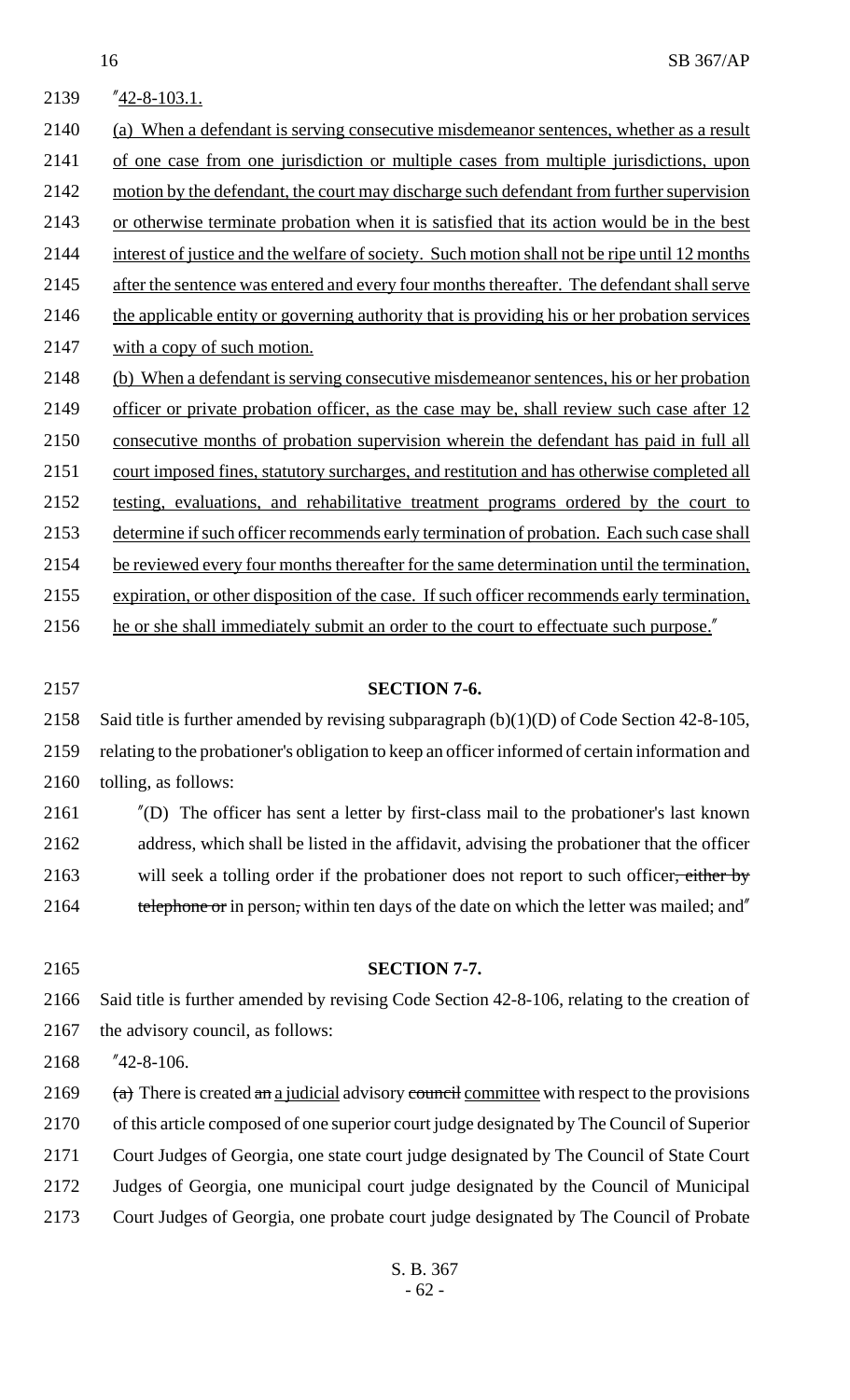"42-8-103.1.

(a) When a defendant is serving consecutive misdemeanor sentences, whether as a result of one case from one jurisdiction or multiple cases from multiple jurisdictions, upon motion by the defendant, the court may discharge such defendant from further supervision or otherwise terminate probation when it is satisfied that its action would be in the best interest of justice and the welfare of society. Such motion shall not be ripe until 12 months after the sentence was entered and every four months thereafter. The defendant shall serve the applicable entity or governing authority that is providing his or her probation services with a copy of such motion.

(b) When a defendant is serving consecutive misdemeanor sentences, his or her probation officer or private probation officer, as the case may be, shall review such case after 12 consecutive months of probation supervision wherein the defendant has paid in full all court imposed fines, statutory surcharges, and restitution and has otherwise completed all testing, evaluations, and rehabilitative treatment programs ordered by the court to determine if such officer recommends early termination of probation. Each such case shall be reviewed every four months thereafter for the same determination until the termination, expiration, or other disposition of the case. If such officer recommends early termination, he or she shall immediately submit an order to the court to effectuate such purpose."

**SECTION 7-6.**

Said title is further amended by revising subparagraph (b)(1)(D) of Code Section 42-8-105, relating to the probationer's obligation to keep an officer informed of certain information and tolling, as follows:

"(D) The officer has sent a letter by first-class mail to the probationer's last known address, which shall be listed in the affidavit, advising the probationer that the officer will seek a tolling order if the probationer does not report to such officer~~, either by telephone or~~ in person~~,~~ within ten days of the date on which the letter was mailed; and"

**SECTION 7-7.**

Said title is further amended by revising Code Section 42-8-106, relating to the creation of the advisory council, as follows:

"42-8-106.

~~(a)~~ There is created ~~an~~ a judicial advisory ~~council~~ committee with respect to the provisions of this article composed of one superior court judge designated by The Council of Superior Court Judges of Georgia, one state court judge designated by The Council of State Court Judges of Georgia, one municipal court judge designated by the Council of Municipal Court Judges of Georgia, one probate court judge designated by The Council of Probate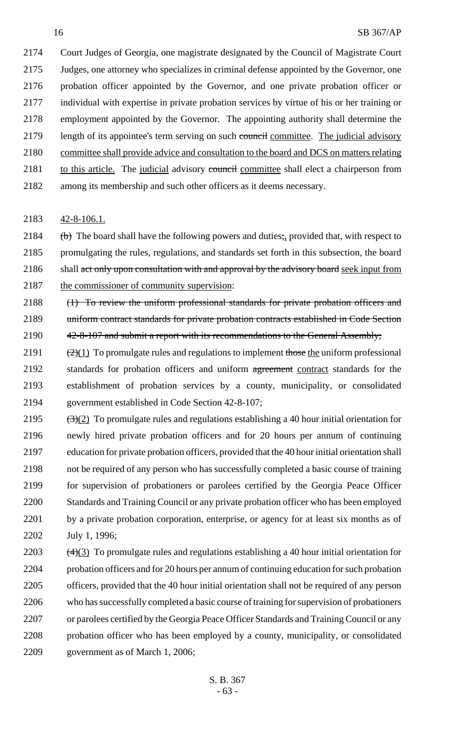2174 Court Judges of Georgia, one magistrate designated by the Council of Magistrate Court
2175 Judges, one attorney who specializes in criminal defense appointed by the Governor, one
2176 probation officer appointed by the Governor, and one private probation officer or
2177 individual with expertise in private probation services by virtue of his or her training or
2178 employment appointed by the Governor. The appointing authority shall determine the
2179 length of its appointee's term serving on such ~~council~~ committee. The judicial advisory
2180 committee shall provide advice and consultation to the board and DCS on matters relating
2181 to this article. The judicial advisory ~~council~~ committee shall elect a chairperson from
2182 among its membership and such other officers as it deems necessary.

2183 42-8-106.1.

2184 ~~(b)~~ The board shall have the following powers and duties~~;~~, provided that, with respect to
2185 promulgating the rules, regulations, and standards set forth in this subsection, the board
2186 shall ~~act only upon consultation with and approval by the advisory board~~ seek input from
2187 the commissioner of community supervision:

2188 ~~(1) To review the uniform professional standards for private probation officers and~~
2189 ~~uniform contract standards for private probation contracts established in Code Section~~
2190 ~~42-8-107 and submit a report with its recommendations to the General Assembly;~~

2191 ~~(2)~~(1) To promulgate rules and regulations to implement ~~those~~ the uniform professional
2192 standards for probation officers and uniform ~~agreement~~ contract standards for the
2193 establishment of probation services by a county, municipality, or consolidated
2194 government established in Code Section 42-8-107;

2195 ~~(3)~~(2) To promulgate rules and regulations establishing a 40 hour initial orientation for
2196 newly hired private probation officers and for 20 hours per annum of continuing
2197 education for private probation officers, provided that the 40 hour initial orientation shall
2198 not be required of any person who has successfully completed a basic course of training
2199 for supervision of probationers or parolees certified by the Georgia Peace Officer
2200 Standards and Training Council or any private probation officer who has been employed
2201 by a private probation corporation, enterprise, or agency for at least six months as of
2202 July 1, 1996;

2203 ~~(4)~~(3) To promulgate rules and regulations establishing a 40 hour initial orientation for
2204 probation officers and for 20 hours per annum of continuing education for such probation
2205 officers, provided that the 40 hour initial orientation shall not be required of any person
2206 who has successfully completed a basic course of training for supervision of probationers
2207 or parolees certified by the Georgia Peace Officer Standards and Training Council or any
2208 probation officer who has been employed by a county, municipality, or consolidated
2209 government as of March 1, 2006;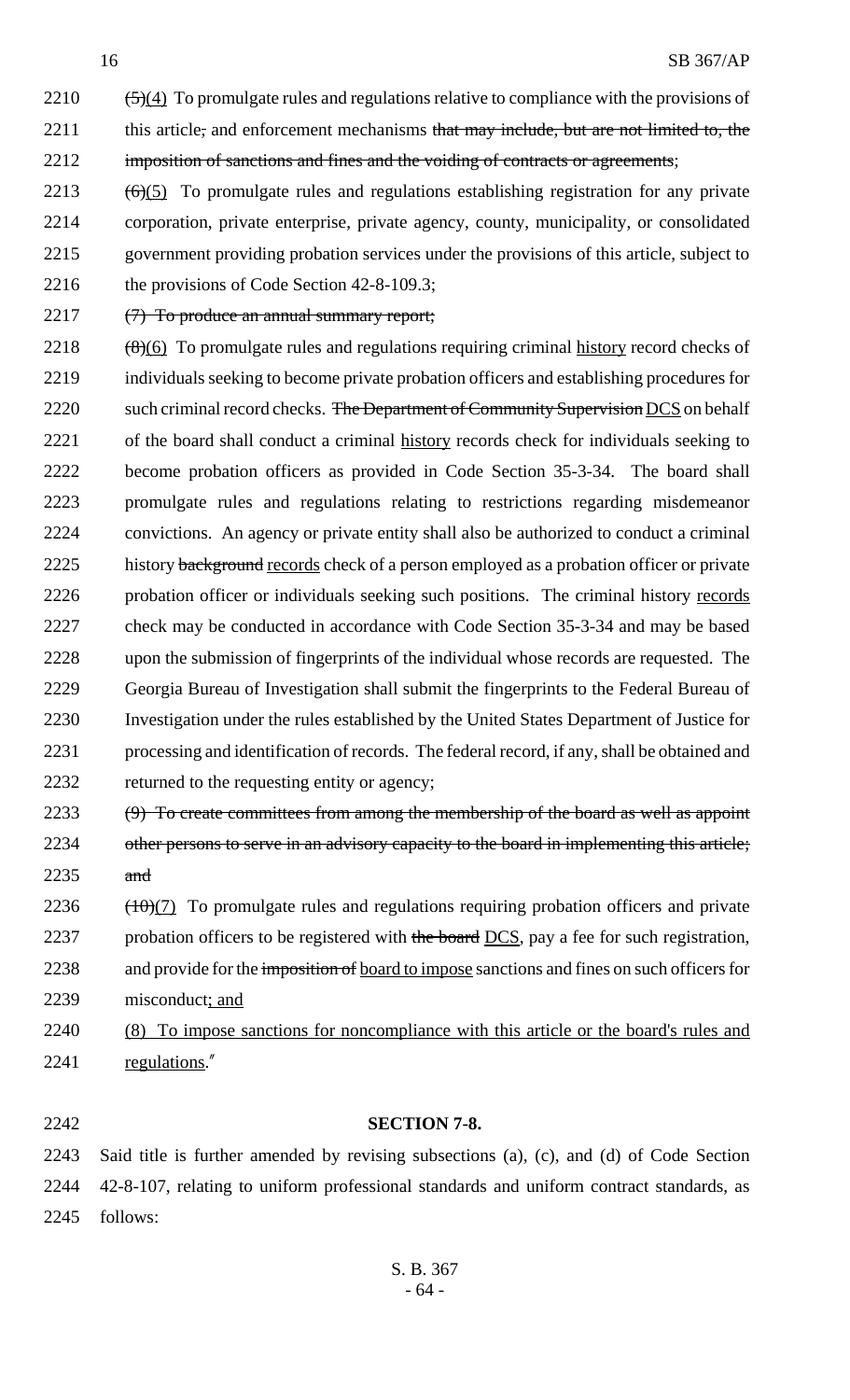2210 ~~(5)~~(4) To promulgate rules and regulations relative to compliance with the provisions of
2211 this article~~,~~ and enforcement mechanisms ~~that may include, but are not limited to, the~~
2212 ~~imposition of sanctions and fines and the voiding of contracts or agreements~~;

2213 ~~(6)~~(5) To promulgate rules and regulations establishing registration for any private
2214 corporation, private enterprise, private agency, county, municipality, or consolidated
2215 government providing probation services under the provisions of this article, subject to
2216 the provisions of Code Section 42-8-109.3;

2217 ~~(7) To produce an annual summary report;~~

2218 ~~(8)~~(6) To promulgate rules and regulations requiring criminal history record checks of
2219 individuals seeking to become private probation officers and establishing procedures for
2220 such criminal record checks. ~~The Department of Community Supervision~~ DCS on behalf
2221 of the board shall conduct a criminal history records check for individuals seeking to
2222 become probation officers as provided in Code Section 35-3-34. The board shall
2223 promulgate rules and regulations relating to restrictions regarding misdemeanor
2224 convictions. An agency or private entity shall also be authorized to conduct a criminal
2225 history ~~background~~ records check of a person employed as a probation officer or private
2226 probation officer or individuals seeking such positions. The criminal history records
2227 check may be conducted in accordance with Code Section 35-3-34 and may be based
2228 upon the submission of fingerprints of the individual whose records are requested. The
2229 Georgia Bureau of Investigation shall submit the fingerprints to the Federal Bureau of
2230 Investigation under the rules established by the United States Department of Justice for
2231 processing and identification of records. The federal record, if any, shall be obtained and
2232 returned to the requesting entity or agency;

2233 ~~(9) To create committees from among the membership of the board as well as appoint~~
2234 ~~other persons to serve in an advisory capacity to the board in implementing this article;~~
2235 ~~and~~

2236 ~~(10)~~(7) To promulgate rules and regulations requiring probation officers and private
2237 probation officers to be registered with ~~the board~~ DCS, pay a fee for such registration,
2238 and provide for the ~~imposition of~~ board to impose sanctions and fines on such officers for
2239 misconduct; and

2240 (8) To impose sanctions for noncompliance with this article or the board's rules and
2241 regulations."

2242 **SECTION 7-8.**

2243 Said title is further amended by revising subsections (a), (c), and (d) of Code Section
2244 42-8-107, relating to uniform professional standards and uniform contract standards, as
2245 follows: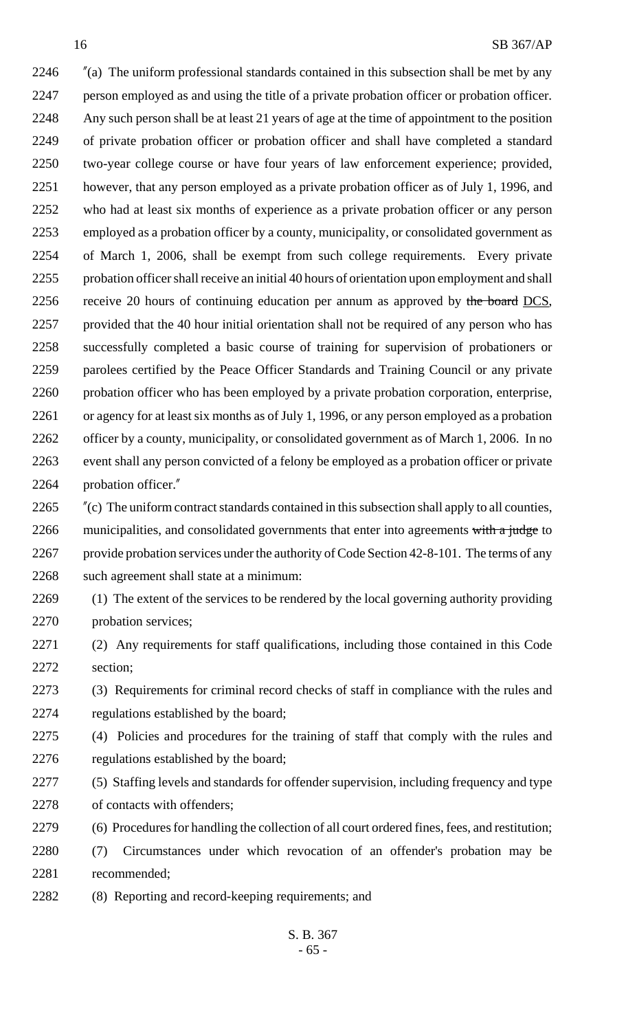"(a) The uniform professional standards contained in this subsection shall be met by any person employed as and using the title of a private probation officer or probation officer. Any such person shall be at least 21 years of age at the time of appointment to the position of private probation officer or probation officer and shall have completed a standard two-year college course or have four years of law enforcement experience; provided, however, that any person employed as a private probation officer as of July 1, 1996, and who had at least six months of experience as a private probation officer or any person employed as a probation officer by a county, municipality, or consolidated government as of March 1, 2006, shall be exempt from such college requirements. Every private probation officer shall receive an initial 40 hours of orientation upon employment and shall receive 20 hours of continuing education per annum as approved by ~~the board~~ DCS, provided that the 40 hour initial orientation shall not be required of any person who has successfully completed a basic course of training for supervision of probationers or parolees certified by the Peace Officer Standards and Training Council or any private probation officer who has been employed by a private probation corporation, enterprise, or agency for at least six months as of July 1, 1996, or any person employed as a probation officer by a county, municipality, or consolidated government as of March 1, 2006. In no event shall any person convicted of a felony be employed as a probation officer or private probation officer."

"(c) The uniform contract standards contained in this subsection shall apply to all counties, municipalities, and consolidated governments that enter into agreements ~~with a judge~~ to provide probation services under the authority of Code Section 42-8-101. The terms of any such agreement shall state at a minimum:

(1) The extent of the services to be rendered by the local governing authority providing probation services;

(2) Any requirements for staff qualifications, including those contained in this Code section;

(3) Requirements for criminal record checks of staff in compliance with the rules and regulations established by the board;

(4) Policies and procedures for the training of staff that comply with the rules and regulations established by the board;

(5) Staffing levels and standards for offender supervision, including frequency and type of contacts with offenders;

(6) Procedures for handling the collection of all court ordered fines, fees, and restitution;

(7) Circumstances under which revocation of an offender's probation may be recommended;

(8) Reporting and record-keeping requirements; and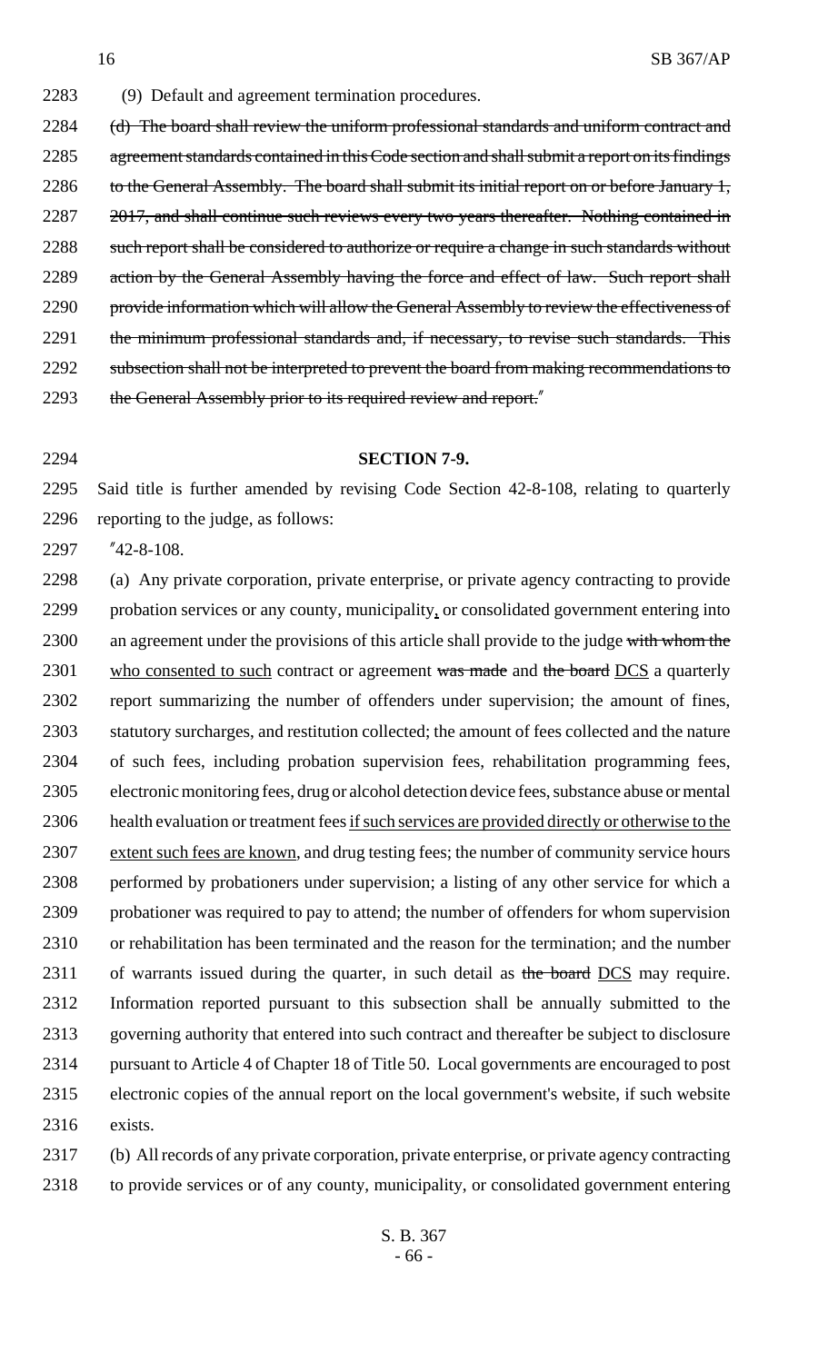(9) Default and agreement termination procedures.

~~(d) The board shall review the uniform professional standards and uniform contract and agreement standards contained in this Code section and shall submit a report on its findings to the General Assembly. The board shall submit its initial report on or before January 1, 2017, and shall continue such reviews every two years thereafter. Nothing contained in such report shall be considered to authorize or require a change in such standards without action by the General Assembly having the force and effect of law. Such report shall provide information which will allow the General Assembly to review the effectiveness of the minimum professional standards and, if necessary, to revise such standards. This subsection shall not be interpreted to prevent the board from making recommendations to the General Assembly prior to its required review and report.~~"

**SECTION 7-9.**

Said title is further amended by revising Code Section 42-8-108, relating to quarterly reporting to the judge, as follows:

"42-8-108.

(a) Any private corporation, private enterprise, or private agency contracting to provide probation services or any county, municipality, or consolidated government entering into an agreement under the provisions of this article shall provide to the judge ~~with whom the~~ who consented to such contract or agreement ~~was made~~ and ~~the board~~ DCS a quarterly report summarizing the number of offenders under supervision; the amount of fines, statutory surcharges, and restitution collected; the amount of fees collected and the nature of such fees, including probation supervision fees, rehabilitation programming fees, electronic monitoring fees, drug or alcohol detection device fees, substance abuse or mental health evaluation or treatment fees if such services are provided directly or otherwise to the extent such fees are known, and drug testing fees; the number of community service hours performed by probationers under supervision; a listing of any other service for which a probationer was required to pay to attend; the number of offenders for whom supervision or rehabilitation has been terminated and the reason for the termination; and the number of warrants issued during the quarter, in such detail as ~~the board~~ DCS may require. Information reported pursuant to this subsection shall be annually submitted to the governing authority that entered into such contract and thereafter be subject to disclosure pursuant to Article 4 of Chapter 18 of Title 50. Local governments are encouraged to post electronic copies of the annual report on the local government's website, if such website exists.

(b) All records of any private corporation, private enterprise, or private agency contracting to provide services or of any county, municipality, or consolidated government entering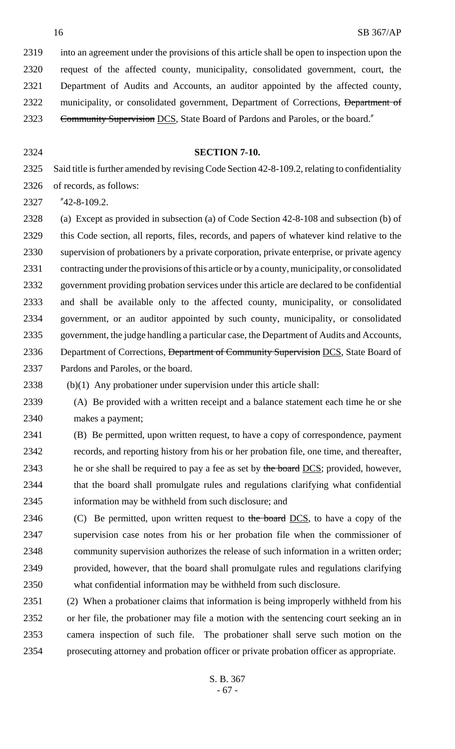into an agreement under the provisions of this article shall be open to inspection upon the request of the affected county, municipality, consolidated government, court, the Department of Audits and Accounts, an auditor appointed by the affected county, municipality, or consolidated government, Department of Corrections, ~~Department of Community Supervision~~ DCS, State Board of Pardons and Paroles, or the board."

**SECTION 7-10.**

Said title is further amended by revising Code Section 42-8-109.2, relating to confidentiality of records, as follows:

"42-8-109.2.

(a) Except as provided in subsection (a) of Code Section 42-8-108 and subsection (b) of this Code section, all reports, files, records, and papers of whatever kind relative to the supervision of probationers by a private corporation, private enterprise, or private agency contracting under the provisions of this article or by a county, municipality, or consolidated government providing probation services under this article are declared to be confidential and shall be available only to the affected county, municipality, or consolidated government, or an auditor appointed by such county, municipality, or consolidated government, the judge handling a particular case, the Department of Audits and Accounts, Department of Corrections, ~~Department of Community Supervision~~ DCS, State Board of Pardons and Paroles, or the board.

(b)(1) Any probationer under supervision under this article shall:

(A) Be provided with a written receipt and a balance statement each time he or she makes a payment;

(B) Be permitted, upon written request, to have a copy of correspondence, payment records, and reporting history from his or her probation file, one time, and thereafter, he or she shall be required to pay a fee as set by ~~the board~~ DCS; provided, however, that the board shall promulgate rules and regulations clarifying what confidential information may be withheld from such disclosure; and

(C) Be permitted, upon written request to ~~the board~~ DCS, to have a copy of the supervision case notes from his or her probation file when the commissioner of community supervision authorizes the release of such information in a written order; provided, however, that the board shall promulgate rules and regulations clarifying what confidential information may be withheld from such disclosure.

(2) When a probationer claims that information is being improperly withheld from his or her file, the probationer may file a motion with the sentencing court seeking an in camera inspection of such file. The probationer shall serve such motion on the prosecuting attorney and probation officer or private probation officer as appropriate.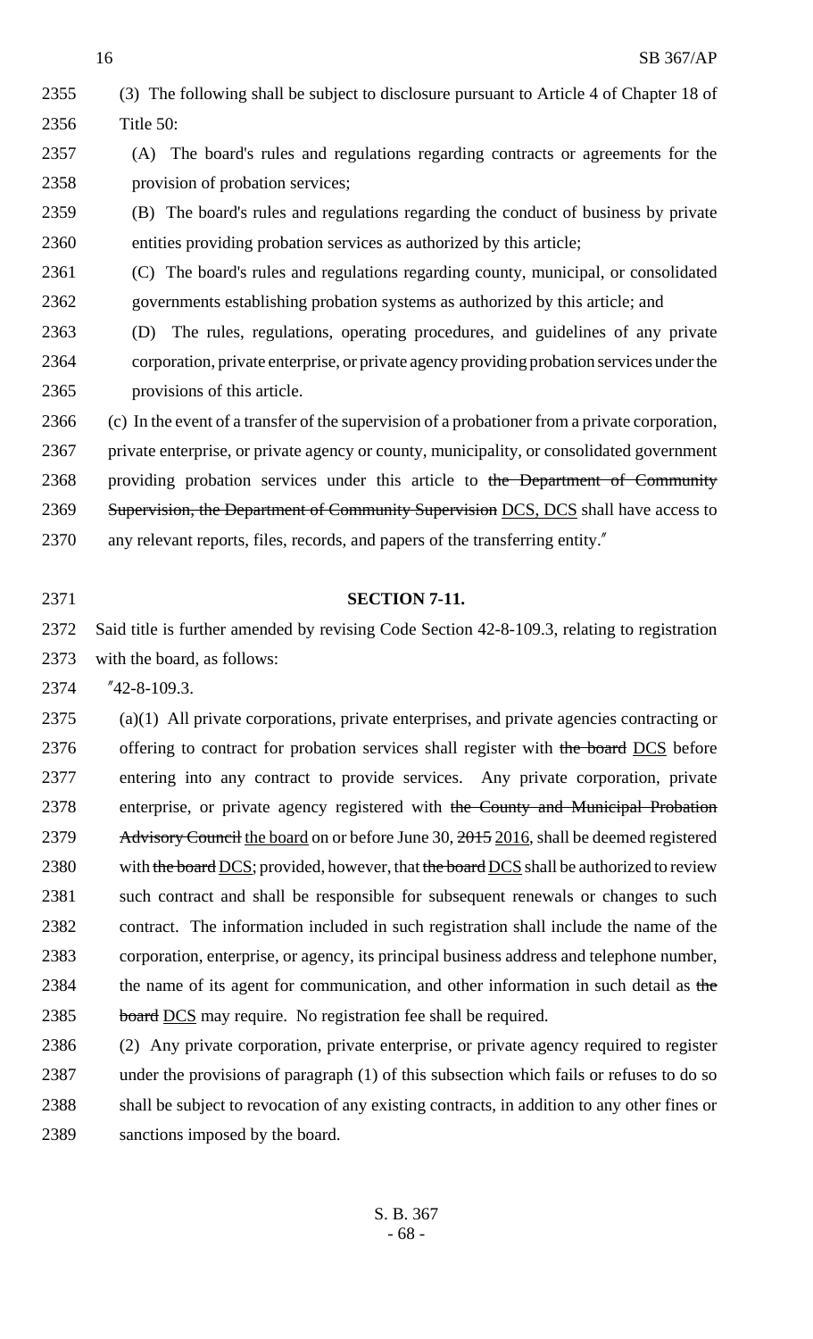(3) The following shall be subject to disclosure pursuant to Article 4 of Chapter 18 of Title 50:

(A) The board's rules and regulations regarding contracts or agreements for the provision of probation services;

(B) The board's rules and regulations regarding the conduct of business by private entities providing probation services as authorized by this article;

(C) The board's rules and regulations regarding county, municipal, or consolidated governments establishing probation systems as authorized by this article; and

(D) The rules, regulations, operating procedures, and guidelines of any private corporation, private enterprise, or private agency providing probation services under the provisions of this article.

(c) In the event of a transfer of the supervision of a probationer from a private corporation, private enterprise, or private agency or county, municipality, or consolidated government providing probation services under this article to ~~the Department of Community Supervision, the Department of Community Supervision~~ DCS, DCS shall have access to any relevant reports, files, records, and papers of the transferring entity."

## SECTION 7-11.

Said title is further amended by revising Code Section 42-8-109.3, relating to registration with the board, as follows:

"42-8-109.3.

(a)(1) All private corporations, private enterprises, and private agencies contracting or offering to contract for probation services shall register with ~~the board~~ DCS before entering into any contract to provide services. Any private corporation, private enterprise, or private agency registered with ~~the County and Municipal Probation Advisory Council~~ the board on or before June 30, ~~2015~~ 2016, shall be deemed registered with ~~the board~~ DCS; provided, however, that ~~the board~~ DCS shall be authorized to review such contract and shall be responsible for subsequent renewals or changes to such contract. The information included in such registration shall include the name of the corporation, enterprise, or agency, its principal business address and telephone number, the name of its agent for communication, and other information in such detail as ~~the board~~ DCS may require. No registration fee shall be required.

(2) Any private corporation, private enterprise, or private agency required to register under the provisions of paragraph (1) of this subsection which fails or refuses to do so shall be subject to revocation of any existing contracts, in addition to any other fines or sanctions imposed by the board.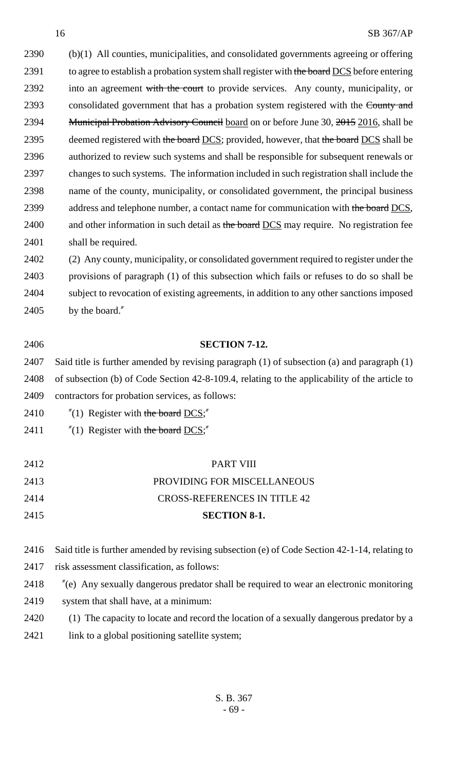(b)(1) All counties, municipalities, and consolidated governments agreeing or offering to agree to establish a probation system shall register with ~~the board~~ DCS before entering into an agreement ~~with the court~~ to provide services. Any county, municipality, or consolidated government that has a probation system registered with the ~~County and Municipal Probation Advisory Council~~ board on or before June 30, ~~2015~~ 2016, shall be deemed registered with ~~the board~~ DCS; provided, however, that ~~the board~~ DCS shall be authorized to review such systems and shall be responsible for subsequent renewals or changes to such systems. The information included in such registration shall include the name of the county, municipality, or consolidated government, the principal business address and telephone number, a contact name for communication with ~~the board~~ DCS, and other information in such detail as ~~the board~~ DCS may require. No registration fee shall be required.

(2) Any county, municipality, or consolidated government required to register under the provisions of paragraph (1) of this subsection which fails or refuses to do so shall be subject to revocation of existing agreements, in addition to any other sanctions imposed by the board."

**SECTION 7-12.**

Said title is further amended by revising paragraph (1) of subsection (a) and paragraph (1) of subsection (b) of Code Section 42-8-109.4, relating to the applicability of the article to contractors for probation services, as follows:

"(1) Register with ~~the board~~ DCS;"

"(1) Register with ~~the board~~ DCS;"

PART VIII

PROVIDING FOR MISCELLANEOUS

CROSS-REFERENCES IN TITLE 42

**SECTION 8-1.**

Said title is further amended by revising subsection (e) of Code Section 42-1-14, relating to risk assessment classification, as follows:

"(e) Any sexually dangerous predator shall be required to wear an electronic monitoring system that shall have, at a minimum:

(1) The capacity to locate and record the location of a sexually dangerous predator by a link to a global positioning satellite system;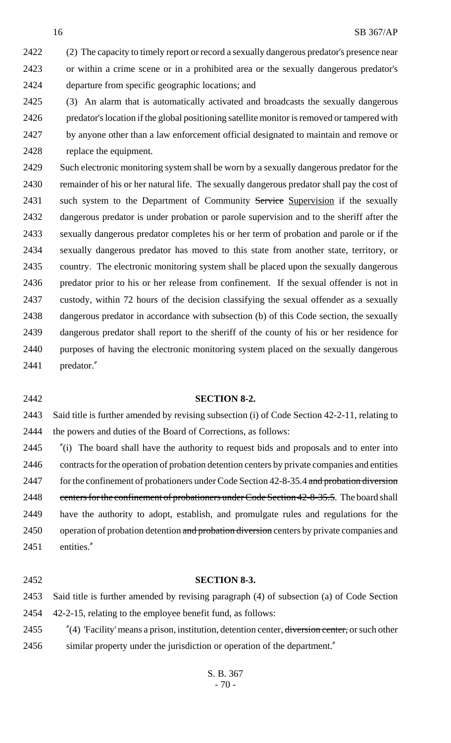(2) The capacity to timely report or record a sexually dangerous predator's presence near or within a crime scene or in a prohibited area or the sexually dangerous predator's departure from specific geographic locations; and

(3) An alarm that is automatically activated and broadcasts the sexually dangerous predator's location if the global positioning satellite monitor is removed or tampered with by anyone other than a law enforcement official designated to maintain and remove or replace the equipment.

Such electronic monitoring system shall be worn by a sexually dangerous predator for the remainder of his or her natural life. The sexually dangerous predator shall pay the cost of such system to the Department of Community ~~Service~~ Supervision if the sexually dangerous predator is under probation or parole supervision and to the sheriff after the sexually dangerous predator completes his or her term of probation and parole or if the sexually dangerous predator has moved to this state from another state, territory, or country. The electronic monitoring system shall be placed upon the sexually dangerous predator prior to his or her release from confinement. If the sexual offender is not in custody, within 72 hours of the decision classifying the sexual offender as a sexually dangerous predator in accordance with subsection (b) of this Code section, the sexually dangerous predator shall report to the sheriff of the county of his or her residence for purposes of having the electronic monitoring system placed on the sexually dangerous predator."

**SECTION 8-2.**

Said title is further amended by revising subsection (i) of Code Section 42-2-11, relating to the powers and duties of the Board of Corrections, as follows:

"(i) The board shall have the authority to request bids and proposals and to enter into contracts for the operation of probation detention centers by private companies and entities for the confinement of probationers under Code Section 42-8-35.4 ~~and probation diversion centers for the confinement of probationers under Code Section 42-8-35.5~~. The board shall have the authority to adopt, establish, and promulgate rules and regulations for the operation of probation detention ~~and probation diversion~~ centers by private companies and entities."

**SECTION 8-3.**

Said title is further amended by revising paragraph (4) of subsection (a) of Code Section 42-2-15, relating to the employee benefit fund, as follows:

"(4) 'Facility' means a prison, institution, detention center, ~~diversion center,~~ or such other similar property under the jurisdiction or operation of the department."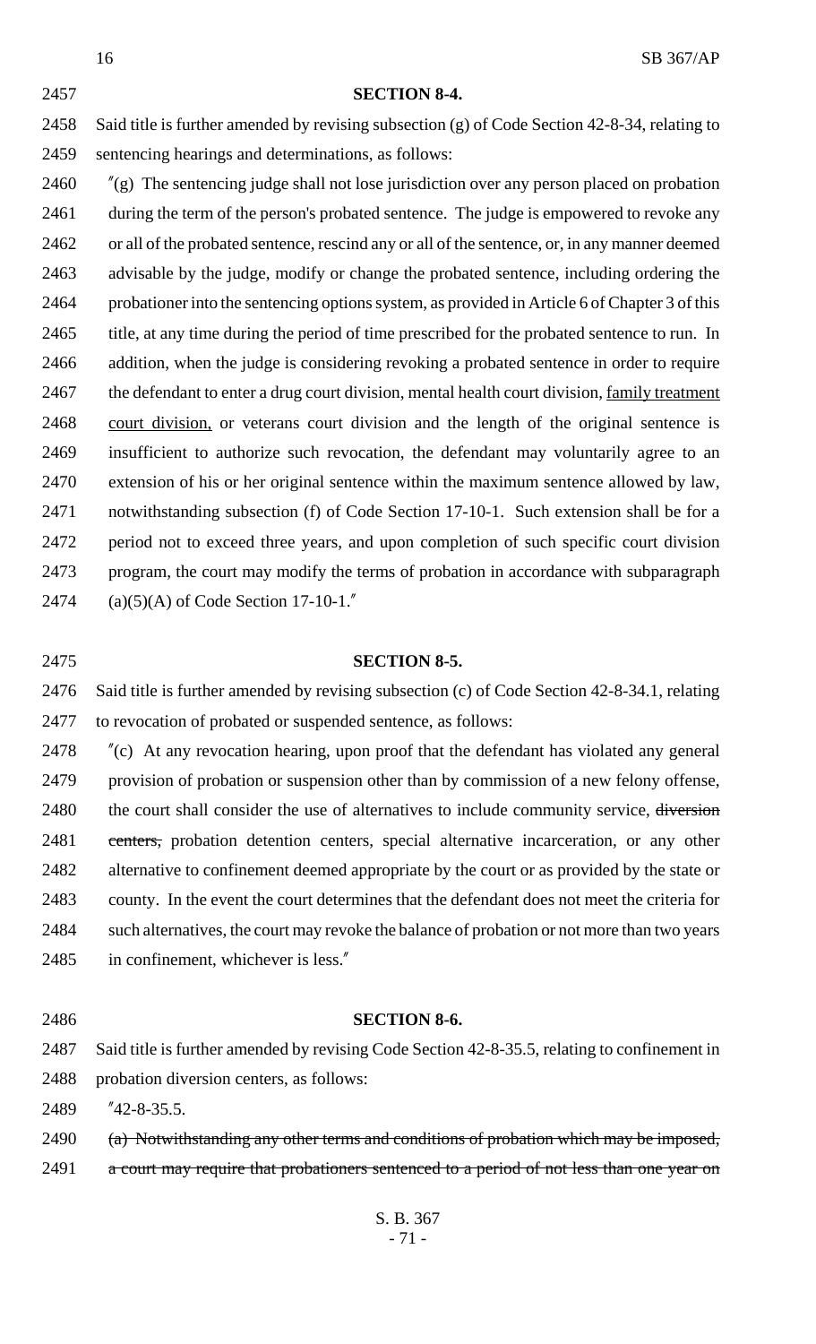**SECTION 8-4.**

Said title is further amended by revising subsection (g) of Code Section 42-8-34, relating to sentencing hearings and determinations, as follows:

"(g) The sentencing judge shall not lose jurisdiction over any person placed on probation during the term of the person's probated sentence. The judge is empowered to revoke any or all of the probated sentence, rescind any or all of the sentence, or, in any manner deemed advisable by the judge, modify or change the probated sentence, including ordering the probationer into the sentencing options system, as provided in Article 6 of Chapter 3 of this title, at any time during the period of time prescribed for the probated sentence to run. In addition, when the judge is considering revoking a probated sentence in order to require the defendant to enter a drug court division, mental health court division, <u>family treatment court division,</u> or veterans court division and the length of the original sentence is insufficient to authorize such revocation, the defendant may voluntarily agree to an extension of his or her original sentence within the maximum sentence allowed by law, notwithstanding subsection (f) of Code Section 17-10-1. Such extension shall be for a period not to exceed three years, and upon completion of such specific court division program, the court may modify the terms of probation in accordance with subparagraph (a)(5)(A) of Code Section 17-10-1."

**SECTION 8-5.**

Said title is further amended by revising subsection (c) of Code Section 42-8-34.1, relating to revocation of probated or suspended sentence, as follows:

"(c) At any revocation hearing, upon proof that the defendant has violated any general provision of probation or suspension other than by commission of a new felony offense, the court shall consider the use of alternatives to include community service, ~~diversion centers,~~ probation detention centers, special alternative incarceration, or any other alternative to confinement deemed appropriate by the court or as provided by the state or county. In the event the court determines that the defendant does not meet the criteria for such alternatives, the court may revoke the balance of probation or not more than two years in confinement, whichever is less."

**SECTION 8-6.**

Said title is further amended by revising Code Section 42-8-35.5, relating to confinement in probation diversion centers, as follows:

"42-8-35.5.

~~(a) Notwithstanding any other terms and conditions of probation which may be imposed, a court may require that probationers sentenced to a period of not less than one year on~~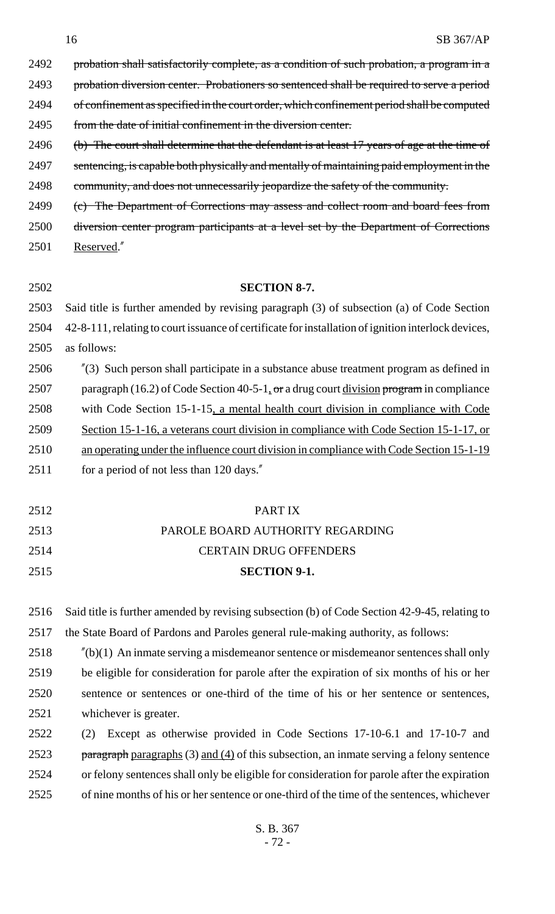2492 ~~probation shall satisfactorily complete, as a condition of such probation, a program in a~~
2493 ~~probation diversion center. Probationers so sentenced shall be required to serve a period~~
2494 ~~of confinement as specified in the court order, which confinement period shall be computed~~
2495 ~~from the date of initial confinement in the diversion center.~~
2496 ~~(b) The court shall determine that the defendant is at least 17 years of age at the time of~~
2497 ~~sentencing, is capable both physically and mentally of maintaining paid employment in the~~
2498 ~~community, and does not unnecessarily jeopardize the safety of the community.~~
2499 ~~(c) The Department of Corrections may assess and collect room and board fees from~~
2500 ~~diversion center program participants at a level set by the Department of Corrections~~
2501 <u>Reserved</u>."

2502 **SECTION 8-7.**

2503 Said title is further amended by revising paragraph (3) of subsection (a) of Code Section
2504 42-8-111, relating to court issuance of certificate for installation of ignition interlock devices,
2505 as follows:

2506 "(3) Such person shall participate in a substance abuse treatment program as defined in
2507 paragraph (16.2) of Code Section 40-5-1<u>,</u> ~~or~~ a drug court <u>division</u> ~~program~~ in compliance
2508 with Code Section 15-1-15<u>, a mental health court division in compliance with Code</u>
2509 <u>Section 15-1-16, a veterans court division in compliance with Code Section 15-1-17, or</u>
2510 <u>an operating under the influence court division in compliance with Code Section 15-1-19</u>
2511 for a period of not less than 120 days."

2512 PART IX
2513 PAROLE BOARD AUTHORITY REGARDING
2514 CERTAIN DRUG OFFENDERS
2515 **SECTION 9-1.**

2516 Said title is further amended by revising subsection (b) of Code Section 42-9-45, relating to
2517 the State Board of Pardons and Paroles general rule-making authority, as follows:

2518 "(b)(1) An inmate serving a misdemeanor sentence or misdemeanor sentences shall only
2519 be eligible for consideration for parole after the expiration of six months of his or her
2520 sentence or sentences or one-third of the time of his or her sentence or sentences,
2521 whichever is greater.

2522 (2) Except as otherwise provided in Code Sections 17-10-6.1 and 17-10-7 and
2523 ~~paragraph~~ <u>paragraphs</u> (3) <u>and (4)</u> of this subsection, an inmate serving a felony sentence
2524 or felony sentences shall only be eligible for consideration for parole after the expiration
2525 of nine months of his or her sentence or one-third of the time of the sentences, whichever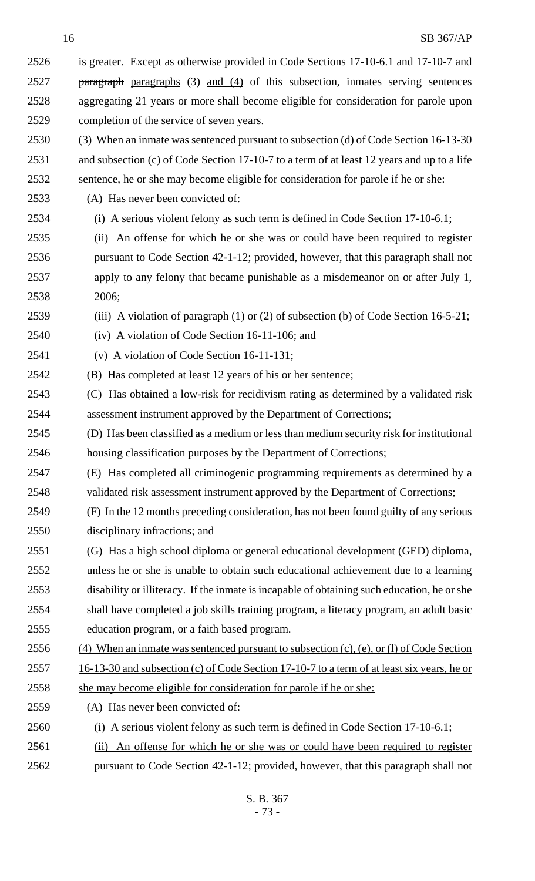is greater. Except as otherwise provided in Code Sections 17-10-6.1 and 17-10-7 and ~~paragraph~~ paragraphs (3) and (4) of this subsection, inmates serving sentences aggregating 21 years or more shall become eligible for consideration for parole upon completion of the service of seven years.

(3) When an inmate was sentenced pursuant to subsection (d) of Code Section 16-13-30 and subsection (c) of Code Section 17-10-7 to a term of at least 12 years and up to a life sentence, he or she may become eligible for consideration for parole if he or she:

(A) Has never been convicted of:

(i) A serious violent felony as such term is defined in Code Section 17-10-6.1;

(ii) An offense for which he or she was or could have been required to register pursuant to Code Section 42-1-12; provided, however, that this paragraph shall not apply to any felony that became punishable as a misdemeanor on or after July 1, 2006;

(iii) A violation of paragraph (1) or (2) of subsection (b) of Code Section 16-5-21;

(iv) A violation of Code Section 16-11-106; and

(v) A violation of Code Section 16-11-131;

(B) Has completed at least 12 years of his or her sentence;

(C) Has obtained a low-risk for recidivism rating as determined by a validated risk assessment instrument approved by the Department of Corrections;

(D) Has been classified as a medium or less than medium security risk for institutional housing classification purposes by the Department of Corrections;

(E) Has completed all criminogenic programming requirements as determined by a validated risk assessment instrument approved by the Department of Corrections;

(F) In the 12 months preceding consideration, has not been found guilty of any serious disciplinary infractions; and

(G) Has a high school diploma or general educational development (GED) diploma, unless he or she is unable to obtain such educational achievement due to a learning disability or illiteracy. If the inmate is incapable of obtaining such education, he or she shall have completed a job skills training program, a literacy program, an adult basic education program, or a faith based program.

<u>(4) When an inmate was sentenced pursuant to subsection (c), (e), or (l) of Code Section 16-13-30 and subsection (c) of Code Section 17-10-7 to a term of at least six years, he or she may become eligible for consideration for parole if he or she:</u>

<u>(A) Has never been convicted of:</u>

<u>(i) A serious violent felony as such term is defined in Code Section 17-10-6.1;</u>

<u>(ii) An offense for which he or she was or could have been required to register pursuant to Code Section 42-1-12; provided, however, that this paragraph shall not</u>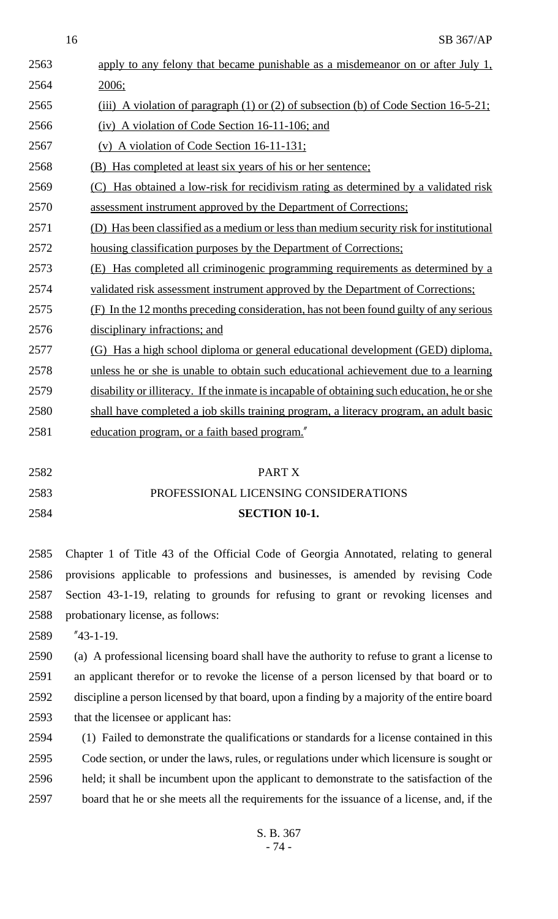apply to any felony that became punishable as a misdemeanor on or after July 1, 2006;

(iii) A violation of paragraph (1) or (2) of subsection (b) of Code Section 16-5-21;

(iv) A violation of Code Section 16-11-106; and

(v) A violation of Code Section 16-11-131;

(B) Has completed at least six years of his or her sentence;

(C) Has obtained a low-risk for recidivism rating as determined by a validated risk assessment instrument approved by the Department of Corrections;

(D) Has been classified as a medium or less than medium security risk for institutional housing classification purposes by the Department of Corrections;

(E) Has completed all criminogenic programming requirements as determined by a validated risk assessment instrument approved by the Department of Corrections;

(F) In the 12 months preceding consideration, has not been found guilty of any serious disciplinary infractions; and

(G) Has a high school diploma or general educational development (GED) diploma, unless he or she is unable to obtain such educational achievement due to a learning disability or illiteracy. If the inmate is incapable of obtaining such education, he or she shall have completed a job skills training program, a literacy program, an adult basic education program, or a faith based program."

PART X

PROFESSIONAL LICENSING CONSIDERATIONS

**SECTION 10-1.**

Chapter 1 of Title 43 of the Official Code of Georgia Annotated, relating to general provisions applicable to professions and businesses, is amended by revising Code Section 43-1-19, relating to grounds for refusing to grant or revoking licenses and probationary license, as follows:

"43-1-19.

(a) A professional licensing board shall have the authority to refuse to grant a license to an applicant therefor or to revoke the license of a person licensed by that board or to discipline a person licensed by that board, upon a finding by a majority of the entire board that the licensee or applicant has:

(1) Failed to demonstrate the qualifications or standards for a license contained in this Code section, or under the laws, rules, or regulations under which licensure is sought or held; it shall be incumbent upon the applicant to demonstrate to the satisfaction of the board that he or she meets all the requirements for the issuance of a license, and, if the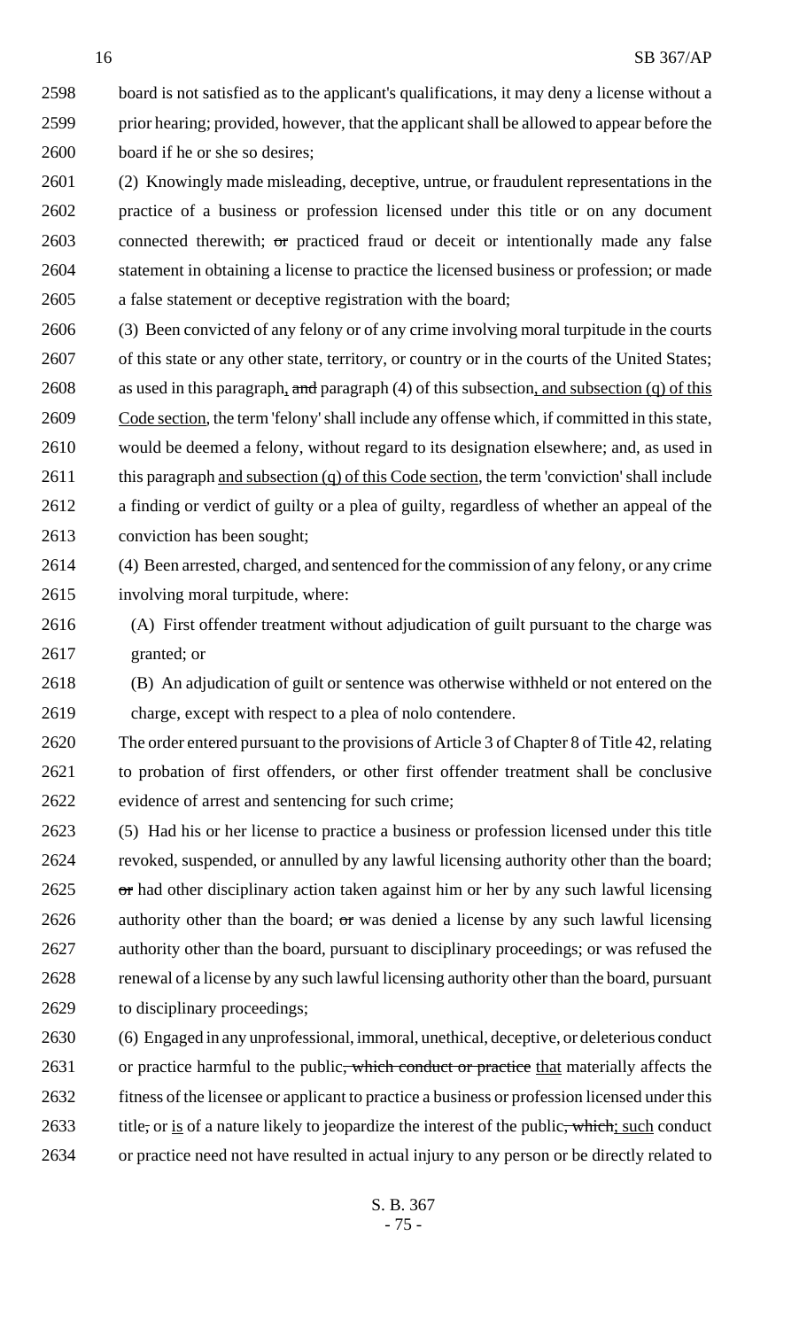board is not satisfied as to the applicant's qualifications, it may deny a license without a prior hearing; provided, however, that the applicant shall be allowed to appear before the board if he or she so desires;

(2) Knowingly made misleading, deceptive, untrue, or fraudulent representations in the practice of a business or profession licensed under this title or on any document connected therewith; ~~or~~ practiced fraud or deceit or intentionally made any false statement in obtaining a license to practice the licensed business or profession; or made a false statement or deceptive registration with the board;

(3) Been convicted of any felony or of any crime involving moral turpitude in the courts of this state or any other state, territory, or country or in the courts of the United States; as used in this paragraph, ~~and~~ paragraph (4) of this subsection, and subsection (q) of this Code section, the term 'felony' shall include any offense which, if committed in this state, would be deemed a felony, without regard to its designation elsewhere; and, as used in this paragraph and subsection (q) of this Code section, the term 'conviction' shall include a finding or verdict of guilty or a plea of guilty, regardless of whether an appeal of the conviction has been sought;

(4) Been arrested, charged, and sentenced for the commission of any felony, or any crime involving moral turpitude, where:

(A) First offender treatment without adjudication of guilt pursuant to the charge was granted; or

(B) An adjudication of guilt or sentence was otherwise withheld or not entered on the charge, except with respect to a plea of nolo contendere.

The order entered pursuant to the provisions of Article 3 of Chapter 8 of Title 42, relating to probation of first offenders, or other first offender treatment shall be conclusive evidence of arrest and sentencing for such crime;

(5) Had his or her license to practice a business or profession licensed under this title revoked, suspended, or annulled by any lawful licensing authority other than the board; ~~or~~ had other disciplinary action taken against him or her by any such lawful licensing authority other than the board; ~~or~~ was denied a license by any such lawful licensing authority other than the board, pursuant to disciplinary proceedings; or was refused the renewal of a license by any such lawful licensing authority other than the board, pursuant to disciplinary proceedings;

(6) Engaged in any unprofessional, immoral, unethical, deceptive, or deleterious conduct or practice harmful to the public~~, which conduct or practice~~ that materially affects the fitness of the licensee or applicant to practice a business or profession licensed under this title~~,~~ or is of a nature likely to jeopardize the interest of the public~~, which~~; such conduct or practice need not have resulted in actual injury to any person or be directly related to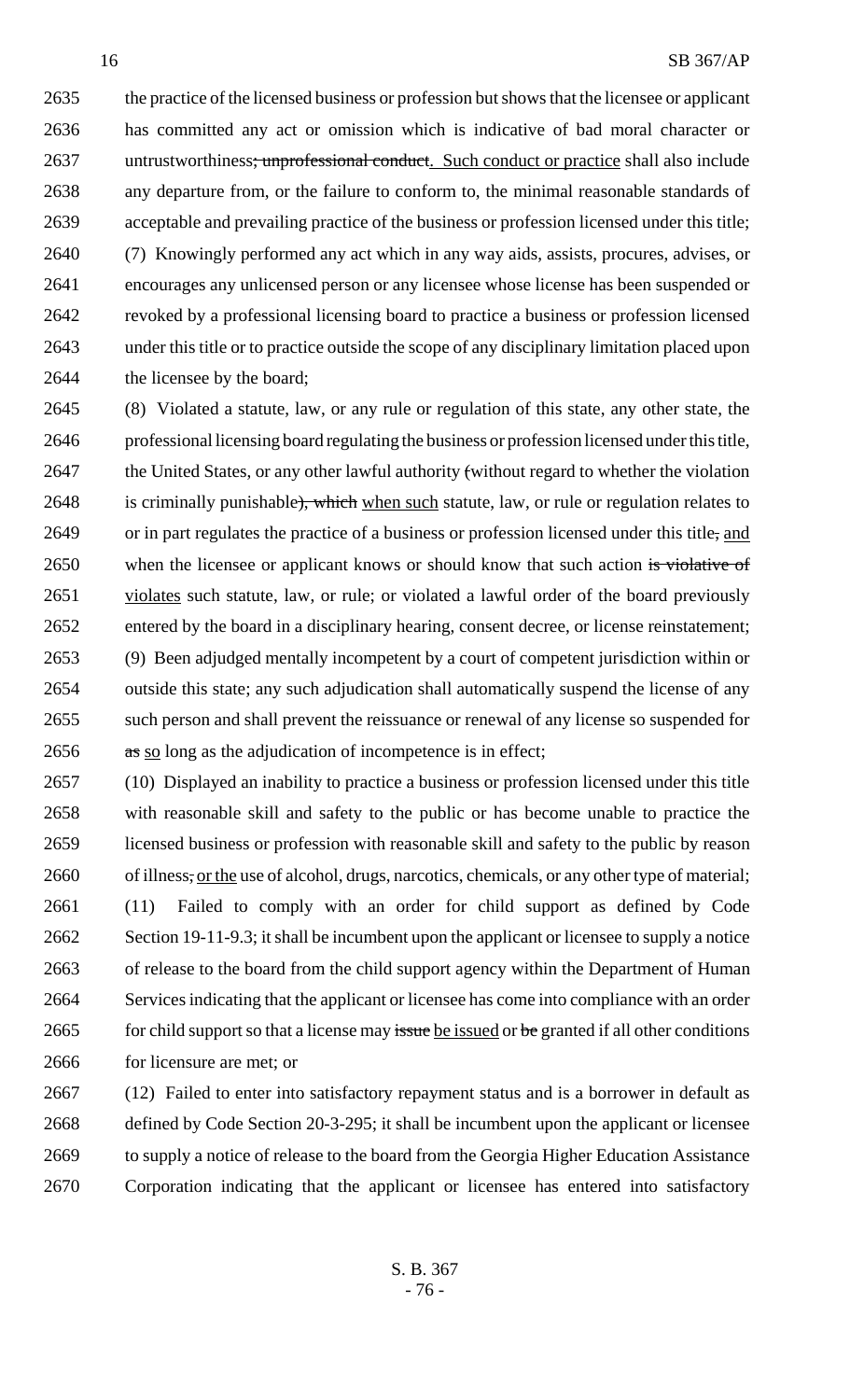2635 the practice of the licensed business or profession but shows that the licensee or applicant
2636 has committed any act or omission which is indicative of bad moral character or
2637 untrustworthiness; ~~unprofessional conduct~~. <u>Such conduct or practice</u> shall also include
2638 any departure from, or the failure to conform to, the minimal reasonable standards of
2639 acceptable and prevailing practice of the business or profession licensed under this title;

2640 (7) Knowingly performed any act which in any way aids, assists, procures, advises, or
2641 encourages any unlicensed person or any licensee whose license has been suspended or
2642 revoked by a professional licensing board to practice a business or profession licensed
2643 under this title or to practice outside the scope of any disciplinary limitation placed upon
2644 the licensee by the board;

2645 (8) Violated a statute, law, or any rule or regulation of this state, any other state, the
2646 professional licensing board regulating the business or profession licensed under this title,
2647 the United States, or any other lawful authority ~~(~~without regard to whether the violation
2648 is criminally punishable~~), which~~ <u>when such</u> statute, law, or rule or regulation relates to
2649 or in part regulates the practice of a business or profession licensed under this title~~,~~ <u>and</u>
2650 when the licensee or applicant knows or should know that such action ~~is violative of~~
2651 <u>violates</u> such statute, law, or rule; or violated a lawful order of the board previously
2652 entered by the board in a disciplinary hearing, consent decree, or license reinstatement;

2653 (9) Been adjudged mentally incompetent by a court of competent jurisdiction within or
2654 outside this state; any such adjudication shall automatically suspend the license of any
2655 such person and shall prevent the reissuance or renewal of any license so suspended for
2656 ~~as~~ <u>so</u> long as the adjudication of incompetence is in effect;

2657 (10) Displayed an inability to practice a business or profession licensed under this title
2658 with reasonable skill and safety to the public or has become unable to practice the
2659 licensed business or profession with reasonable skill and safety to the public by reason
2660 of illness~~,~~ <u>or the</u> use of alcohol, drugs, narcotics, chemicals, or any other type of material;

2661 (11) Failed to comply with an order for child support as defined by Code
2662 Section 19-11-9.3; it shall be incumbent upon the applicant or licensee to supply a notice
2663 of release to the board from the child support agency within the Department of Human
2664 Services indicating that the applicant or licensee has come into compliance with an order
2665 for child support so that a license may ~~issue~~ <u>be issued</u> or ~~be~~ granted if all other conditions
2666 for licensure are met; or

2667 (12) Failed to enter into satisfactory repayment status and is a borrower in default as
2668 defined by Code Section 20-3-295; it shall be incumbent upon the applicant or licensee
2669 to supply a notice of release to the board from the Georgia Higher Education Assistance
2670 Corporation indicating that the applicant or licensee has entered into satisfactory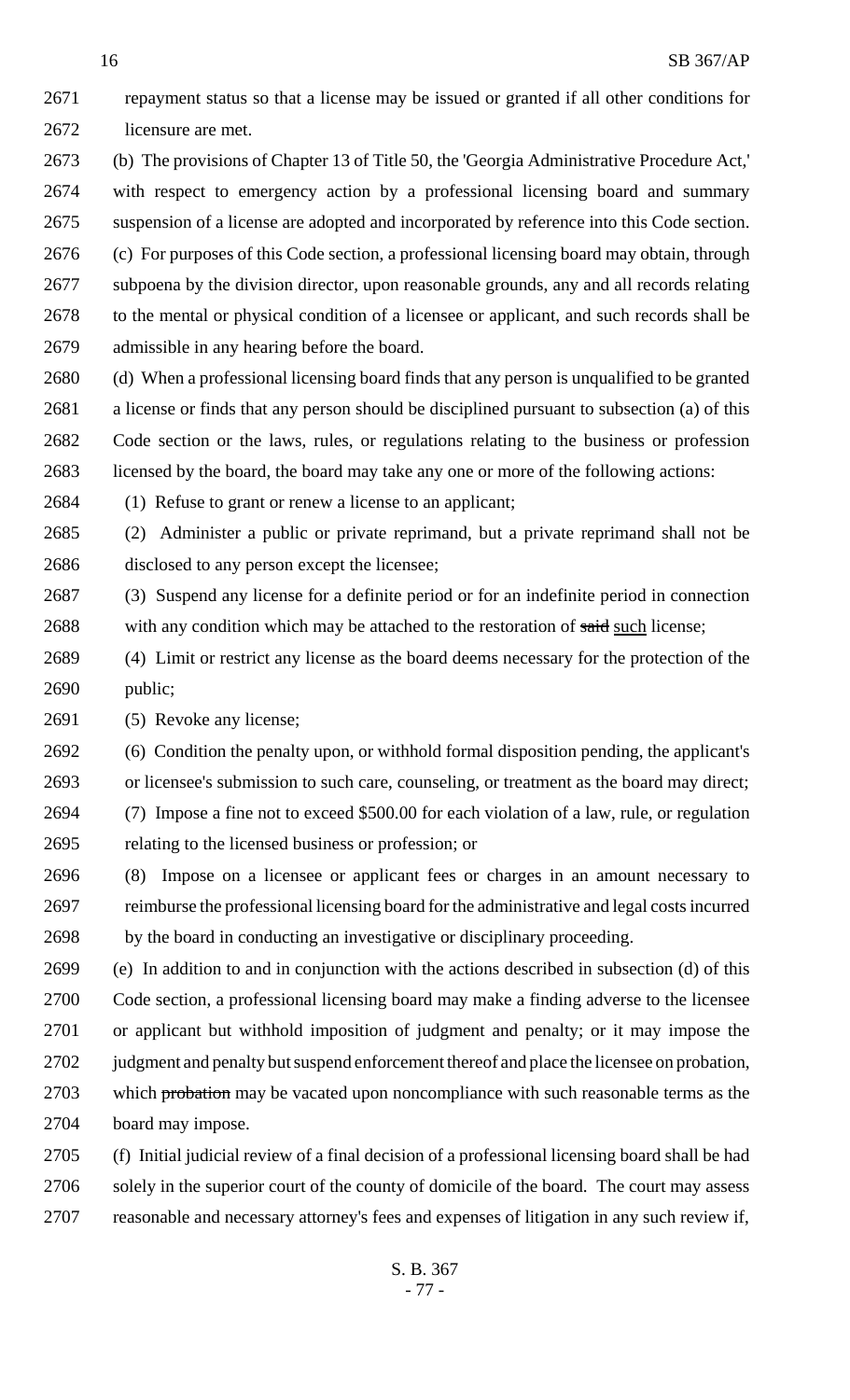repayment status so that a license may be issued or granted if all other conditions for licensure are met.

(b) The provisions of Chapter 13 of Title 50, the 'Georgia Administrative Procedure Act,' with respect to emergency action by a professional licensing board and summary suspension of a license are adopted and incorporated by reference into this Code section.

(c) For purposes of this Code section, a professional licensing board may obtain, through subpoena by the division director, upon reasonable grounds, any and all records relating to the mental or physical condition of a licensee or applicant, and such records shall be admissible in any hearing before the board.

(d) When a professional licensing board finds that any person is unqualified to be granted a license or finds that any person should be disciplined pursuant to subsection (a) of this Code section or the laws, rules, or regulations relating to the business or profession licensed by the board, the board may take any one or more of the following actions:

(1) Refuse to grant or renew a license to an applicant;

(2) Administer a public or private reprimand, but a private reprimand shall not be disclosed to any person except the licensee;

(3) Suspend any license for a definite period or for an indefinite period in connection with any condition which may be attached to the restoration of ~~said~~ such license;

(4) Limit or restrict any license as the board deems necessary for the protection of the public;

(5) Revoke any license;

(6) Condition the penalty upon, or withhold formal disposition pending, the applicant's or licensee's submission to such care, counseling, or treatment as the board may direct;

(7) Impose a fine not to exceed $500.00 for each violation of a law, rule, or regulation relating to the licensed business or profession; or

(8) Impose on a licensee or applicant fees or charges in an amount necessary to reimburse the professional licensing board for the administrative and legal costs incurred by the board in conducting an investigative or disciplinary proceeding.

(e) In addition to and in conjunction with the actions described in subsection (d) of this Code section, a professional licensing board may make a finding adverse to the licensee or applicant but withhold imposition of judgment and penalty; or it may impose the judgment and penalty but suspend enforcement thereof and place the licensee on probation, which ~~probation~~ may be vacated upon noncompliance with such reasonable terms as the board may impose.

(f) Initial judicial review of a final decision of a professional licensing board shall be had solely in the superior court of the county of domicile of the board. The court may assess reasonable and necessary attorney's fees and expenses of litigation in any such review if,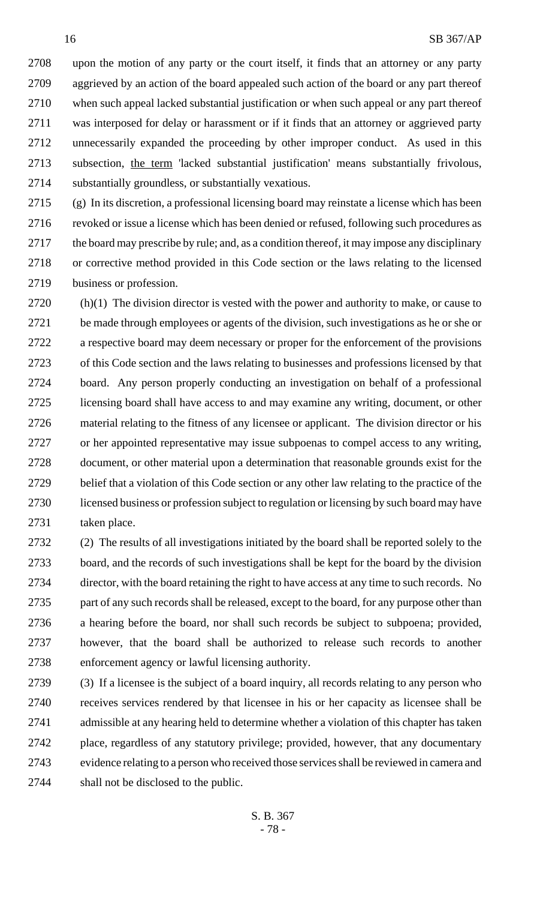upon the motion of any party or the court itself, it finds that an attorney or any party aggrieved by an action of the board appealed such action of the board or any part thereof when such appeal lacked substantial justification or when such appeal or any part thereof was interposed for delay or harassment or if it finds that an attorney or aggrieved party unnecessarily expanded the proceeding by other improper conduct. As used in this subsection, the term 'lacked substantial justification' means substantially frivolous, substantially groundless, or substantially vexatious.

(g) In its discretion, a professional licensing board may reinstate a license which has been revoked or issue a license which has been denied or refused, following such procedures as the board may prescribe by rule; and, as a condition thereof, it may impose any disciplinary or corrective method provided in this Code section or the laws relating to the licensed business or profession.

(h)(1) The division director is vested with the power and authority to make, or cause to be made through employees or agents of the division, such investigations as he or she or a respective board may deem necessary or proper for the enforcement of the provisions of this Code section and the laws relating to businesses and professions licensed by that board. Any person properly conducting an investigation on behalf of a professional licensing board shall have access to and may examine any writing, document, or other material relating to the fitness of any licensee or applicant. The division director or his or her appointed representative may issue subpoenas to compel access to any writing, document, or other material upon a determination that reasonable grounds exist for the belief that a violation of this Code section or any other law relating to the practice of the licensed business or profession subject to regulation or licensing by such board may have taken place.

(2) The results of all investigations initiated by the board shall be reported solely to the board, and the records of such investigations shall be kept for the board by the division director, with the board retaining the right to have access at any time to such records. No part of any such records shall be released, except to the board, for any purpose other than a hearing before the board, nor shall such records be subject to subpoena; provided, however, that the board shall be authorized to release such records to another enforcement agency or lawful licensing authority.

(3) If a licensee is the subject of a board inquiry, all records relating to any person who receives services rendered by that licensee in his or her capacity as licensee shall be admissible at any hearing held to determine whether a violation of this chapter has taken place, regardless of any statutory privilege; provided, however, that any documentary evidence relating to a person who received those services shall be reviewed in camera and shall not be disclosed to the public.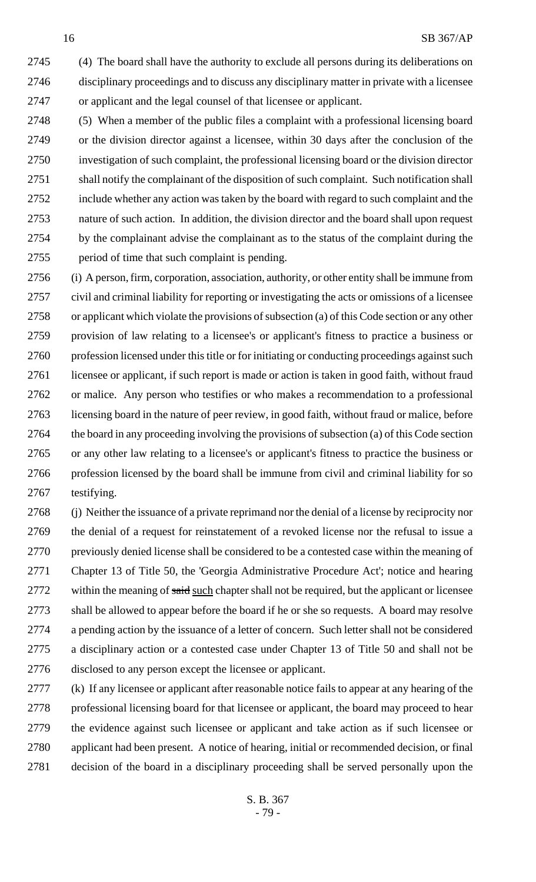(4) The board shall have the authority to exclude all persons during its deliberations on disciplinary proceedings and to discuss any disciplinary matter in private with a licensee or applicant and the legal counsel of that licensee or applicant.

(5) When a member of the public files a complaint with a professional licensing board or the division director against a licensee, within 30 days after the conclusion of the investigation of such complaint, the professional licensing board or the division director shall notify the complainant of the disposition of such complaint. Such notification shall include whether any action was taken by the board with regard to such complaint and the nature of such action. In addition, the division director and the board shall upon request by the complainant advise the complainant as to the status of the complaint during the period of time that such complaint is pending.

(i) A person, firm, corporation, association, authority, or other entity shall be immune from civil and criminal liability for reporting or investigating the acts or omissions of a licensee or applicant which violate the provisions of subsection (a) of this Code section or any other provision of law relating to a licensee's or applicant's fitness to practice a business or profession licensed under this title or for initiating or conducting proceedings against such licensee or applicant, if such report is made or action is taken in good faith, without fraud or malice. Any person who testifies or who makes a recommendation to a professional licensing board in the nature of peer review, in good faith, without fraud or malice, before the board in any proceeding involving the provisions of subsection (a) of this Code section or any other law relating to a licensee's or applicant's fitness to practice the business or profession licensed by the board shall be immune from civil and criminal liability for so testifying.

(j) Neither the issuance of a private reprimand nor the denial of a license by reciprocity nor the denial of a request for reinstatement of a revoked license nor the refusal to issue a previously denied license shall be considered to be a contested case within the meaning of Chapter 13 of Title 50, the 'Georgia Administrative Procedure Act'; notice and hearing within the meaning of ~~said~~ <u>such</u> chapter shall not be required, but the applicant or licensee shall be allowed to appear before the board if he or she so requests. A board may resolve a pending action by the issuance of a letter of concern. Such letter shall not be considered a disciplinary action or a contested case under Chapter 13 of Title 50 and shall not be disclosed to any person except the licensee or applicant.

(k) If any licensee or applicant after reasonable notice fails to appear at any hearing of the professional licensing board for that licensee or applicant, the board may proceed to hear the evidence against such licensee or applicant and take action as if such licensee or applicant had been present. A notice of hearing, initial or recommended decision, or final decision of the board in a disciplinary proceeding shall be served personally upon the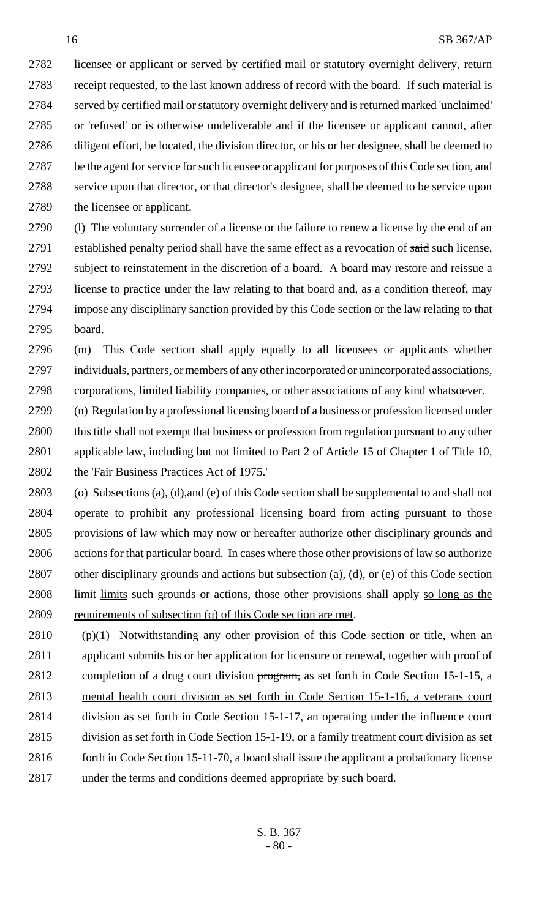licensee or applicant or served by certified mail or statutory overnight delivery, return receipt requested, to the last known address of record with the board. If such material is served by certified mail or statutory overnight delivery and is returned marked 'unclaimed' or 'refused' or is otherwise undeliverable and if the licensee or applicant cannot, after diligent effort, be located, the division director, or his or her designee, shall be deemed to be the agent for service for such licensee or applicant for purposes of this Code section, and service upon that director, or that director's designee, shall be deemed to be service upon the licensee or applicant.

(l) The voluntary surrender of a license or the failure to renew a license by the end of an established penalty period shall have the same effect as a revocation of ~~said~~ such license, subject to reinstatement in the discretion of a board. A board may restore and reissue a license to practice under the law relating to that board and, as a condition thereof, may impose any disciplinary sanction provided by this Code section or the law relating to that board.

(m) This Code section shall apply equally to all licensees or applicants whether individuals, partners, or members of any other incorporated or unincorporated associations, corporations, limited liability companies, or other associations of any kind whatsoever.

(n) Regulation by a professional licensing board of a business or profession licensed under this title shall not exempt that business or profession from regulation pursuant to any other applicable law, including but not limited to Part 2 of Article 15 of Chapter 1 of Title 10, the 'Fair Business Practices Act of 1975.'

(o) Subsections (a), (d),and (e) of this Code section shall be supplemental to and shall not operate to prohibit any professional licensing board from acting pursuant to those provisions of law which may now or hereafter authorize other disciplinary grounds and actions for that particular board. In cases where those other provisions of law so authorize other disciplinary grounds and actions but subsection (a), (d), or (e) of this Code section ~~limit~~ limits such grounds or actions, those other provisions shall apply so long as the requirements of subsection (q) of this Code section are met.

(p)(1) Notwithstanding any other provision of this Code section or title, when an applicant submits his or her application for licensure or renewal, together with proof of completion of a drug court division ~~program,~~ as set forth in Code Section 15-1-15, a mental health court division as set forth in Code Section 15-1-16, a veterans court division as set forth in Code Section 15-1-17, an operating under the influence court division as set forth in Code Section 15-1-19, or a family treatment court division as set forth in Code Section 15-11-70, a board shall issue the applicant a probationary license under the terms and conditions deemed appropriate by such board.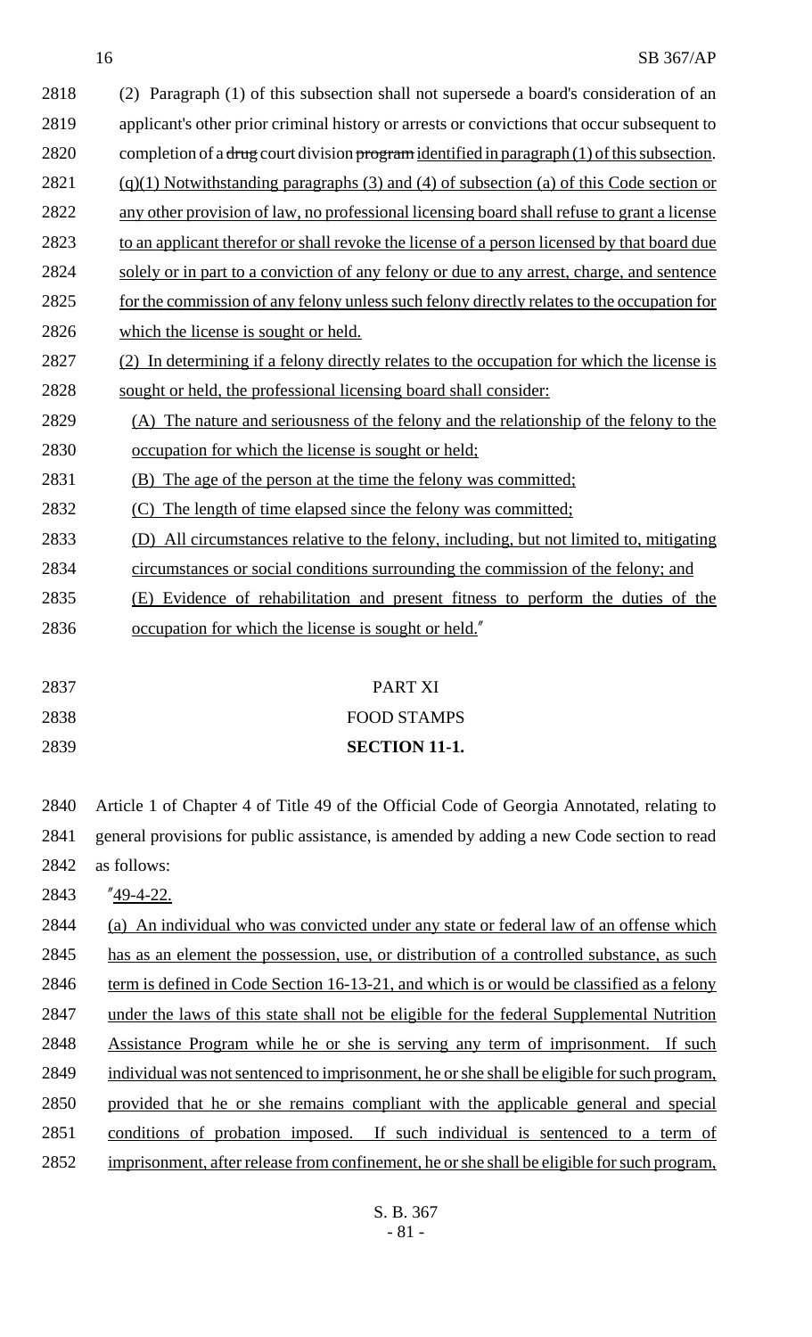(2) Paragraph (1) of this subsection shall not supersede a board's consideration of an applicant's other prior criminal history or arrests or convictions that occur subsequent to completion of a ~~drug~~ court division ~~program~~ identified in paragraph (1) of this subsection.

(q)(1) Notwithstanding paragraphs (3) and (4) of subsection (a) of this Code section or any other provision of law, no professional licensing board shall refuse to grant a license to an applicant therefor or shall revoke the license of a person licensed by that board due solely or in part to a conviction of any felony or due to any arrest, charge, and sentence for the commission of any felony unless such felony directly relates to the occupation for which the license is sought or held.

(2) In determining if a felony directly relates to the occupation for which the license is sought or held, the professional licensing board shall consider:

(A) The nature and seriousness of the felony and the relationship of the felony to the occupation for which the license is sought or held;

(B) The age of the person at the time the felony was committed;

(C) The length of time elapsed since the felony was committed;

(D) All circumstances relative to the felony, including, but not limited to, mitigating circumstances or social conditions surrounding the commission of the felony; and

(E) Evidence of rehabilitation and present fitness to perform the duties of the occupation for which the license is sought or held."

PART XI

FOOD STAMPS

**SECTION 11-1.**

Article 1 of Chapter 4 of Title 49 of the Official Code of Georgia Annotated, relating to general provisions for public assistance, is amended by adding a new Code section to read as follows:

"49-4-22.

(a) An individual who was convicted under any state or federal law of an offense which has as an element the possession, use, or distribution of a controlled substance, as such term is defined in Code Section 16-13-21, and which is or would be classified as a felony under the laws of this state shall not be eligible for the federal Supplemental Nutrition Assistance Program while he or she is serving any term of imprisonment. If such individual was not sentenced to imprisonment, he or she shall be eligible for such program, provided that he or she remains compliant with the applicable general and special conditions of probation imposed. If such individual is sentenced to a term of imprisonment, after release from confinement, he or she shall be eligible for such program,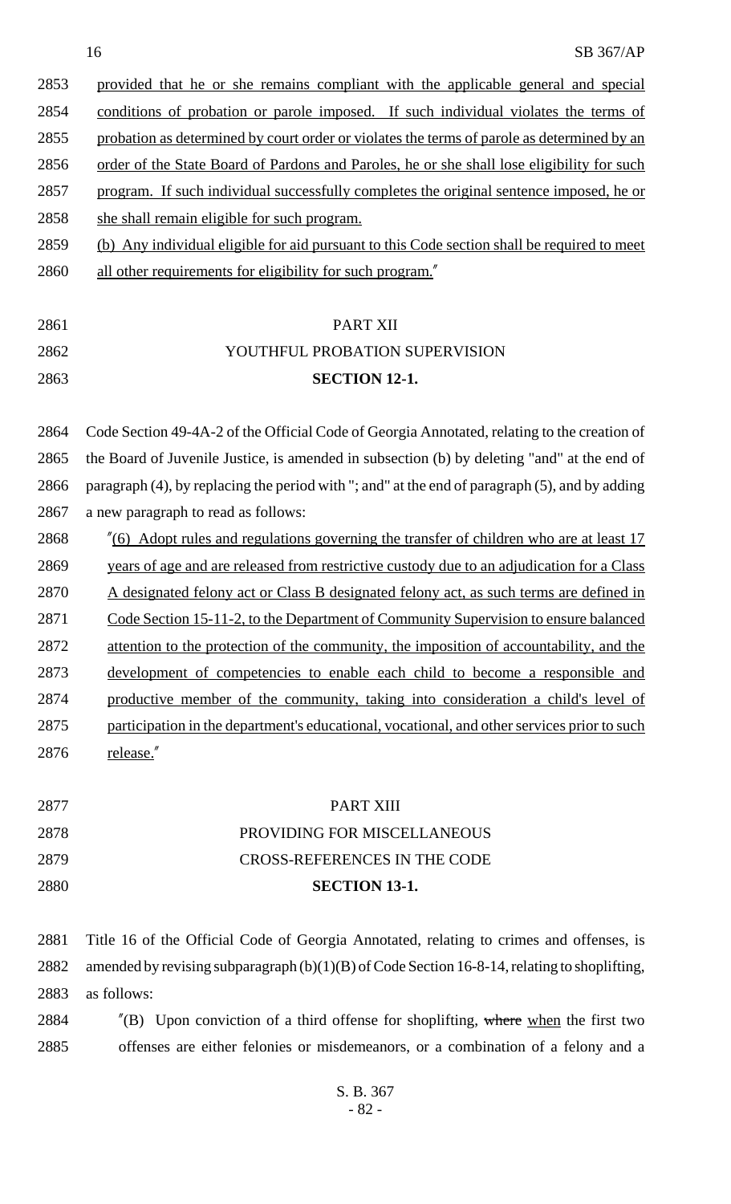provided that he or she remains compliant with the applicable general and special conditions of probation or parole imposed. If such individual violates the terms of probation as determined by court order or violates the terms of parole as determined by an order of the State Board of Pardons and Paroles, he or she shall lose eligibility for such program. If such individual successfully completes the original sentence imposed, he or she shall remain eligible for such program.

(b) Any individual eligible for aid pursuant to this Code section shall be required to meet all other requirements for eligibility for such program."

## PART XII
## YOUTHFUL PROBATION SUPERVISION
### SECTION 12-1.

Code Section 49-4A-2 of the Official Code of Georgia Annotated, relating to the creation of the Board of Juvenile Justice, is amended in subsection (b) by deleting "and" at the end of paragraph (4), by replacing the period with "; and" at the end of paragraph (5), and by adding a new paragraph to read as follows:

"(6) Adopt rules and regulations governing the transfer of children who are at least 17 years of age and are released from restrictive custody due to an adjudication for a Class A designated felony act or Class B designated felony act, as such terms are defined in Code Section 15-11-2, to the Department of Community Supervision to ensure balanced attention to the protection of the community, the imposition of accountability, and the development of competencies to enable each child to become a responsible and productive member of the community, taking into consideration a child's level of participation in the department's educational, vocational, and other services prior to such release."

## PART XIII
## PROVIDING FOR MISCELLANEOUS CROSS-REFERENCES IN THE CODE
### SECTION 13-1.

Title 16 of the Official Code of Georgia Annotated, relating to crimes and offenses, is amended by revising subparagraph (b)(1)(B) of Code Section 16-8-14, relating to shoplifting, as follows:

"(B) Upon conviction of a third offense for shoplifting, ~~where~~ when the first two offenses are either felonies or misdemeanors, or a combination of a felony and a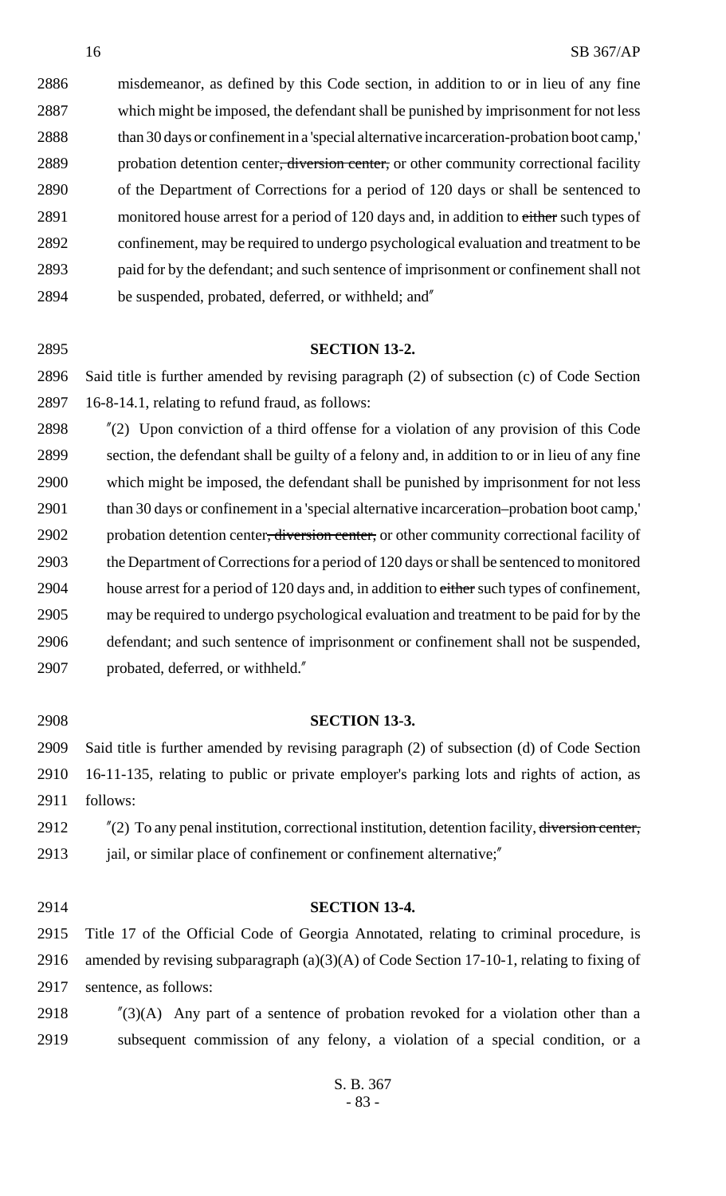misdemeanor, as defined by this Code section, in addition to or in lieu of any fine which might be imposed, the defendant shall be punished by imprisonment for not less than 30 days or confinement in a 'special alternative incarceration-probation boot camp,' probation detention center~~, diversion center,~~ or other community correctional facility of the Department of Corrections for a period of 120 days or shall be sentenced to monitored house arrest for a period of 120 days and, in addition to ~~either~~ such types of confinement, may be required to undergo psychological evaluation and treatment to be paid for by the defendant; and such sentence of imprisonment or confinement shall not be suspended, probated, deferred, or withheld; and"

**SECTION 13-2.**

Said title is further amended by revising paragraph (2) of subsection (c) of Code Section 16-8-14.1, relating to refund fraud, as follows:

"(2) Upon conviction of a third offense for a violation of any provision of this Code section, the defendant shall be guilty of a felony and, in addition to or in lieu of any fine which might be imposed, the defendant shall be punished by imprisonment for not less than 30 days or confinement in a 'special alternative incarceration–probation boot camp,' probation detention center~~, diversion center,~~ or other community correctional facility of the Department of Corrections for a period of 120 days or shall be sentenced to monitored house arrest for a period of 120 days and, in addition to ~~either~~ such types of confinement, may be required to undergo psychological evaluation and treatment to be paid for by the defendant; and such sentence of imprisonment or confinement shall not be suspended, probated, deferred, or withheld."

**SECTION 13-3.**

Said title is further amended by revising paragraph (2) of subsection (d) of Code Section 16-11-135, relating to public or private employer's parking lots and rights of action, as follows:

"(2) To any penal institution, correctional institution, detention facility, ~~diversion center,~~ jail, or similar place of confinement or confinement alternative;"

**SECTION 13-4.**

Title 17 of the Official Code of Georgia Annotated, relating to criminal procedure, is amended by revising subparagraph (a)(3)(A) of Code Section 17-10-1, relating to fixing of sentence, as follows:

"(3)(A) Any part of a sentence of probation revoked for a violation other than a subsequent commission of any felony, a violation of a special condition, or a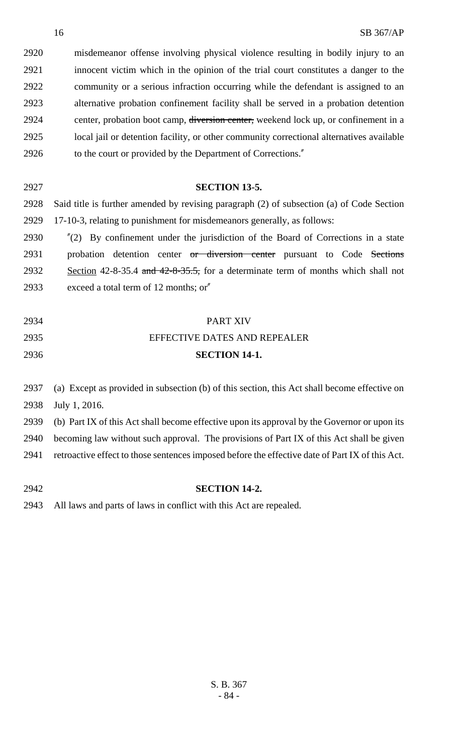misdemeanor offense involving physical violence resulting in bodily injury to an innocent victim which in the opinion of the trial court constitutes a danger to the community or a serious infraction occurring while the defendant is assigned to an alternative probation confinement facility shall be served in a probation detention center, probation boot camp, ~~diversion center,~~ weekend lock up, or confinement in a local jail or detention facility, or other community correctional alternatives available to the court or provided by the Department of Corrections."

**SECTION 13-5.**

Said title is further amended by revising paragraph (2) of subsection (a) of Code Section 17-10-3, relating to punishment for misdemeanors generally, as follows:

"(2) By confinement under the jurisdiction of the Board of Corrections in a state probation detention center ~~or diversion center~~ pursuant to Code ~~Sections~~ Section 42-8-35.4 ~~and 42-8-35.5,~~ for a determinate term of months which shall not exceed a total term of 12 months; or"

PART XIV

EFFECTIVE DATES AND REPEALER

**SECTION 14-1.**

(a) Except as provided in subsection (b) of this section, this Act shall become effective on July 1, 2016.

(b) Part IX of this Act shall become effective upon its approval by the Governor or upon its becoming law without such approval. The provisions of Part IX of this Act shall be given retroactive effect to those sentences imposed before the effective date of Part IX of this Act.

**SECTION 14-2.**

All laws and parts of laws in conflict with this Act are repealed.